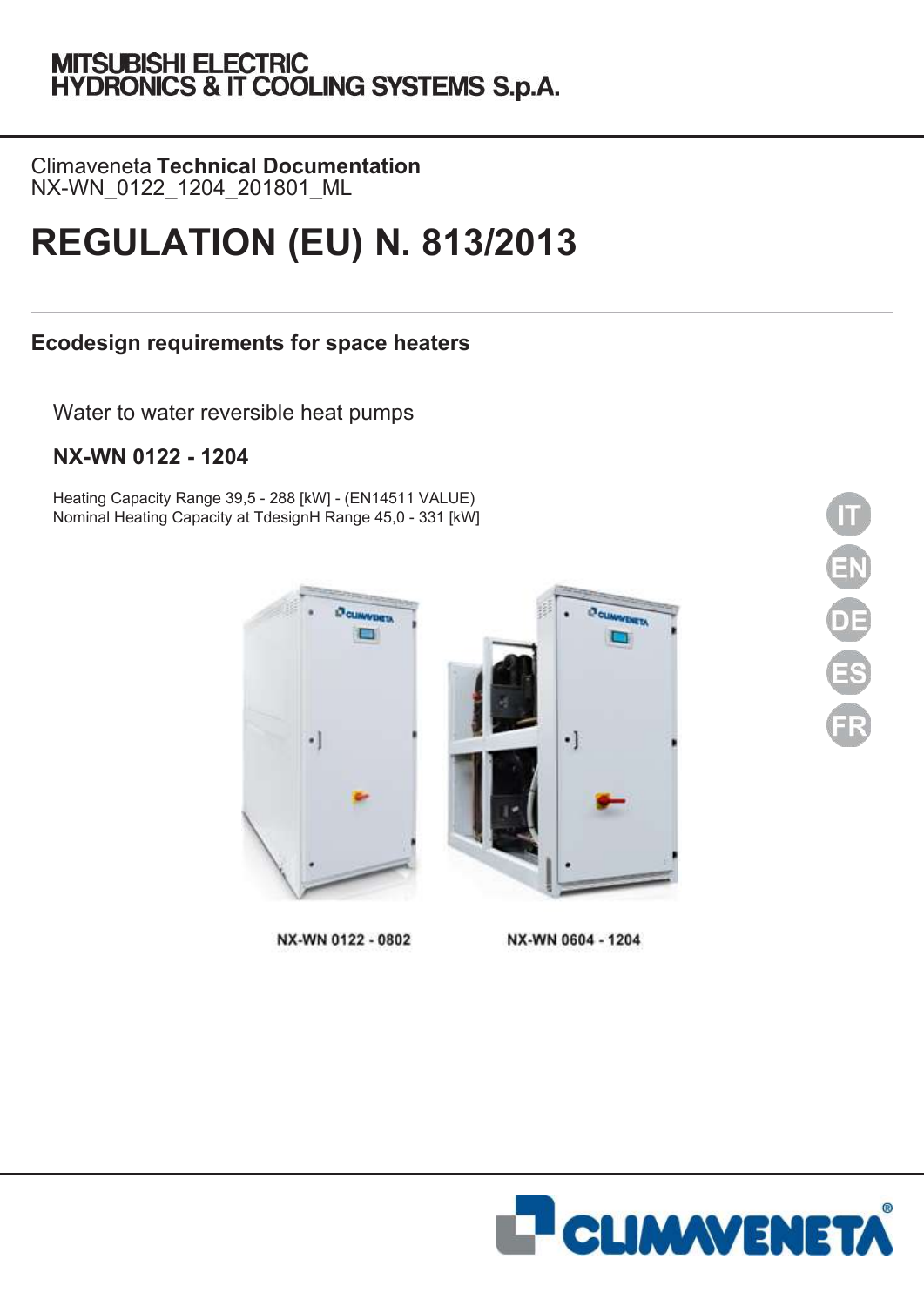MITSUBISHI ELECTRIC
HYDRONICS & IT COOLING SYSTEMS S.p.A.

Climaveneta **Technical Documentation**
NX-WN_0122_1204_201801_ML

# REGULATION (EU) N. 813/2013

## Ecodesign requirements for space heaters

Water to water reversible heat pumps

### NX-WN 0122 - 1204

Heating Capacity Range 39,5 - 288 [kW] - (EN14511 VALUE)
Nominal Heating Capacity at TdesignH Range 45,0 - 331 [kW]

IT
EN
DE
ES
FR

NX-WN 0122 - 0802

NX-WN 0604 - 1204

CLIMAVENETA®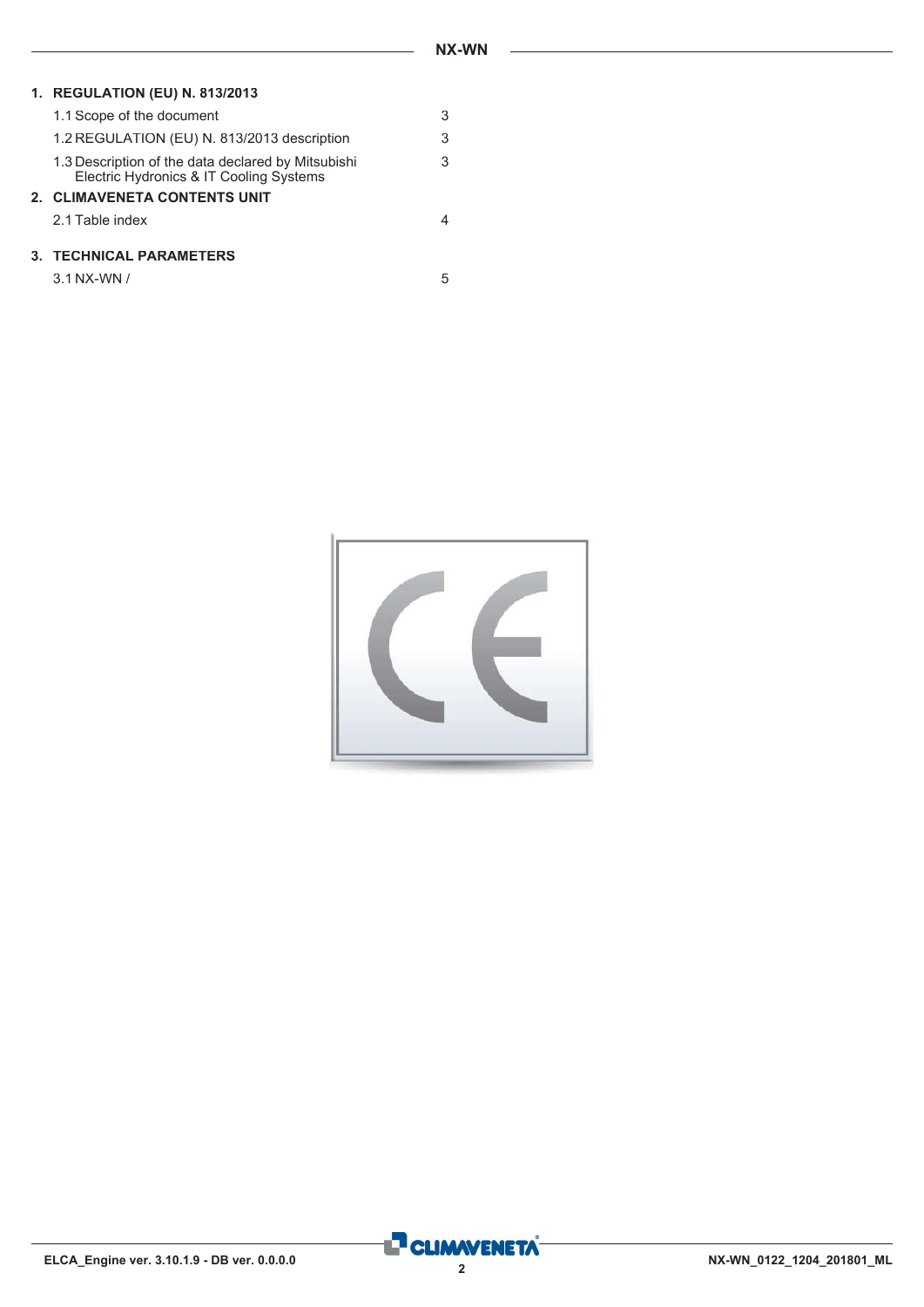1. **REGULATION (EU) N. 813/2013**
   - 1.1 Scope of the document — 3
   - 1.2 REGULATION (EU) N. 813/2013 description — 3
   - 1.3 Description of the data declared by Mitsubishi Electric Hydronics & IT Cooling Systems — 3
2. **CLIMAVENETA CONTENTS UNIT**
   - 2.1 Table index — 4
3. **TECHNICAL PARAMETERS**
   - 3.1 NX-WN / — 5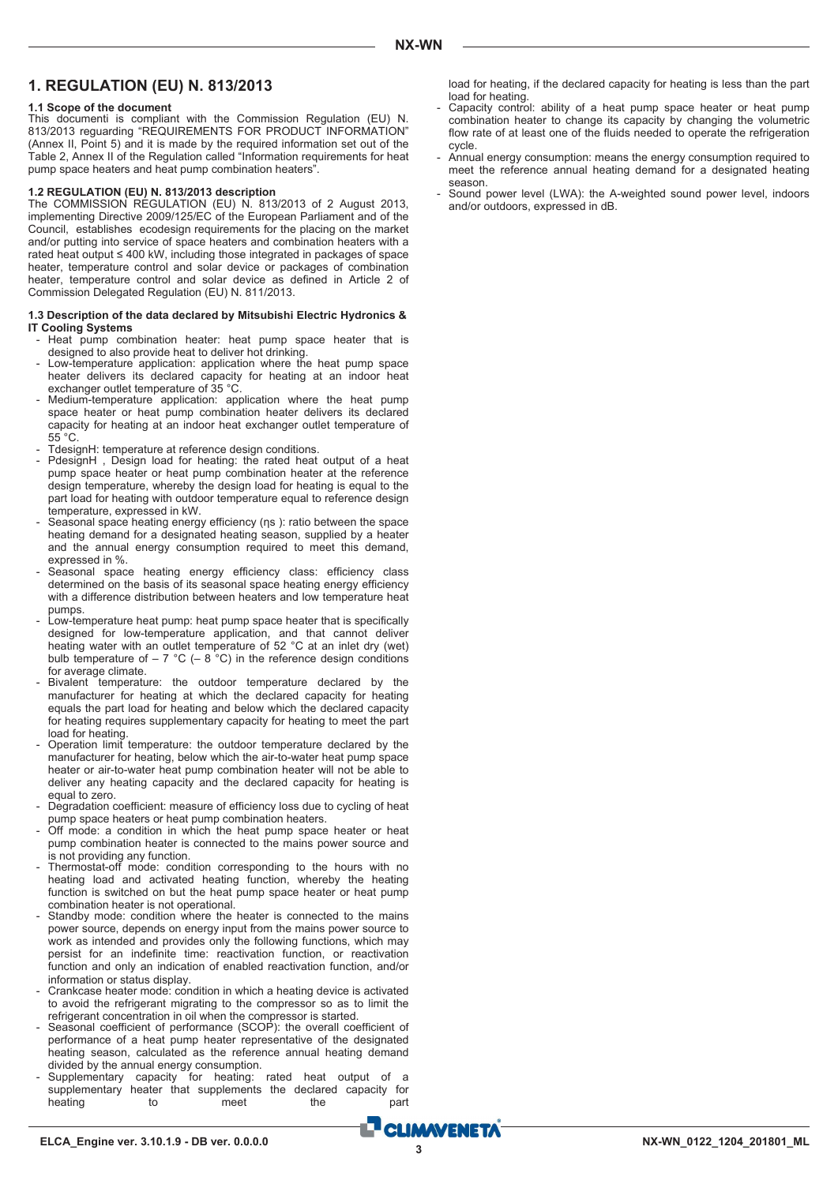# 1. REGULATION (EU) N. 813/2013

### 1.1 Scope of the document

This documenti is compliant with the Commission Regulation (EU) N. 813/2013 reguarding "REQUIREMENTS FOR PRODUCT INFORMATION" (Annex II, Point 5) and it is made by the required information set out of the Table 2, Annex II of the Regulation called "Information requirements for heat pump space heaters and heat pump combination heaters".

### 1.2 REGULATION (EU) N. 813/2013 description

The COMMISSION REGULATION (EU) N. 813/2013 of 2 August 2013, implementing Directive 2009/125/EC of the European Parliament and of the Council, establishes ecodesign requirements for the placing on the market and/or putting into service of space heaters and combination heaters with a rated heat output ≤ 400 kW, including those integrated in packages of space heater, temperature control and solar device or packages of combination heater, temperature control and solar device as defined in Article 2 of Commission Delegated Regulation (EU) N. 811/2013.

### 1.3 Description of the data declared by Mitsubishi Electric Hydronics & IT Cooling Systems

- Heat pump combination heater: heat pump space heater that is designed to also provide heat to deliver hot drinking.
- Low-temperature application: application where the heat pump space heater delivers its declared capacity for heating at an indoor heat exchanger outlet temperature of 35 °C.
- Medium-temperature application: application where the heat pump space heater or heat pump combination heater delivers its declared capacity for heating at an indoor heat exchanger outlet temperature of 55 °C.
- TdesignH: temperature at reference design conditions.
- PdesignH , Design load for heating: the rated heat output of a heat pump space heater or heat pump combination heater at the reference design temperature, whereby the design load for heating is equal to the part load for heating with outdoor temperature equal to reference design temperature, expressed in kW.
- Seasonal space heating energy efficiency (ηs ): ratio between the space heating demand for a designated heating season, supplied by a heater and the annual energy consumption required to meet this demand, expressed in %.
- Seasonal space heating energy efficiency class: efficiency class determined on the basis of its seasonal space heating energy efficiency with a difference distribution between heaters and low temperature heat pumps.
- Low-temperature heat pump: heat pump space heater that is specifically designed for low-temperature application, and that cannot deliver heating water with an outlet temperature of 52 °C at an inlet dry (wet) bulb temperature of – 7 °C (– 8 °C) in the reference design conditions for average climate.
- Bivalent temperature: the outdoor temperature declared by the manufacturer for heating at which the declared capacity for heating equals the part load for heating and below which the declared capacity for heating requires supplementary capacity for heating to meet the part load for heating.
- Operation limit temperature: the outdoor temperature declared by the manufacturer for heating, below which the air-to-water heat pump space heater or air-to-water heat pump combination heater will not be able to deliver any heating capacity and the declared capacity for heating is equal to zero.
- Degradation coefficient: measure of efficiency loss due to cycling of heat pump space heaters or heat pump combination heaters.
- Off mode: a condition in which the heat pump space heater or heat pump combination heater is connected to the mains power source and is not providing any function.
- Thermostat-off mode: condition corresponding to the hours with no heating load and activated heating function, whereby the heating function is switched on but the heat pump space heater or heat pump combination heater is not operational.
- Standby mode: condition where the heater is connected to the mains power source, depends on energy input from the mains power source to work as intended and provides only the following functions, which may persist for an indefinite time: reactivation function, or reactivation function and only an indication of enabled reactivation function, and/or information or status display.
- Crankcase heater mode: condition in which a heating device is activated to avoid the refrigerant migrating to the compressor so as to limit the refrigerant concentration in oil when the compressor is started.
- Seasonal coefficient of performance (SCOP): the overall coefficient of performance of a heat pump heater representative of the designated heating season, calculated as the reference annual heating demand divided by the annual energy consumption.
- Supplementary capacity for heating: rated heat output of a supplementary heater that supplements the declared capacity for heating to meet the part load for heating, if the declared capacity for heating is less than the part load for heating.
- Capacity control: ability of a heat pump space heater or heat pump combination heater to change its capacity by changing the volumetric flow rate of at least one of the fluids needed to operate the refrigeration cycle.
- Annual energy consumption: means the energy consumption required to meet the reference annual heating demand for a designated heating season.
- Sound power level (LWA): the A-weighted sound power level, indoors and/or outdoors, expressed in dB.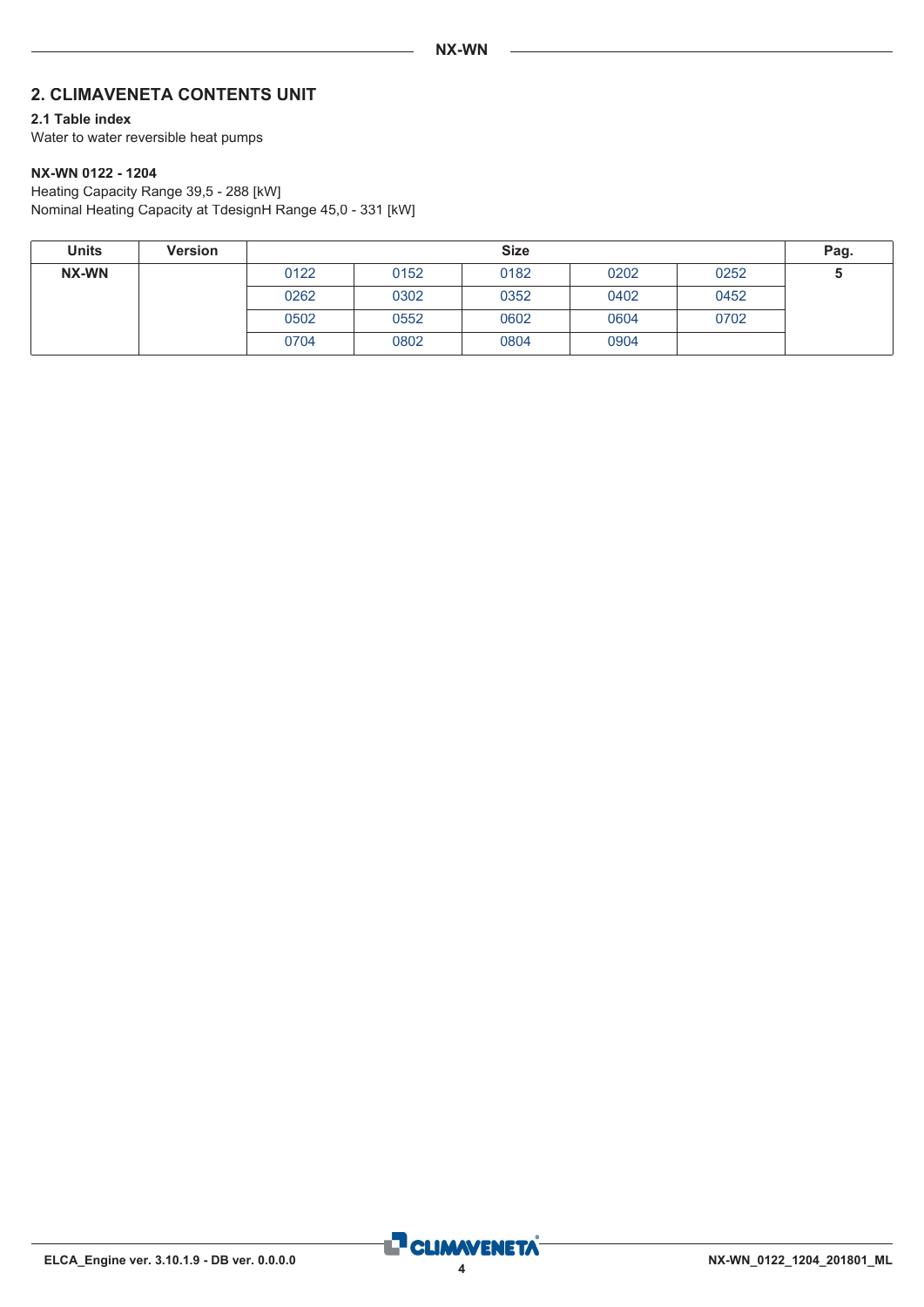## 2. CLIMAVENETA CONTENTS UNIT

### 2.1 Table index

Water to water reversible heat pumps

**NX-WN 0122 - 1204**

Heating Capacity Range 39,5 - 288 [kW]

Nominal Heating Capacity at TdesignH Range 45,0 - 331 [kW]

| Units | Version | Size | | | | | Pag. |
|---|---|---|---|---|---|---|---|
| NX-WN | | 0122 | 0152 | 0182 | 0202 | 0252 | 5 |
| | | 0262 | 0302 | 0352 | 0402 | 0452 | |
| | | 0502 | 0552 | 0602 | 0604 | 0702 | |
| | | 0704 | 0802 | 0804 | 0904 | | |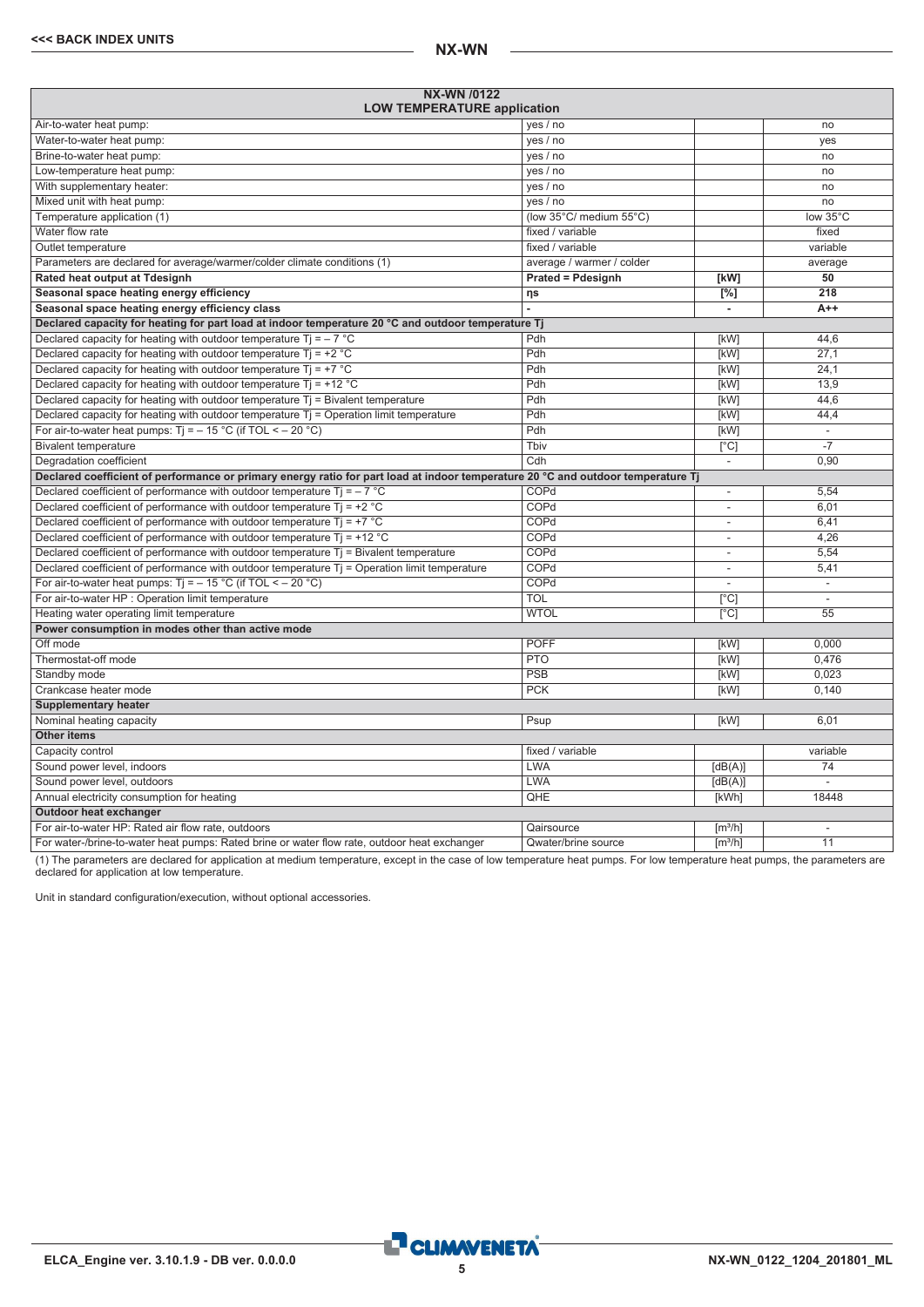| NX-WN /0122<br>LOW TEMPERATURE application | | | |
|---|---|---|---|
| Air-to-water heat pump: | yes / no | | no |
| Water-to-water heat pump: | yes / no | | yes |
| Brine-to-water heat pump: | yes / no | | no |
| Low-temperature heat pump: | yes / no | | no |
| With supplementary heater: | yes / no | | no |
| Mixed unit with heat pump: | yes / no | | no |
| Temperature application (1) | (low 35°C/ medium 55°C) | | low 35°C |
| Water flow rate | fixed / variable | | fixed |
| Outlet temperature | fixed / variable | | variable |
| Parameters are declared for average/warmer/colder climate conditions (1) | average / warmer / colder | | average |
| **Rated heat output at Tdesignh** | **Prated = Pdesignh** | **[kW]** | **50** |
| **Seasonal space heating energy efficiency** | **ηs** | **[%]** | **218** |
| **Seasonal space heating energy efficiency class** | **-** | **-** | **A++** |
| **Declared capacity for heating for part load at indoor temperature 20 °C and outdoor temperature Tj** | | | |
| Declared capacity for heating with outdoor temperature Tj = – 7 °C | Pdh | [kW] | 44,6 |
| Declared capacity for heating with outdoor temperature Tj = +2 °C | Pdh | [kW] | 27,1 |
| Declared capacity for heating with outdoor temperature Tj = +7 °C | Pdh | [kW] | 24,1 |
| Declared capacity for heating with outdoor temperature Tj = +12 °C | Pdh | [kW] | 13,9 |
| Declared capacity for heating with outdoor temperature Tj = Bivalent temperature | Pdh | [kW] | 44,6 |
| Declared capacity for heating with outdoor temperature Tj = Operation limit temperature | Pdh | [kW] | 44,4 |
| For air-to-water heat pumps: Tj = – 15 °C (if TOL < – 20 °C) | Pdh | [kW] | - |
| Bivalent temperature | Tbiv | [°C] | -7 |
| Degradation coefficient | Cdh | - | 0,90 |
| **Declared coefficient of performance or primary energy ratio for part load at indoor temperature 20 °C and outdoor temperature Tj** | | | |
| Declared coefficient of performance with outdoor temperature Tj = – 7 °C | COPd | - | 5,54 |
| Declared coefficient of performance with outdoor temperature Tj = +2 °C | COPd | - | 6,01 |
| Declared coefficient of performance with outdoor temperature Tj = +7 °C | COPd | - | 6,41 |
| Declared coefficient of performance with outdoor temperature Tj = +12 °C | COPd | - | 4,26 |
| Declared coefficient of performance with outdoor temperature Tj = Bivalent temperature | COPd | - | 5,54 |
| Declared coefficient of performance with outdoor temperature Tj = Operation limit temperature | COPd | - | 5,41 |
| For air-to-water heat pumps: Tj = – 15 °C (if TOL < – 20 °C) | COPd | - | - |
| For air-to-water HP : Operation limit temperature | TOL | [°C] | - |
| Heating water operating limit temperature | WTOL | [°C] | 55 |
| **Power consumption in modes other than active mode** | | | |
| Off mode | POFF | [kW] | 0,000 |
| Thermostat-off mode | PTO | [kW] | 0,476 |
| Standby mode | PSB | [kW] | 0,023 |
| Crankcase heater mode | PCK | [kW] | 0,140 |
| **Supplementary heater** | | | |
| Nominal heating capacity | Psup | [kW] | 6,01 |
| **Other items** | | | |
| Capacity control | fixed / variable | | variable |
| Sound power level, indoors | LWA | [dB(A)] | 74 |
| Sound power level, outdoors | LWA | [dB(A)] | - |
| Annual electricity consumption for heating | QHE | [kWh] | 18448 |
| **Outdoor heat exchanger** | | | |
| For air-to-water HP: Rated air flow rate, outdoors | Qairsource | [m³/h] | - |
| For water-/brine-to-water heat pumps: Rated brine or water flow rate, outdoor heat exchanger | Qwater/brine source | [m³/h] | 11 |

(1) The parameters are declared for application at medium temperature, except in the case of low temperature heat pumps. For low temperature heat pumps, the parameters are declared for application at low temperature.

Unit in standard configuration/execution, without optional accessories.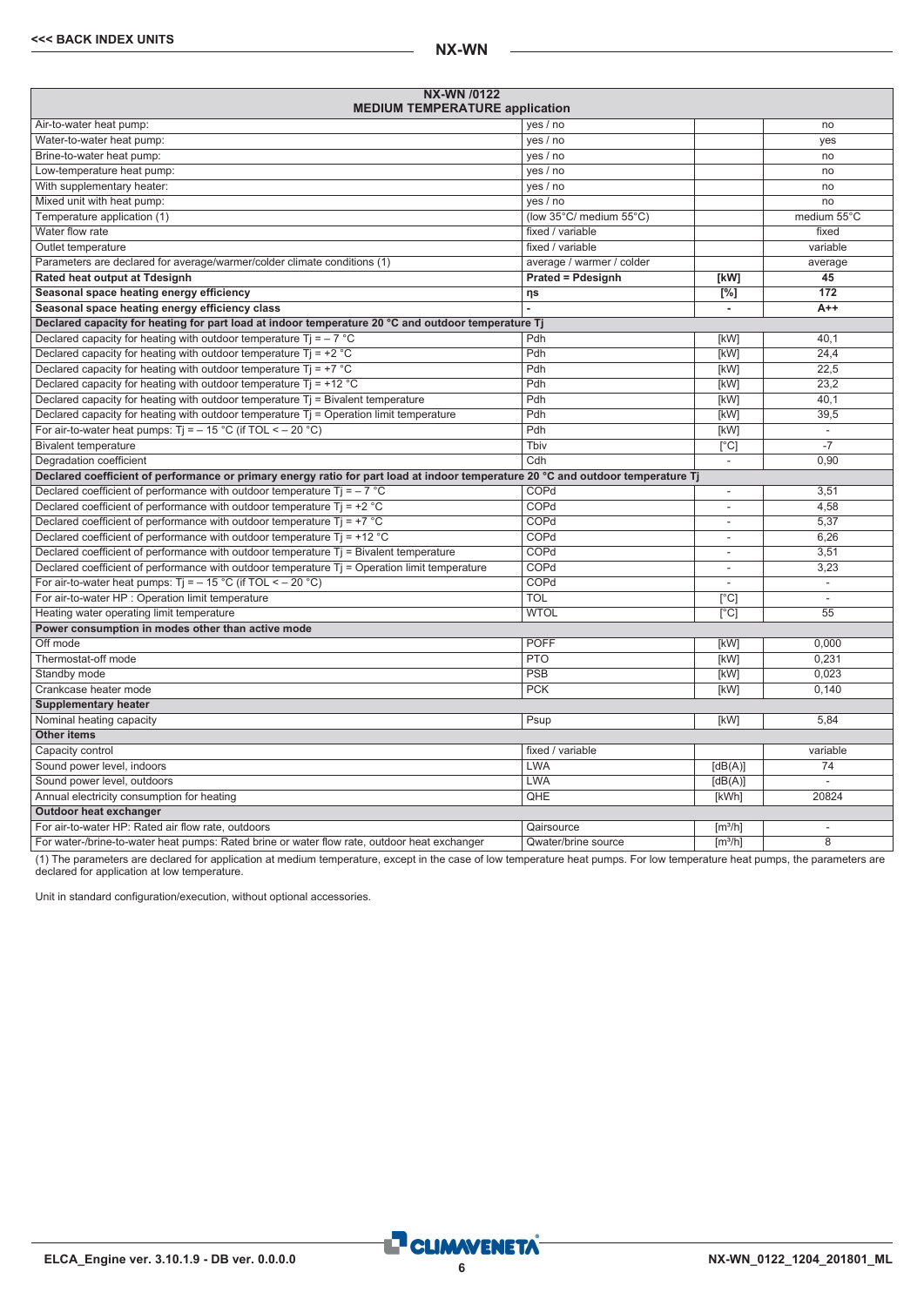| NX-WN /0122 MEDIUM TEMPERATURE application | | | |
|---|---|---|---|
| Air-to-water heat pump: | yes / no | | no |
| Water-to-water heat pump: | yes / no | | yes |
| Brine-to-water heat pump: | yes / no | | no |
| Low-temperature heat pump: | yes / no | | no |
| With supplementary heater: | yes / no | | no |
| Mixed unit with heat pump: | yes / no | | no |
| Temperature application (1) | (low 35°C/ medium 55°C) | | medium 55°C |
| Water flow rate | fixed / variable | | fixed |
| Outlet temperature | fixed / variable | | variable |
| Parameters are declared for average/warmer/colder climate conditions (1) | average / warmer / colder | | average |
| **Rated heat output at Tdesignh** | **Prated = Pdesignh** | **[kW]** | **45** |
| **Seasonal space heating energy efficiency** | **ηs** | **[%]** | **172** |
| **Seasonal space heating energy efficiency class** | **-** | **-** | **A++** |
| **Declared capacity for heating for part load at indoor temperature 20 °C and outdoor temperature Tj** | | | |
| Declared capacity for heating with outdoor temperature Tj = – 7 °C | Pdh | [kW] | 40,1 |
| Declared capacity for heating with outdoor temperature Tj = +2 °C | Pdh | [kW] | 24,4 |
| Declared capacity for heating with outdoor temperature Tj = +7 °C | Pdh | [kW] | 22,5 |
| Declared capacity for heating with outdoor temperature Tj = +12 °C | Pdh | [kW] | 23,2 |
| Declared capacity for heating with outdoor temperature Tj = Bivalent temperature | Pdh | [kW] | 40,1 |
| Declared capacity for heating with outdoor temperature Tj = Operation limit temperature | Pdh | [kW] | 39,5 |
| For air-to-water heat pumps: Tj = – 15 °C (if TOL < – 20 °C) | Pdh | [kW] | - |
| Bivalent temperature | Tbiv | [°C] | -7 |
| Degradation coefficient | Cdh | - | 0,90 |
| **Declared coefficient of performance or primary energy ratio for part load at indoor temperature 20 °C and outdoor temperature Tj** | | | |
| Declared coefficient of performance with outdoor temperature Tj = – 7 °C | COPd | - | 3,51 |
| Declared coefficient of performance with outdoor temperature Tj = +2 °C | COPd | - | 4,58 |
| Declared coefficient of performance with outdoor temperature Tj = +7 °C | COPd | - | 5,37 |
| Declared coefficient of performance with outdoor temperature Tj = +12 °C | COPd | - | 6,26 |
| Declared coefficient of performance with outdoor temperature Tj = Bivalent temperature | COPd | - | 3,51 |
| Declared coefficient of performance with outdoor temperature Tj = Operation limit temperature | COPd | - | 3,23 |
| For air-to-water heat pumps: Tj = – 15 °C (if TOL < – 20 °C) | COPd | - | - |
| For air-to-water HP : Operation limit temperature | TOL | [°C] | - |
| Heating water operating limit temperature | WTOL | [°C] | 55 |
| **Power consumption in modes other than active mode** | | | |
| Off mode | POFF | [kW] | 0,000 |
| Thermostat-off mode | PTO | [kW] | 0,231 |
| Standby mode | PSB | [kW] | 0,023 |
| Crankcase heater mode | PCK | [kW] | 0,140 |
| **Supplementary heater** | | | |
| Nominal heating capacity | Psup | [kW] | 5,84 |
| **Other items** | | | |
| Capacity control | fixed / variable | | variable |
| Sound power level, indoors | LWA | [dB(A)] | 74 |
| Sound power level, outdoors | LWA | [dB(A)] | - |
| Annual electricity consumption for heating | QHE | [kWh] | 20824 |
| **Outdoor heat exchanger** | | | |
| For air-to-water HP: Rated air flow rate, outdoors | Qairsource | [m³/h] | - |
| For water-/brine-to-water heat pumps: Rated brine or water flow rate, outdoor heat exchanger | Qwater/brine source | [m³/h] | 8 |

(1) The parameters are declared for application at medium temperature, except in the case of low temperature heat pumps. For low temperature heat pumps, the parameters are declared for application at low temperature.

Unit in standard configuration/execution, without optional accessories.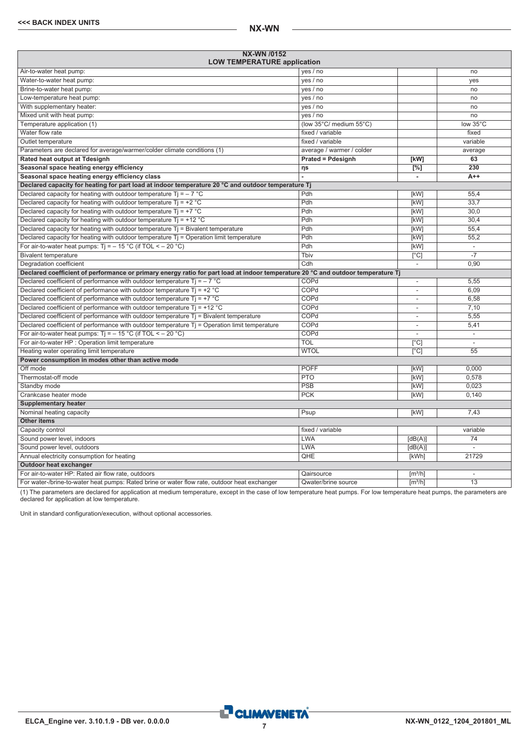| NX-WN /0152 LOW TEMPERATURE application | | | |
|---|---|---|---|
| Air-to-water heat pump: | yes / no | | no |
| Water-to-water heat pump: | yes / no | | yes |
| Brine-to-water heat pump: | yes / no | | no |
| Low-temperature heat pump: | yes / no | | no |
| With supplementary heater: | yes / no | | no |
| Mixed unit with heat pump: | yes / no | | no |
| Temperature application (1) | (low 35°C/ medium 55°C) | | low 35°C |
| Water flow rate | fixed / variable | | fixed |
| Outlet temperature | fixed / variable | | variable |
| Parameters are declared for average/warmer/colder climate conditions (1) | average / warmer / colder | | average |
| **Rated heat output at Tdesignh** | **Prated = Pdesignh** | **[kW]** | **63** |
| **Seasonal space heating energy efficiency** | **ηs** | **[%]** | **230** |
| **Seasonal space heating energy efficiency class** | **-** | **-** | **A++** |
| **Declared capacity for heating for part load at indoor temperature 20 °C and outdoor temperature Tj** | | | |
| Declared capacity for heating with outdoor temperature Tj = – 7 °C | Pdh | [kW] | 55,4 |
| Declared capacity for heating with outdoor temperature Tj = +2 °C | Pdh | [kW] | 33,7 |
| Declared capacity for heating with outdoor temperature Tj = +7 °C | Pdh | [kW] | 30,0 |
| Declared capacity for heating with outdoor temperature Tj = +12 °C | Pdh | [kW] | 30,4 |
| Declared capacity for heating with outdoor temperature Tj = Bivalent temperature | Pdh | [kW] | 55,4 |
| Declared capacity for heating with outdoor temperature Tj = Operation limit temperature | Pdh | [kW] | 55,2 |
| For air-to-water heat pumps: Tj = – 15 °C (if TOL < – 20 °C) | Pdh | [kW] | - |
| Bivalent temperature | Tbiv | [°C] | -7 |
| Degradation coefficient | Cdh | - | 0,90 |
| **Declared coefficient of performance or primary energy ratio for part load at indoor temperature 20 °C and outdoor temperature Tj** | | | |
| Declared coefficient of performance with outdoor temperature Tj = – 7 °C | COPd | - | 5,55 |
| Declared coefficient of performance with outdoor temperature Tj = +2 °C | COPd | - | 6,09 |
| Declared coefficient of performance with outdoor temperature Tj = +7 °C | COPd | - | 6,58 |
| Declared coefficient of performance with outdoor temperature Tj = +12 °C | COPd | - | 7,10 |
| Declared coefficient of performance with outdoor temperature Tj = Bivalent temperature | COPd | - | 5,55 |
| Declared coefficient of performance with outdoor temperature Tj = Operation limit temperature | COPd | - | 5,41 |
| For air-to-water heat pumps: Tj = – 15 °C (if TOL < – 20 °C) | COPd | - | - |
| For air-to-water HP : Operation limit temperature | TOL | [°C] | - |
| Heating water operating limit temperature | WTOL | [°C] | 55 |
| **Power consumption in modes other than active mode** | | | |
| Off mode | POFF | [kW] | 0,000 |
| Thermostat-off mode | PTO | [kW] | 0,578 |
| Standby mode | PSB | [kW] | 0,023 |
| Crankcase heater mode | PCK | [kW] | 0,140 |
| **Supplementary heater** | | | |
| Nominal heating capacity | Psup | [kW] | 7,43 |
| **Other items** | | | |
| Capacity control | fixed / variable | | variable |
| Sound power level, indoors | LWA | [dB(A)] | 74 |
| Sound power level, outdoors | LWA | [dB(A)] | - |
| Annual electricity consumption for heating | QHE | [kWh] | 21729 |
| **Outdoor heat exchanger** | | | |
| For air-to-water HP: Rated air flow rate, outdoors | Qairsource | [m³/h] | - |
| For water-/brine-to-water heat pumps: Rated brine or water flow rate, outdoor heat exchanger | Qwater/brine source | [m³/h] | 13 |

(1) The parameters are declared for application at medium temperature, except in the case of low temperature heat pumps. For low temperature heat pumps, the parameters are declared for application at low temperature.

Unit in standard configuration/execution, without optional accessories.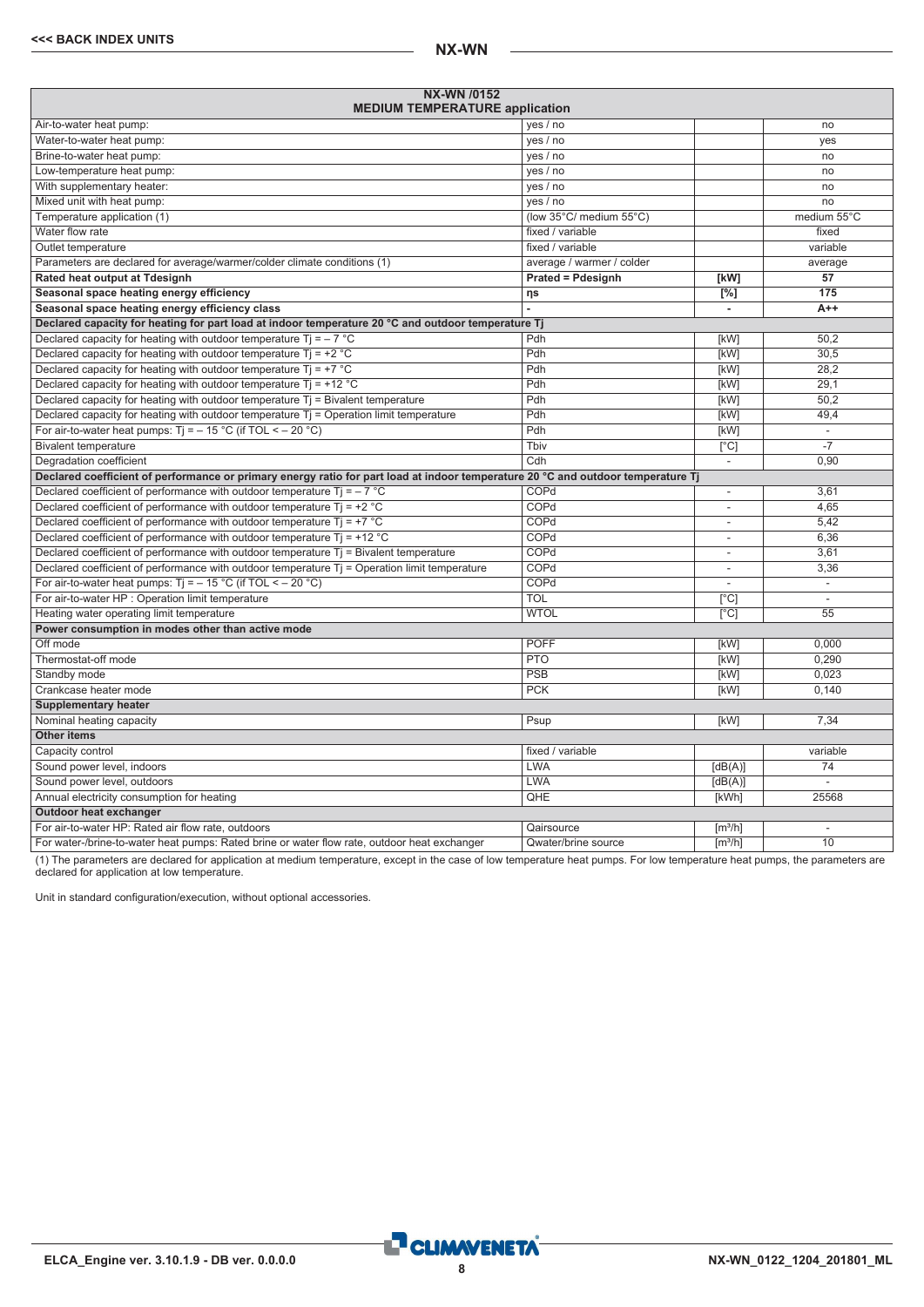| NX-WN /0152 MEDIUM TEMPERATURE application | | | |
|---|---|---|---|
| Air-to-water heat pump: | yes / no | | no |
| Water-to-water heat pump: | yes / no | | yes |
| Brine-to-water heat pump: | yes / no | | no |
| Low-temperature heat pump: | yes / no | | no |
| With supplementary heater: | yes / no | | no |
| Mixed unit with heat pump: | yes / no | | no |
| Temperature application (1) | (low 35°C/ medium 55°C) | | medium 55°C |
| Water flow rate | fixed / variable | | fixed |
| Outlet temperature | fixed / variable | | variable |
| Parameters are declared for average/warmer/colder climate conditions (1) | average / warmer / colder | | average |
| **Rated heat output at Tdesignh** | **Prated = Pdesignh** | **[kW]** | **57** |
| **Seasonal space heating energy efficiency** | **ηs** | **[%]** | **175** |
| **Seasonal space heating energy efficiency class** | **-** | **-** | **A++** |
| **Declared capacity for heating for part load at indoor temperature 20 °C and outdoor temperature Tj** | | | |
| Declared capacity for heating with outdoor temperature Tj = – 7 °C | Pdh | [kW] | 50,2 |
| Declared capacity for heating with outdoor temperature Tj = +2 °C | Pdh | [kW] | 30,5 |
| Declared capacity for heating with outdoor temperature Tj = +7 °C | Pdh | [kW] | 28,2 |
| Declared capacity for heating with outdoor temperature Tj = +12 °C | Pdh | [kW] | 29,1 |
| Declared capacity for heating with outdoor temperature Tj = Bivalent temperature | Pdh | [kW] | 50,2 |
| Declared capacity for heating with outdoor temperature Tj = Operation limit temperature | Pdh | [kW] | 49,4 |
| For air-to-water heat pumps: Tj = – 15 °C (if TOL < – 20 °C) | Pdh | [kW] | - |
| Bivalent temperature | Tbiv | [°C] | -7 |
| Degradation coefficient | Cdh | - | 0,90 |
| **Declared coefficient of performance or primary energy ratio for part load at indoor temperature 20 °C and outdoor temperature Tj** | | | |
| Declared coefficient of performance with outdoor temperature Tj = – 7 °C | COPd | - | 3,61 |
| Declared coefficient of performance with outdoor temperature Tj = +2 °C | COPd | - | 4,65 |
| Declared coefficient of performance with outdoor temperature Tj = +7 °C | COPd | - | 5,42 |
| Declared coefficient of performance with outdoor temperature Tj = +12 °C | COPd | - | 6,36 |
| Declared coefficient of performance with outdoor temperature Tj = Bivalent temperature | COPd | - | 3,61 |
| Declared coefficient of performance with outdoor temperature Tj = Operation limit temperature | COPd | - | 3,36 |
| For air-to-water heat pumps: Tj = – 15 °C (if TOL < – 20 °C) | COPd | - | - |
| For air-to-water HP : Operation limit temperature | TOL | [°C] | - |
| Heating water operating limit temperature | WTOL | [°C] | 55 |
| **Power consumption in modes other than active mode** | | | |
| Off mode | POFF | [kW] | 0,000 |
| Thermostat-off mode | PTO | [kW] | 0,290 |
| Standby mode | PSB | [kW] | 0,023 |
| Crankcase heater mode | PCK | [kW] | 0,140 |
| **Supplementary heater** | | | |
| Nominal heating capacity | Psup | [kW] | 7,34 |
| **Other items** | | | |
| Capacity control | fixed / variable | | variable |
| Sound power level, indoors | LWA | [dB(A)] | 74 |
| Sound power level, outdoors | LWA | [dB(A)] | - |
| Annual electricity consumption for heating | QHE | [kWh] | 25568 |
| **Outdoor heat exchanger** | | | |
| For air-to-water HP: Rated air flow rate, outdoors | Qairsource | [m³/h] | - |
| For water-/brine-to-water heat pumps: Rated brine or water flow rate, outdoor heat exchanger | Qwater/brine source | [m³/h] | 10 |

(1) The parameters are declared for application at medium temperature, except in the case of low temperature heat pumps. For low temperature heat pumps, the parameters are declared for application at low temperature.

Unit in standard configuration/execution, without optional accessories.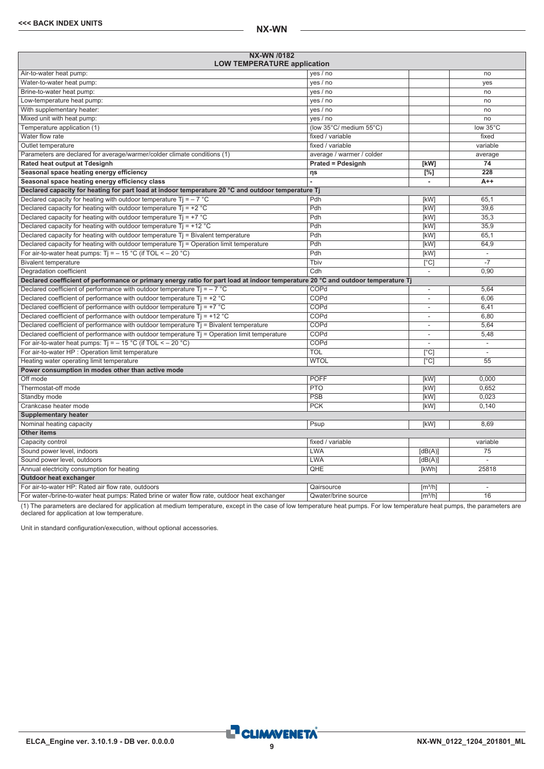| NX-WN /0182 LOW TEMPERATURE application | | | |
|---|---|---|---|
| Air-to-water heat pump: | yes / no | | no |
| Water-to-water heat pump: | yes / no | | yes |
| Brine-to-water heat pump: | yes / no | | no |
| Low-temperature heat pump: | yes / no | | no |
| With supplementary heater: | yes / no | | no |
| Mixed unit with heat pump: | yes / no | | no |
| Temperature application (1) | (low 35°C/ medium 55°C) | | low 35°C |
| Water flow rate | fixed / variable | | fixed |
| Outlet temperature | fixed / variable | | variable |
| Parameters are declared for average/warmer/colder climate conditions (1) | average / warmer / colder | | average |
| **Rated heat output at Tdesignh** | **Prated = Pdesignh** | **[kW]** | **74** |
| **Seasonal space heating energy efficiency** | **ηs** | **[%]** | **228** |
| **Seasonal space heating energy efficiency class** | **-** | **-** | **A++** |
| **Declared capacity for heating for part load at indoor temperature 20 °C and outdoor temperature Tj** | | | |
| Declared capacity for heating with outdoor temperature Tj = – 7 °C | Pdh | [kW] | 65,1 |
| Declared capacity for heating with outdoor temperature Tj = +2 °C | Pdh | [kW] | 39,6 |
| Declared capacity for heating with outdoor temperature Tj = +7 °C | Pdh | [kW] | 35,3 |
| Declared capacity for heating with outdoor temperature Tj = +12 °C | Pdh | [kW] | 35,9 |
| Declared capacity for heating with outdoor temperature Tj = Bivalent temperature | Pdh | [kW] | 65,1 |
| Declared capacity for heating with outdoor temperature Tj = Operation limit temperature | Pdh | [kW] | 64,9 |
| For air-to-water heat pumps: Tj = – 15 °C (if TOL < – 20 °C) | Pdh | [kW] | - |
| Bivalent temperature | Tbiv | [°C] | -7 |
| Degradation coefficient | Cdh | - | 0,90 |
| **Declared coefficient of performance or primary energy ratio for part load at indoor temperature 20 °C and outdoor temperature Tj** | | | |
| Declared coefficient of performance with outdoor temperature Tj = – 7 °C | COPd | - | 5,64 |
| Declared coefficient of performance with outdoor temperature Tj = +2 °C | COPd | - | 6,06 |
| Declared coefficient of performance with outdoor temperature Tj = +7 °C | COPd | - | 6,41 |
| Declared coefficient of performance with outdoor temperature Tj = +12 °C | COPd | - | 6,80 |
| Declared coefficient of performance with outdoor temperature Tj = Bivalent temperature | COPd | - | 5,64 |
| Declared coefficient of performance with outdoor temperature Tj = Operation limit temperature | COPd | - | 5,48 |
| For air-to-water heat pumps: Tj = – 15 °C (if TOL < – 20 °C) | COPd | - | - |
| For air-to-water HP : Operation limit temperature | TOL | [°C] | - |
| Heating water operating limit temperature | WTOL | [°C] | 55 |
| **Power consumption in modes other than active mode** | | | |
| Off mode | POFF | [kW] | 0,000 |
| Thermostat-off mode | PTO | [kW] | 0,652 |
| Standby mode | PSB | [kW] | 0,023 |
| Crankcase heater mode | PCK | [kW] | 0,140 |
| **Supplementary heater** | | | |
| Nominal heating capacity | Psup | [kW] | 8,69 |
| **Other items** | | | |
| Capacity control | fixed / variable | | variable |
| Sound power level, indoors | LWA | [dB(A)] | 75 |
| Sound power level, outdoors | LWA | [dB(A)] | - |
| Annual electricity consumption for heating | QHE | [kWh] | 25818 |
| **Outdoor heat exchanger** | | | |
| For air-to-water HP: Rated air flow rate, outdoors | Qairsource | [m³/h] | - |
| For water-/brine-to-water heat pumps: Rated brine or water flow rate, outdoor heat exchanger | Qwater/brine source | [m³/h] | 16 |

(1) The parameters are declared for application at medium temperature, except in the case of low temperature heat pumps. For low temperature heat pumps, the parameters are declared for application at low temperature.

Unit in standard configuration/execution, without optional accessories.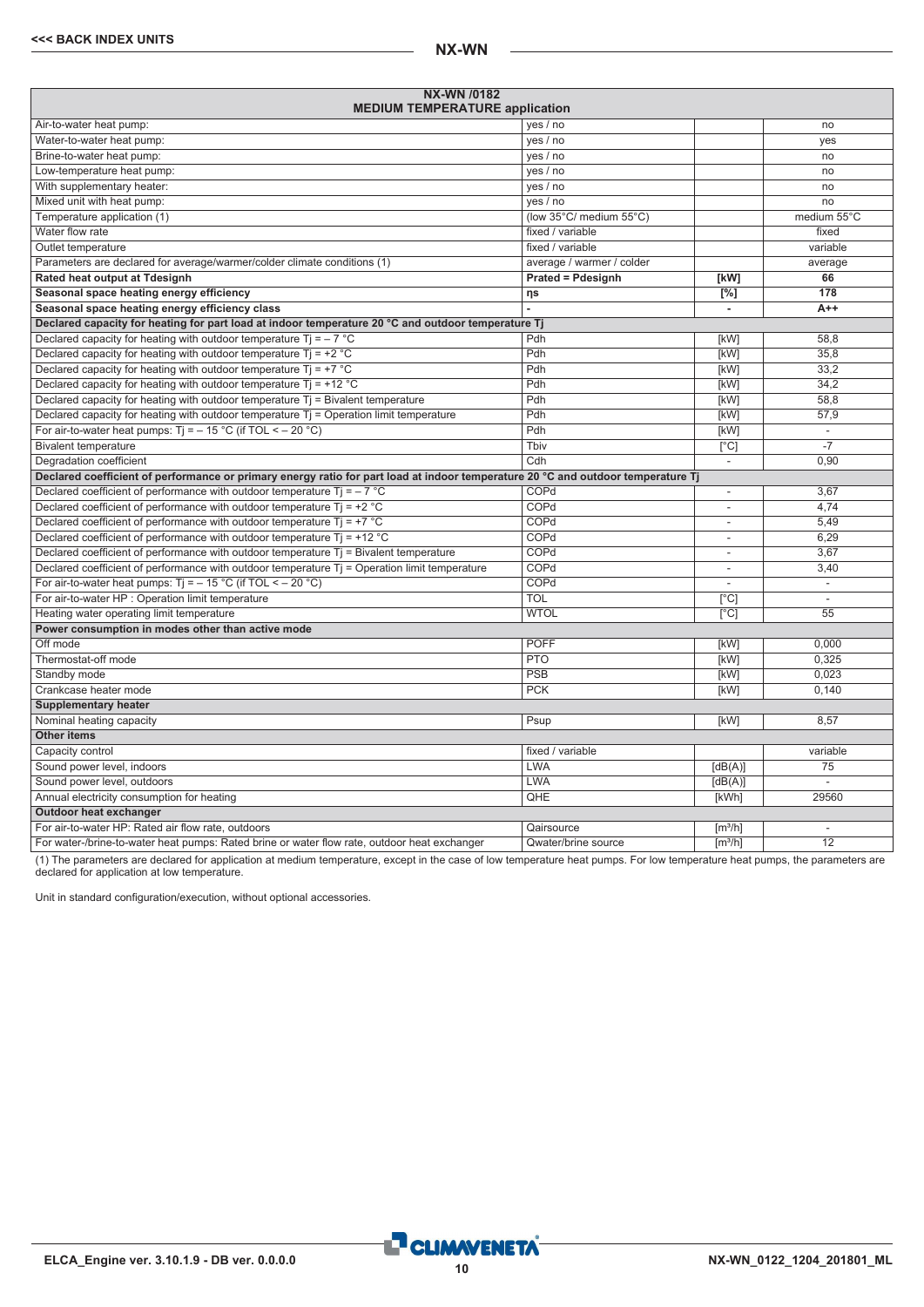| NX-WN /0182 MEDIUM TEMPERATURE application | | | |
|---|---|---|---|
| Air-to-water heat pump: | yes / no | | no |
| Water-to-water heat pump: | yes / no | | yes |
| Brine-to-water heat pump: | yes / no | | no |
| Low-temperature heat pump: | yes / no | | no |
| With supplementary heater: | yes / no | | no |
| Mixed unit with heat pump: | yes / no | | no |
| Temperature application (1) | (low 35°C/ medium 55°C) | | medium 55°C |
| Water flow rate | fixed / variable | | fixed |
| Outlet temperature | fixed / variable | | variable |
| Parameters are declared for average/warmer/colder climate conditions (1) | average / warmer / colder | | average |
| **Rated heat output at Tdesignh** | **Prated = Pdesignh** | **[kW]** | **66** |
| **Seasonal space heating energy efficiency** | **ηs** | **[%]** | **178** |
| **Seasonal space heating energy efficiency class** | **-** | **-** | **A++** |
| **Declared capacity for heating for part load at indoor temperature 20 °C and outdoor temperature Tj** | | | |
| Declared capacity for heating with outdoor temperature Tj = – 7 °C | Pdh | [kW] | 58,8 |
| Declared capacity for heating with outdoor temperature Tj = +2 °C | Pdh | [kW] | 35,8 |
| Declared capacity for heating with outdoor temperature Tj = +7 °C | Pdh | [kW] | 33,2 |
| Declared capacity for heating with outdoor temperature Tj = +12 °C | Pdh | [kW] | 34,2 |
| Declared capacity for heating with outdoor temperature Tj = Bivalent temperature | Pdh | [kW] | 58,8 |
| Declared capacity for heating with outdoor temperature Tj = Operation limit temperature | Pdh | [kW] | 57,9 |
| For air-to-water heat pumps: Tj = – 15 °C (if TOL < – 20 °C) | Pdh | [kW] | - |
| Bivalent temperature | Tbiv | [°C] | -7 |
| Degradation coefficient | Cdh | - | 0,90 |
| **Declared coefficient of performance or primary energy ratio for part load at indoor temperature 20 °C and outdoor temperature Tj** | | | |
| Declared coefficient of performance with outdoor temperature Tj = – 7 °C | COPd | - | 3,67 |
| Declared coefficient of performance with outdoor temperature Tj = +2 °C | COPd | - | 4,74 |
| Declared coefficient of performance with outdoor temperature Tj = +7 °C | COPd | - | 5,49 |
| Declared coefficient of performance with outdoor temperature Tj = +12 °C | COPd | - | 6,29 |
| Declared coefficient of performance with outdoor temperature Tj = Bivalent temperature | COPd | - | 3,67 |
| Declared coefficient of performance with outdoor temperature Tj = Operation limit temperature | COPd | - | 3,40 |
| For air-to-water heat pumps: Tj = – 15 °C (if TOL < – 20 °C) | COPd | - | - |
| For air-to-water HP : Operation limit temperature | TOL | [°C] | - |
| Heating water operating limit temperature | WTOL | [°C] | 55 |
| **Power consumption in modes other than active mode** | | | |
| Off mode | POFF | [kW] | 0,000 |
| Thermostat-off mode | PTO | [kW] | 0,325 |
| Standby mode | PSB | [kW] | 0,023 |
| Crankcase heater mode | PCK | [kW] | 0,140 |
| **Supplementary heater** | | | |
| Nominal heating capacity | Psup | [kW] | 8,57 |
| **Other items** | | | |
| Capacity control | fixed / variable | | variable |
| Sound power level, indoors | LWA | [dB(A)] | 75 |
| Sound power level, outdoors | LWA | [dB(A)] | - |
| Annual electricity consumption for heating | QHE | [kWh] | 29560 |
| **Outdoor heat exchanger** | | | |
| For air-to-water HP: Rated air flow rate, outdoors | Qairsource | [m³/h] | - |
| For water-/brine-to-water heat pumps: Rated brine or water flow rate, outdoor heat exchanger | Qwater/brine source | [m³/h] | 12 |

(1) The parameters are declared for application at medium temperature, except in the case of low temperature heat pumps. For low temperature heat pumps, the parameters are declared for application at low temperature.

Unit in standard configuration/execution, without optional accessories.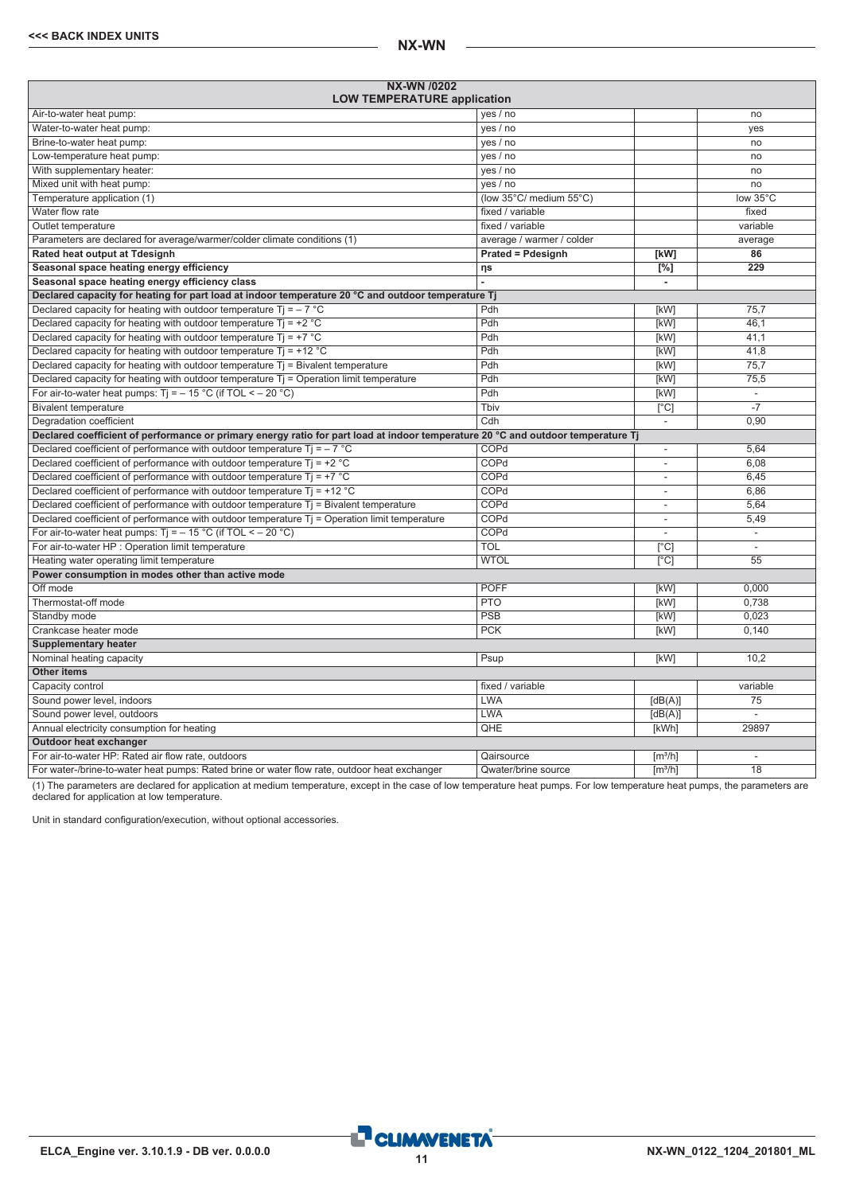## NX-WN /0202
### LOW TEMPERATURE application

| | | | |
|---|---|---|---|
| Air-to-water heat pump: | yes / no | | no |
| Water-to-water heat pump: | yes / no | | yes |
| Brine-to-water heat pump: | yes / no | | no |
| Low-temperature heat pump: | yes / no | | no |
| With supplementary heater: | yes / no | | no |
| Mixed unit with heat pump: | yes / no | | no |
| Temperature application (1) | (low 35°C/ medium 55°C) | | low 35°C |
| Water flow rate | fixed / variable | | fixed |
| Outlet temperature | fixed / variable | | variable |
| Parameters are declared for average/warmer/colder climate conditions (1) | average / warmer / colder | | average |
| **Rated heat output at Tdesignh** | **Prated = Pdesignh** | **[kW]** | **86** |
| **Seasonal space heating energy efficiency** | **ηs** | **[%]** | **229** |
| **Seasonal space heating energy efficiency class** | **-** | **-** | |
| **Declared capacity for heating for part load at indoor temperature 20 °C and outdoor temperature Tj** | | | |
| Declared capacity for heating with outdoor temperature Tj = – 7 °C | Pdh | [kW] | 75,7 |
| Declared capacity for heating with outdoor temperature Tj = +2 °C | Pdh | [kW] | 46,1 |
| Declared capacity for heating with outdoor temperature Tj = +7 °C | Pdh | [kW] | 41,1 |
| Declared capacity for heating with outdoor temperature Tj = +12 °C | Pdh | [kW] | 41,8 |
| Declared capacity for heating with outdoor temperature Tj = Bivalent temperature | Pdh | [kW] | 75,7 |
| Declared capacity for heating with outdoor temperature Tj = Operation limit temperature | Pdh | [kW] | 75,5 |
| For air-to-water heat pumps: Tj = – 15 °C (if TOL < – 20 °C) | Pdh | [kW] | - |
| Bivalent temperature | Tbiv | [°C] | -7 |
| Degradation coefficient | Cdh | - | 0,90 |
| **Declared coefficient of performance or primary energy ratio for part load at indoor temperature 20 °C and outdoor temperature Tj** | | | |
| Declared coefficient of performance with outdoor temperature Tj = – 7 °C | COPd | - | 5,64 |
| Declared coefficient of performance with outdoor temperature Tj = +2 °C | COPd | - | 6,08 |
| Declared coefficient of performance with outdoor temperature Tj = +7 °C | COPd | - | 6,45 |
| Declared coefficient of performance with outdoor temperature Tj = +12 °C | COPd | - | 6,86 |
| Declared coefficient of performance with outdoor temperature Tj = Bivalent temperature | COPd | - | 5,64 |
| Declared coefficient of performance with outdoor temperature Tj = Operation limit temperature | COPd | - | 5,49 |
| For air-to-water heat pumps: Tj = – 15 °C (if TOL < – 20 °C) | COPd | - | - |
| For air-to-water HP : Operation limit temperature | TOL | [°C] | - |
| Heating water operating limit temperature | WTOL | [°C] | 55 |
| **Power consumption in modes other than active mode** | | | |
| Off mode | POFF | [kW] | 0,000 |
| Thermostat-off mode | PTO | [kW] | 0,738 |
| Standby mode | PSB | [kW] | 0,023 |
| Crankcase heater mode | PCK | [kW] | 0,140 |
| **Supplementary heater** | | | |
| Nominal heating capacity | Psup | [kW] | 10,2 |
| **Other items** | | | |
| Capacity control | fixed / variable | | variable |
| Sound power level, indoors | LWA | [dB(A)] | 75 |
| Sound power level, outdoors | LWA | [dB(A)] | - |
| Annual electricity consumption for heating | QHE | [kWh] | 29897 |
| **Outdoor heat exchanger** | | | |
| For air-to-water HP: Rated air flow rate, outdoors | Qairsource | [m³/h] | - |
| For water-/brine-to-water heat pumps: Rated brine or water flow rate, outdoor heat exchanger | Qwater/brine source | [m³/h] | 18 |

(1) The parameters are declared for application at medium temperature, except in the case of low temperature heat pumps. For low temperature heat pumps, the parameters are declared for application at low temperature.

Unit in standard configuration/execution, without optional accessories.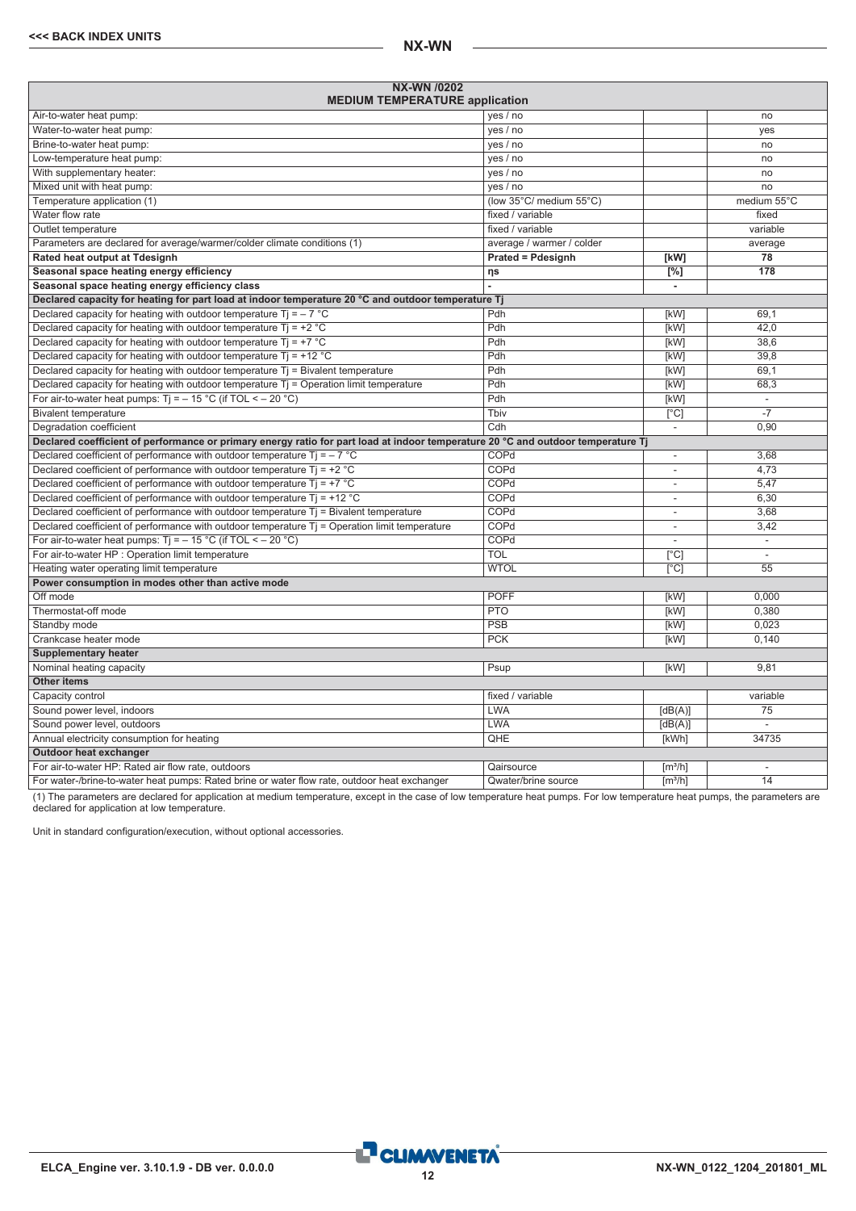## NX-WN

| NX-WN /0202<br>MEDIUM TEMPERATURE application | | | |
|---|---|---|---|
| Air-to-water heat pump: | yes / no | | no |
| Water-to-water heat pump: | yes / no | | yes |
| Brine-to-water heat pump: | yes / no | | no |
| Low-temperature heat pump: | yes / no | | no |
| With supplementary heater: | yes / no | | no |
| Mixed unit with heat pump: | yes / no | | no |
| Temperature application (1) | (low 35°C/ medium 55°C) | | medium 55°C |
| Water flow rate | fixed / variable | | fixed |
| Outlet temperature | fixed / variable | | variable |
| Parameters are declared for average/warmer/colder climate conditions (1) | average / warmer / colder | | average |
| **Rated heat output at Tdesignh** | **Prated = Pdesignh** | **[kW]** | **78** |
| **Seasonal space heating energy efficiency** | **ηs** | **[%]** | **178** |
| **Seasonal space heating energy efficiency class** | **-** | **-** | |
| **Declared capacity for heating for part load at indoor temperature 20 °C and outdoor temperature Tj** | | | |
| Declared capacity for heating with outdoor temperature Tj = – 7 °C | Pdh | [kW] | 69,1 |
| Declared capacity for heating with outdoor temperature Tj = +2 °C | Pdh | [kW] | 42,0 |
| Declared capacity for heating with outdoor temperature Tj = +7 °C | Pdh | [kW] | 38,6 |
| Declared capacity for heating with outdoor temperature Tj = +12 °C | Pdh | [kW] | 39,8 |
| Declared capacity for heating with outdoor temperature Tj = Bivalent temperature | Pdh | [kW] | 69,1 |
| Declared capacity for heating with outdoor temperature Tj = Operation limit temperature | Pdh | [kW] | 68,3 |
| For air-to-water heat pumps: Tj = – 15 °C (if TOL < – 20 °C) | Pdh | [kW] | - |
| Bivalent temperature | Tbiv | [°C] | -7 |
| Degradation coefficient | Cdh | - | 0,90 |
| **Declared coefficient of performance or primary energy ratio for part load at indoor temperature 20 °C and outdoor temperature Tj** | | | |
| Declared coefficient of performance with outdoor temperature Tj = – 7 °C | COPd | - | 3,68 |
| Declared coefficient of performance with outdoor temperature Tj = +2 °C | COPd | - | 4,73 |
| Declared coefficient of performance with outdoor temperature Tj = +7 °C | COPd | - | 5,47 |
| Declared coefficient of performance with outdoor temperature Tj = +12 °C | COPd | - | 6,30 |
| Declared coefficient of performance with outdoor temperature Tj = Bivalent temperature | COPd | - | 3,68 |
| Declared coefficient of performance with outdoor temperature Tj = Operation limit temperature | COPd | - | 3,42 |
| For air-to-water heat pumps: Tj = – 15 °C (if TOL < – 20 °C) | COPd | - | - |
| For air-to-water HP : Operation limit temperature | TOL | [°C] | - |
| Heating water operating limit temperature | WTOL | [°C] | 55 |
| **Power consumption in modes other than active mode** | | | |
| Off mode | POFF | [kW] | 0,000 |
| Thermostat-off mode | PTO | [kW] | 0,380 |
| Standby mode | PSB | [kW] | 0,023 |
| Crankcase heater mode | PCK | [kW] | 0,140 |
| **Supplementary heater** | | | |
| Nominal heating capacity | Psup | [kW] | 9,81 |
| **Other items** | | | |
| Capacity control | fixed / variable | | variable |
| Sound power level, indoors | LWA | [dB(A)] | 75 |
| Sound power level, outdoors | LWA | [dB(A)] | - |
| Annual electricity consumption for heating | QHE | [kWh] | 34735 |
| **Outdoor heat exchanger** | | | |
| For air-to-water HP: Rated air flow rate, outdoors | Qairsource | [m³/h] | - |
| For water-/brine-to-water heat pumps: Rated brine or water flow rate, outdoor heat exchanger | Qwater/brine source | [m³/h] | 14 |

(1) The parameters are declared for application at medium temperature, except in the case of low temperature heat pumps. For low temperature heat pumps, the parameters are declared for application at low temperature.

Unit in standard configuration/execution, without optional accessories.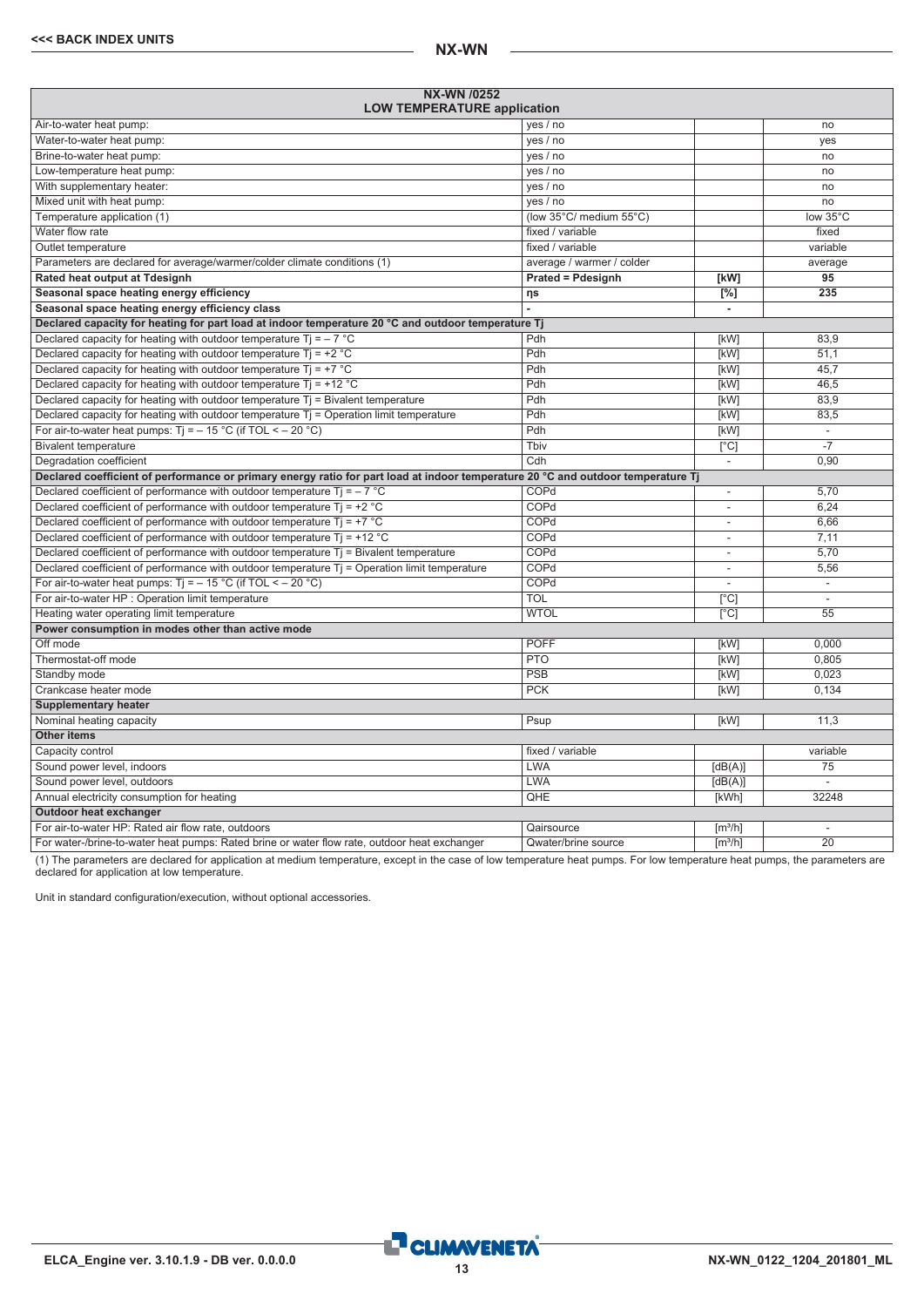| NX-WN /0252 LOW TEMPERATURE application | | | |
|---|---|---|---|
| Air-to-water heat pump: | yes / no | | no |
| Water-to-water heat pump: | yes / no | | yes |
| Brine-to-water heat pump: | yes / no | | no |
| Low-temperature heat pump: | yes / no | | no |
| With supplementary heater: | yes / no | | no |
| Mixed unit with heat pump: | yes / no | | no |
| Temperature application (1) | (low 35°C/ medium 55°C) | | low 35°C |
| Water flow rate | fixed / variable | | fixed |
| Outlet temperature | fixed / variable | | variable |
| Parameters are declared for average/warmer/colder climate conditions (1) | average / warmer / colder | | average |
| **Rated heat output at Tdesignh** | **Prated = Pdesignh** | **[kW]** | **95** |
| **Seasonal space heating energy efficiency** | **ηs** | **[%]** | **235** |
| **Seasonal space heating energy efficiency class** | **-** | **-** | |
| **Declared capacity for heating for part load at indoor temperature 20 °C and outdoor temperature Tj** | | | |
| Declared capacity for heating with outdoor temperature Tj = – 7 °C | Pdh | [kW] | 83,9 |
| Declared capacity for heating with outdoor temperature Tj = +2 °C | Pdh | [kW] | 51,1 |
| Declared capacity for heating with outdoor temperature Tj = +7 °C | Pdh | [kW] | 45,7 |
| Declared capacity for heating with outdoor temperature Tj = +12 °C | Pdh | [kW] | 46,5 |
| Declared capacity for heating with outdoor temperature Tj = Bivalent temperature | Pdh | [kW] | 83,9 |
| Declared capacity for heating with outdoor temperature Tj = Operation limit temperature | Pdh | [kW] | 83,5 |
| For air-to-water heat pumps: Tj = – 15 °C (if TOL < – 20 °C) | Pdh | [kW] | - |
| Bivalent temperature | Tbiv | [°C] | -7 |
| Degradation coefficient | Cdh | - | 0,90 |
| **Declared coefficient of performance or primary energy ratio for part load at indoor temperature 20 °C and outdoor temperature Tj** | | | |
| Declared coefficient of performance with outdoor temperature Tj = – 7 °C | COPd | - | 5,70 |
| Declared coefficient of performance with outdoor temperature Tj = +2 °C | COPd | - | 6,24 |
| Declared coefficient of performance with outdoor temperature Tj = +7 °C | COPd | - | 6,66 |
| Declared coefficient of performance with outdoor temperature Tj = +12 °C | COPd | - | 7,11 |
| Declared coefficient of performance with outdoor temperature Tj = Bivalent temperature | COPd | - | 5,70 |
| Declared coefficient of performance with outdoor temperature Tj = Operation limit temperature | COPd | - | 5,56 |
| For air-to-water heat pumps: Tj = – 15 °C (if TOL < – 20 °C) | COPd | - | - |
| For air-to-water HP : Operation limit temperature | TOL | [°C] | - |
| Heating water operating limit temperature | WTOL | [°C] | 55 |
| **Power consumption in modes other than active mode** | | | |
| Off mode | POFF | [kW] | 0,000 |
| Thermostat-off mode | PTO | [kW] | 0,805 |
| Standby mode | PSB | [kW] | 0,023 |
| Crankcase heater mode | PCK | [kW] | 0,134 |
| **Supplementary heater** | | | |
| Nominal heating capacity | Psup | [kW] | 11,3 |
| **Other items** | | | |
| Capacity control | fixed / variable | | variable |
| Sound power level, indoors | LWA | [dB(A)] | 75 |
| Sound power level, outdoors | LWA | [dB(A)] | - |
| Annual electricity consumption for heating | QHE | [kWh] | 32248 |
| **Outdoor heat exchanger** | | | |
| For air-to-water HP: Rated air flow rate, outdoors | Qairsource | [m³/h] | - |
| For water-/brine-to-water heat pumps: Rated brine or water flow rate, outdoor heat exchanger | Qwater/brine source | [m³/h] | 20 |

(1) The parameters are declared for application at medium temperature, except in the case of low temperature heat pumps. For low temperature heat pumps, the parameters are declared for application at low temperature.

Unit in standard configuration/execution, without optional accessories.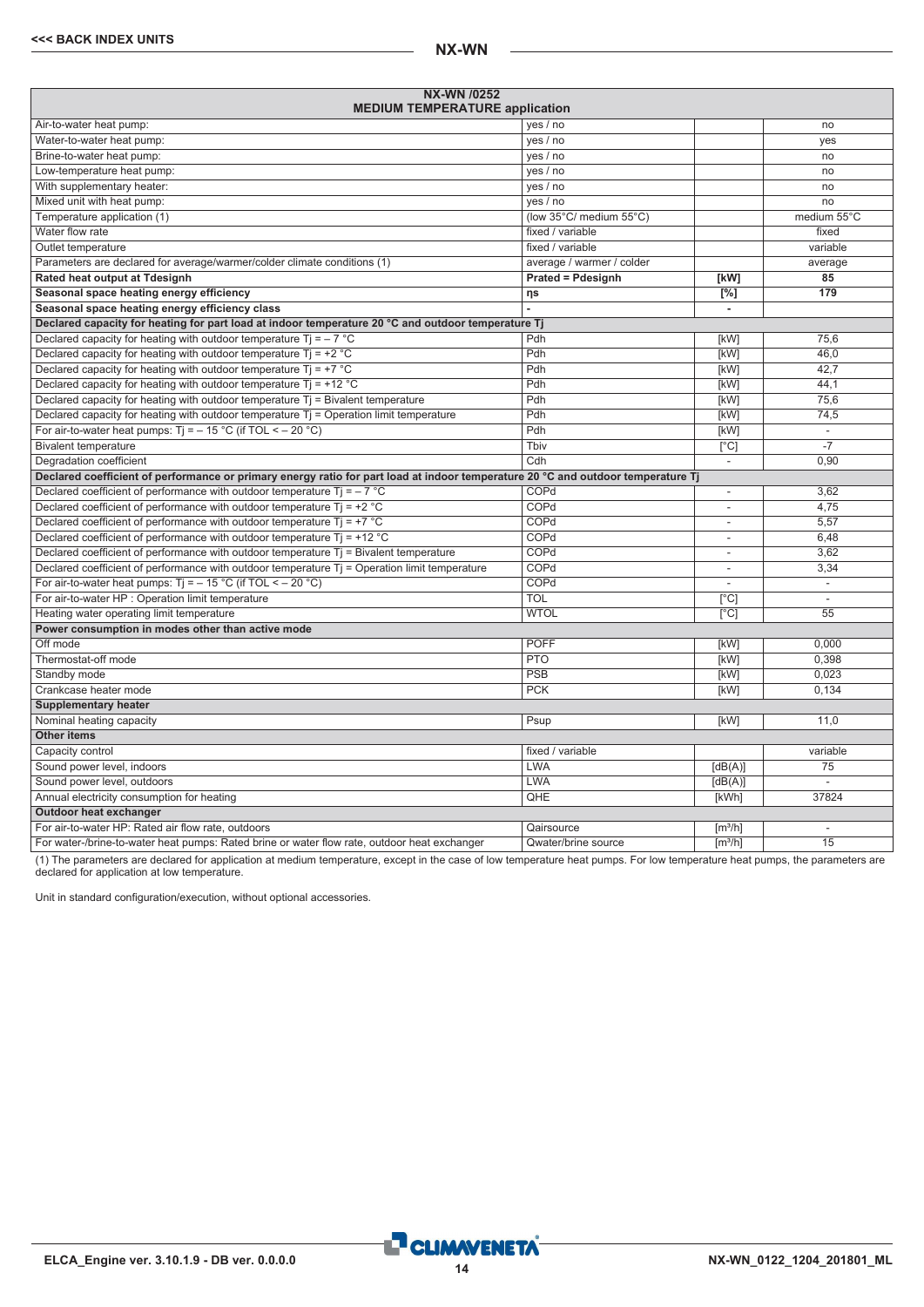## NX-WN

| NX-WN /0252<br>MEDIUM TEMPERATURE application | | | |
|---|---|---|---|
| Air-to-water heat pump: | yes / no | | no |
| Water-to-water heat pump: | yes / no | | yes |
| Brine-to-water heat pump: | yes / no | | no |
| Low-temperature heat pump: | yes / no | | no |
| With supplementary heater: | yes / no | | no |
| Mixed unit with heat pump: | yes / no | | no |
| Temperature application (1) | (low 35°C/ medium 55°C) | | medium 55°C |
| Water flow rate | fixed / variable | | fixed |
| Outlet temperature | fixed / variable | | variable |
| Parameters are declared for average/warmer/colder climate conditions (1) | average / warmer / colder | | average |
| **Rated heat output at Tdesignh** | **Prated = Pdesignh** | **[kW]** | **85** |
| **Seasonal space heating energy efficiency** | **ηs** | **[%]** | **179** |
| **Seasonal space heating energy efficiency class** | **-** | **-** | |
| **Declared capacity for heating for part load at indoor temperature 20 °C and outdoor temperature Tj** | | | |
| Declared capacity for heating with outdoor temperature Tj = – 7 °C | Pdh | [kW] | 75,6 |
| Declared capacity for heating with outdoor temperature Tj = +2 °C | Pdh | [kW] | 46,0 |
| Declared capacity for heating with outdoor temperature Tj = +7 °C | Pdh | [kW] | 42,7 |
| Declared capacity for heating with outdoor temperature Tj = +12 °C | Pdh | [kW] | 44,1 |
| Declared capacity for heating with outdoor temperature Tj = Bivalent temperature | Pdh | [kW] | 75,6 |
| Declared capacity for heating with outdoor temperature Tj = Operation limit temperature | Pdh | [kW] | 74,5 |
| For air-to-water heat pumps: Tj = – 15 °C (if TOL < – 20 °C) | Pdh | [kW] | - |
| Bivalent temperature | Tbiv | [°C] | -7 |
| Degradation coefficient | Cdh | - | 0,90 |
| **Declared coefficient of performance or primary energy ratio for part load at indoor temperature 20 °C and outdoor temperature Tj** | | | |
| Declared coefficient of performance with outdoor temperature Tj = – 7 °C | COPd | - | 3,62 |
| Declared coefficient of performance with outdoor temperature Tj = +2 °C | COPd | - | 4,75 |
| Declared coefficient of performance with outdoor temperature Tj = +7 °C | COPd | - | 5,57 |
| Declared coefficient of performance with outdoor temperature Tj = +12 °C | COPd | - | 6,48 |
| Declared coefficient of performance with outdoor temperature Tj = Bivalent temperature | COPd | - | 3,62 |
| Declared coefficient of performance with outdoor temperature Tj = Operation limit temperature | COPd | - | 3,34 |
| For air-to-water heat pumps: Tj = – 15 °C (if TOL < – 20 °C) | COPd | - | - |
| For air-to-water HP : Operation limit temperature | TOL | [°C] | - |
| Heating water operating limit temperature | WTOL | [°C] | 55 |
| **Power consumption in modes other than active mode** | | | |
| Off mode | POFF | [kW] | 0,000 |
| Thermostat-off mode | PTO | [kW] | 0,398 |
| Standby mode | PSB | [kW] | 0,023 |
| Crankcase heater mode | PCK | [kW] | 0,134 |
| **Supplementary heater** | | | |
| Nominal heating capacity | Psup | [kW] | 11,0 |
| **Other items** | | | |
| Capacity control | fixed / variable | | variable |
| Sound power level, indoors | LWA | [dB(A)] | 75 |
| Sound power level, outdoors | LWA | [dB(A)] | - |
| Annual electricity consumption for heating | QHE | [kWh] | 37824 |
| **Outdoor heat exchanger** | | | |
| For air-to-water HP: Rated air flow rate, outdoors | Qairsource | [m³/h] | - |
| For water-/brine-to-water heat pumps: Rated brine or water flow rate, outdoor heat exchanger | Qwater/brine source | [m³/h] | 15 |

(1) The parameters are declared for application at medium temperature, except in the case of low temperature heat pumps. For low temperature heat pumps, the parameters are declared for application at low temperature.

Unit in standard configuration/execution, without optional accessories.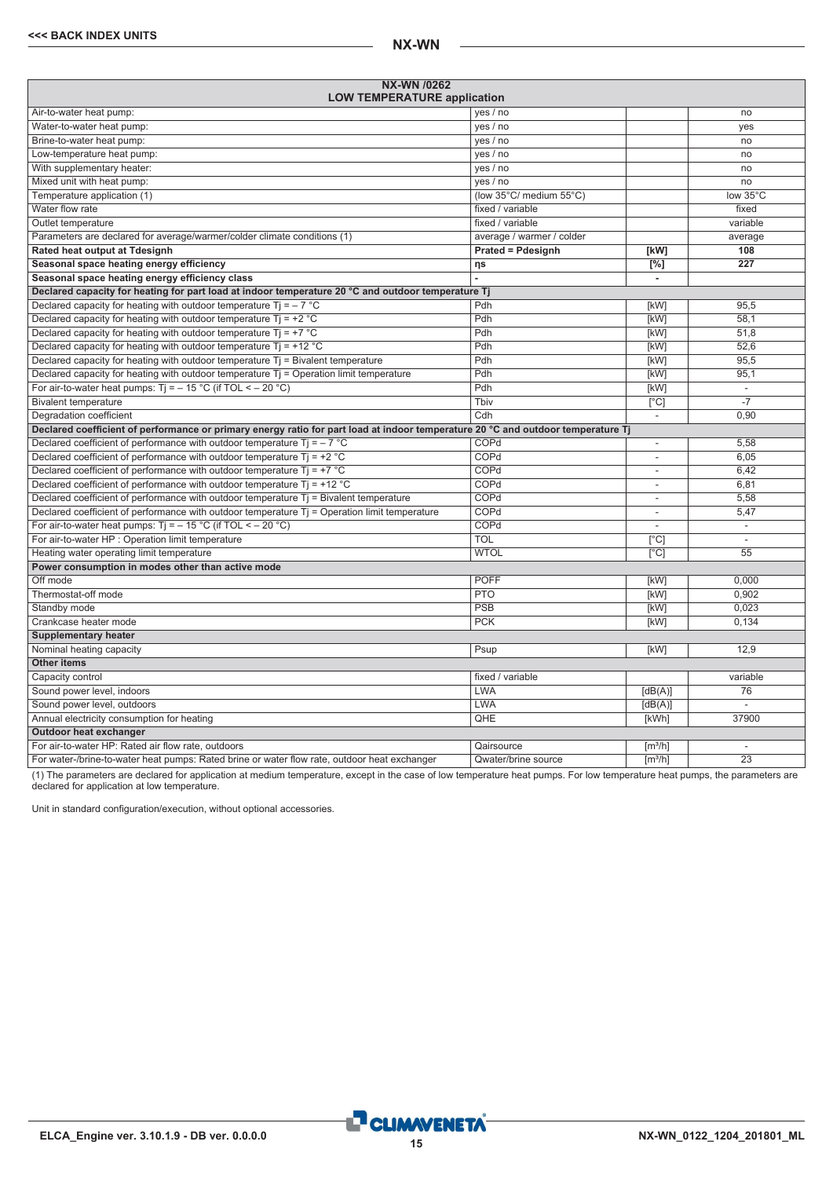| NX-WN /0262 LOW TEMPERATURE application | | | |
|---|---|---|---|
| Air-to-water heat pump: | yes / no | | no |
| Water-to-water heat pump: | yes / no | | yes |
| Brine-to-water heat pump: | yes / no | | no |
| Low-temperature heat pump: | yes / no | | no |
| With supplementary heater: | yes / no | | no |
| Mixed unit with heat pump: | yes / no | | no |
| Temperature application (1) | (low 35°C/ medium 55°C) | | low 35°C |
| Water flow rate | fixed / variable | | fixed |
| Outlet temperature | fixed / variable | | variable |
| Parameters are declared for average/warmer/colder climate conditions (1) | average / warmer / colder | | average |
| **Rated heat output at Tdesignh** | **Prated = Pdesignh** | **[kW]** | **108** |
| **Seasonal space heating energy efficiency** | **ηs** | **[%]** | **227** |
| **Seasonal space heating energy efficiency class** | **-** | **-** | |
| **Declared capacity for heating for part load at indoor temperature 20 °C and outdoor temperature Tj** | | | |
| Declared capacity for heating with outdoor temperature Tj = – 7 °C | Pdh | [kW] | 95,5 |
| Declared capacity for heating with outdoor temperature Tj = +2 °C | Pdh | [kW] | 58,1 |
| Declared capacity for heating with outdoor temperature Tj = +7 °C | Pdh | [kW] | 51,8 |
| Declared capacity for heating with outdoor temperature Tj = +12 °C | Pdh | [kW] | 52,6 |
| Declared capacity for heating with outdoor temperature Tj = Bivalent temperature | Pdh | [kW] | 95,5 |
| Declared capacity for heating with outdoor temperature Tj = Operation limit temperature | Pdh | [kW] | 95,1 |
| For air-to-water heat pumps: Tj = – 15 °C (if TOL < – 20 °C) | Pdh | [kW] | - |
| Bivalent temperature | Tbiv | [°C] | -7 |
| Degradation coefficient | Cdh | - | 0,90 |
| **Declared coefficient of performance or primary energy ratio for part load at indoor temperature 20 °C and outdoor temperature Tj** | | | |
| Declared coefficient of performance with outdoor temperature Tj = – 7 °C | COPd | - | 5,58 |
| Declared coefficient of performance with outdoor temperature Tj = +2 °C | COPd | - | 6,05 |
| Declared coefficient of performance with outdoor temperature Tj = +7 °C | COPd | - | 6,42 |
| Declared coefficient of performance with outdoor temperature Tj = +12 °C | COPd | - | 6,81 |
| Declared coefficient of performance with outdoor temperature Tj = Bivalent temperature | COPd | - | 5,58 |
| Declared coefficient of performance with outdoor temperature Tj = Operation limit temperature | COPd | - | 5,47 |
| For air-to-water heat pumps: Tj = – 15 °C (if TOL < – 20 °C) | COPd | - | - |
| For air-to-water HP : Operation limit temperature | TOL | [°C] | - |
| Heating water operating limit temperature | WTOL | [°C] | 55 |
| **Power consumption in modes other than active mode** | | | |
| Off mode | POFF | [kW] | 0,000 |
| Thermostat-off mode | PTO | [kW] | 0,902 |
| Standby mode | PSB | [kW] | 0,023 |
| Crankcase heater mode | PCK | [kW] | 0,134 |
| **Supplementary heater** | | | |
| Nominal heating capacity | Psup | [kW] | 12,9 |
| **Other items** | | | |
| Capacity control | fixed / variable | | variable |
| Sound power level, indoors | LWA | [dB(A)] | 76 |
| Sound power level, outdoors | LWA | [dB(A)] | - |
| Annual electricity consumption for heating | QHE | [kWh] | 37900 |
| **Outdoor heat exchanger** | | | |
| For air-to-water HP: Rated air flow rate, outdoors | Qairsource | [m³/h] | - |
| For water-/brine-to-water heat pumps: Rated brine or water flow rate, outdoor heat exchanger | Qwater/brine source | [m³/h] | 23 |

(1) The parameters are declared for application at medium temperature, except in the case of low temperature heat pumps. For low temperature heat pumps, the parameters are declared for application at low temperature.

Unit in standard configuration/execution, without optional accessories.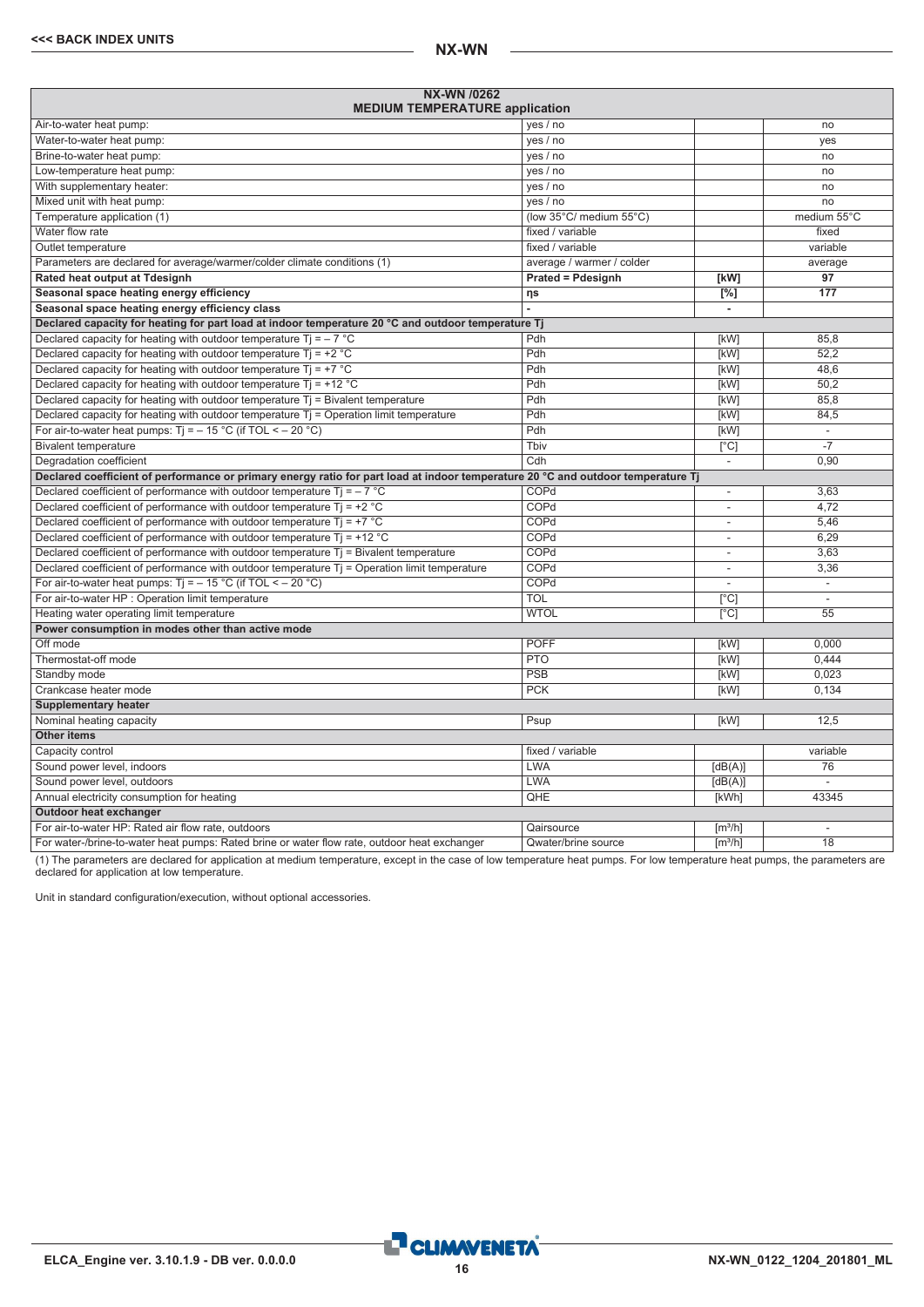| NX-WN /0262 MEDIUM TEMPERATURE application | | | |
|---|---|---|---|
| Air-to-water heat pump: | yes / no | | no |
| Water-to-water heat pump: | yes / no | | yes |
| Brine-to-water heat pump: | yes / no | | no |
| Low-temperature heat pump: | yes / no | | no |
| With supplementary heater: | yes / no | | no |
| Mixed unit with heat pump: | yes / no | | no |
| Temperature application (1) | (low 35°C/ medium 55°C) | | medium 55°C |
| Water flow rate | fixed / variable | | fixed |
| Outlet temperature | fixed / variable | | variable |
| Parameters are declared for average/warmer/colder climate conditions (1) | average / warmer / colder | | average |
| **Rated heat output at Tdesignh** | **Prated = Pdesignh** | **[kW]** | **97** |
| **Seasonal space heating energy efficiency** | **ηs** | **[%]** | **177** |
| **Seasonal space heating energy efficiency class** | **-** | **-** | |
| **Declared capacity for heating for part load at indoor temperature 20 °C and outdoor temperature Tj** | | | |
| Declared capacity for heating with outdoor temperature Tj = – 7 °C | Pdh | [kW] | 85,8 |
| Declared capacity for heating with outdoor temperature Tj = +2 °C | Pdh | [kW] | 52,2 |
| Declared capacity for heating with outdoor temperature Tj = +7 °C | Pdh | [kW] | 48,6 |
| Declared capacity for heating with outdoor temperature Tj = +12 °C | Pdh | [kW] | 50,2 |
| Declared capacity for heating with outdoor temperature Tj = Bivalent temperature | Pdh | [kW] | 85,8 |
| Declared capacity for heating with outdoor temperature Tj = Operation limit temperature | Pdh | [kW] | 84,5 |
| For air-to-water heat pumps: Tj = – 15 °C (if TOL < – 20 °C) | Pdh | [kW] | - |
| Bivalent temperature | Tbiv | [°C] | -7 |
| Degradation coefficient | Cdh | - | 0,90 |
| **Declared coefficient of performance or primary energy ratio for part load at indoor temperature 20 °C and outdoor temperature Tj** | | | |
| Declared coefficient of performance with outdoor temperature Tj = – 7 °C | COPd | - | 3,63 |
| Declared coefficient of performance with outdoor temperature Tj = +2 °C | COPd | - | 4,72 |
| Declared coefficient of performance with outdoor temperature Tj = +7 °C | COPd | - | 5,46 |
| Declared coefficient of performance with outdoor temperature Tj = +12 °C | COPd | - | 6,29 |
| Declared coefficient of performance with outdoor temperature Tj = Bivalent temperature | COPd | - | 3,63 |
| Declared coefficient of performance with outdoor temperature Tj = Operation limit temperature | COPd | - | 3,36 |
| For air-to-water heat pumps: Tj = – 15 °C (if TOL < – 20 °C) | COPd | - | - |
| For air-to-water HP : Operation limit temperature | TOL | [°C] | - |
| Heating water operating limit temperature | WTOL | [°C] | 55 |
| **Power consumption in modes other than active mode** | | | |
| Off mode | POFF | [kW] | 0,000 |
| Thermostat-off mode | PTO | [kW] | 0,444 |
| Standby mode | PSB | [kW] | 0,023 |
| Crankcase heater mode | PCK | [kW] | 0,134 |
| **Supplementary heater** | | | |
| Nominal heating capacity | Psup | [kW] | 12,5 |
| **Other items** | | | |
| Capacity control | fixed / variable | | variable |
| Sound power level, indoors | LWA | [dB(A)] | 76 |
| Sound power level, outdoors | LWA | [dB(A)] | - |
| Annual electricity consumption for heating | QHE | [kWh] | 43345 |
| **Outdoor heat exchanger** | | | |
| For air-to-water HP: Rated air flow rate, outdoors | Qairsource | [m³/h] | - |
| For water-/brine-to-water heat pumps: Rated brine or water flow rate, outdoor heat exchanger | Qwater/brine source | [m³/h] | 18 |

(1) The parameters are declared for application at medium temperature, except in the case of low temperature heat pumps. For low temperature heat pumps, the parameters are declared for application at low temperature.

Unit in standard configuration/execution, without optional accessories.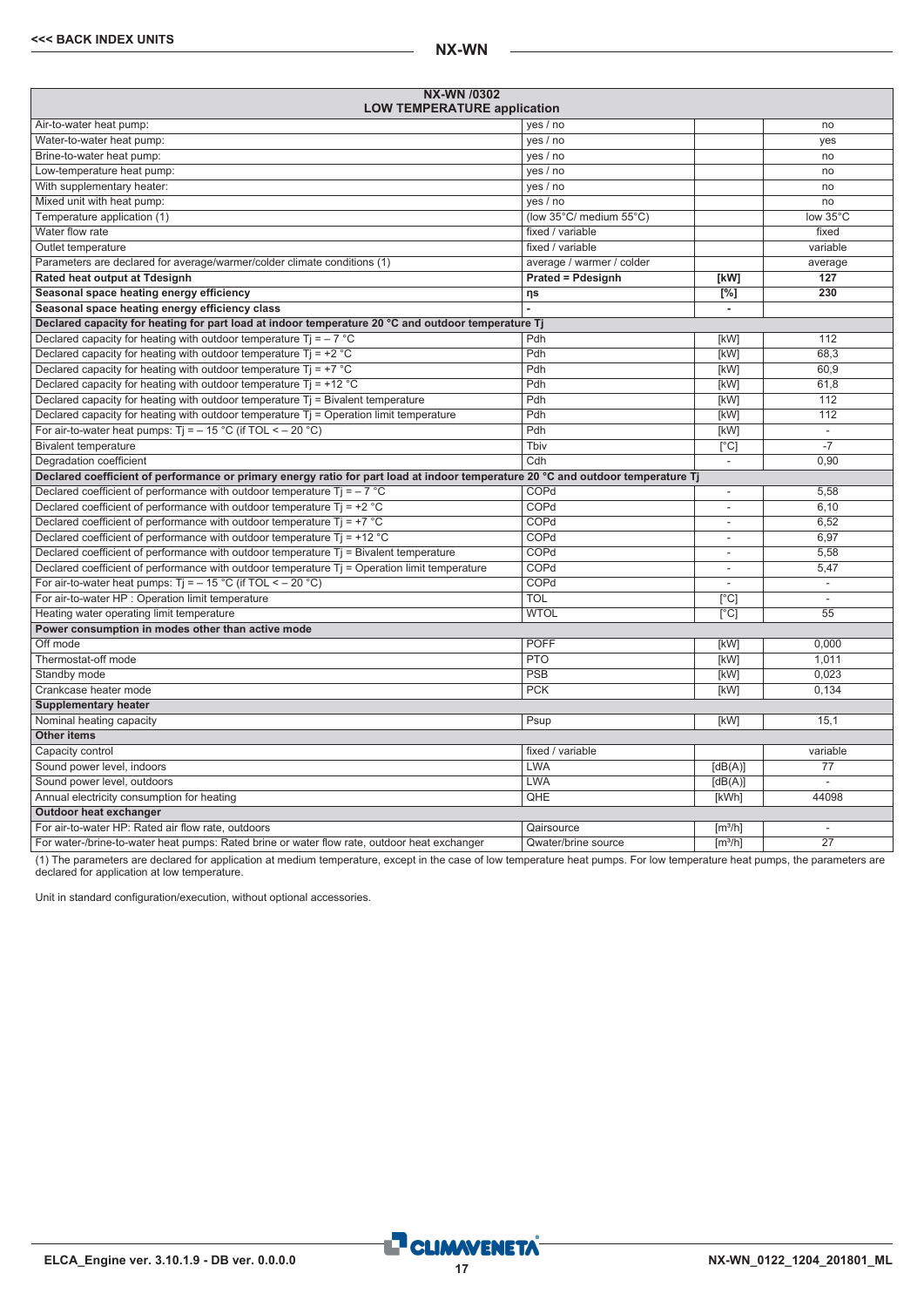| NX-WN /0302 LOW TEMPERATURE application | | | |
|---|---|---|---|
| Air-to-water heat pump: | yes / no | | no |
| Water-to-water heat pump: | yes / no | | yes |
| Brine-to-water heat pump: | yes / no | | no |
| Low-temperature heat pump: | yes / no | | no |
| With supplementary heater: | yes / no | | no |
| Mixed unit with heat pump: | yes / no | | no |
| Temperature application (1) | (low 35°C/ medium 55°C) | | low 35°C |
| Water flow rate | fixed / variable | | fixed |
| Outlet temperature | fixed / variable | | variable |
| Parameters are declared for average/warmer/colder climate conditions (1) | average / warmer / colder | | average |
| **Rated heat output at Tdesignh** | **Prated = Pdesignh** | **[kW]** | **127** |
| **Seasonal space heating energy efficiency** | **ηs** | **[%]** | **230** |
| **Seasonal space heating energy efficiency class** | **-** | **-** | |
| **Declared capacity for heating for part load at indoor temperature 20 °C and outdoor temperature Tj** | | | |
| Declared capacity for heating with outdoor temperature Tj = – 7 °C | Pdh | [kW] | 112 |
| Declared capacity for heating with outdoor temperature Tj = +2 °C | Pdh | [kW] | 68,3 |
| Declared capacity for heating with outdoor temperature Tj = +7 °C | Pdh | [kW] | 60,9 |
| Declared capacity for heating with outdoor temperature Tj = +12 °C | Pdh | [kW] | 61,8 |
| Declared capacity for heating with outdoor temperature Tj = Bivalent temperature | Pdh | [kW] | 112 |
| Declared capacity for heating with outdoor temperature Tj = Operation limit temperature | Pdh | [kW] | 112 |
| For air-to-water heat pumps: Tj = – 15 °C (if TOL < – 20 °C) | Pdh | [kW] | - |
| Bivalent temperature | Tbiv | [°C] | -7 |
| Degradation coefficient | Cdh | - | 0,90 |
| **Declared coefficient of performance or primary energy ratio for part load at indoor temperature 20 °C and outdoor temperature Tj** | | | |
| Declared coefficient of performance with outdoor temperature Tj = – 7 °C | COPd | - | 5,58 |
| Declared coefficient of performance with outdoor temperature Tj = +2 °C | COPd | - | 6,10 |
| Declared coefficient of performance with outdoor temperature Tj = +7 °C | COPd | - | 6,52 |
| Declared coefficient of performance with outdoor temperature Tj = +12 °C | COPd | - | 6,97 |
| Declared coefficient of performance with outdoor temperature Tj = Bivalent temperature | COPd | - | 5,58 |
| Declared coefficient of performance with outdoor temperature Tj = Operation limit temperature | COPd | - | 5,47 |
| For air-to-water heat pumps: Tj = – 15 °C (if TOL < – 20 °C) | COPd | - | - |
| For air-to-water HP : Operation limit temperature | TOL | [°C] | - |
| Heating water operating limit temperature | WTOL | [°C] | 55 |
| **Power consumption in modes other than active mode** | | | |
| Off mode | POFF | [kW] | 0,000 |
| Thermostat-off mode | PTO | [kW] | 1,011 |
| Standby mode | PSB | [kW] | 0,023 |
| Crankcase heater mode | PCK | [kW] | 0,134 |
| **Supplementary heater** | | | |
| Nominal heating capacity | Psup | [kW] | 15,1 |
| **Other items** | | | |
| Capacity control | fixed / variable | | variable |
| Sound power level, indoors | LWA | [dB(A)] | 77 |
| Sound power level, outdoors | LWA | [dB(A)] | - |
| Annual electricity consumption for heating | QHE | [kWh] | 44098 |
| **Outdoor heat exchanger** | | | |
| For air-to-water HP: Rated air flow rate, outdoors | Qairsource | [m³/h] | - |
| For water-/brine-to-water heat pumps: Rated brine or water flow rate, outdoor heat exchanger | Qwater/brine source | [m³/h] | 27 |

(1) The parameters are declared for application at medium temperature, except in the case of low temperature heat pumps. For low temperature heat pumps, the parameters are declared for application at low temperature.

Unit in standard configuration/execution, without optional accessories.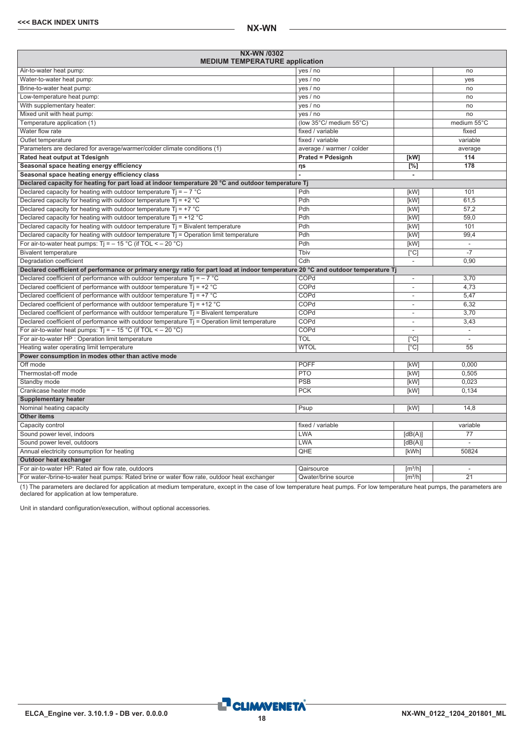| NX-WN /0302 MEDIUM TEMPERATURE application | | | |
|---|---|---|---|
| Air-to-water heat pump: | yes / no | | no |
| Water-to-water heat pump: | yes / no | | yes |
| Brine-to-water heat pump: | yes / no | | no |
| Low-temperature heat pump: | yes / no | | no |
| With supplementary heater: | yes / no | | no |
| Mixed unit with heat pump: | yes / no | | no |
| Temperature application (1) | (low 35°C/ medium 55°C) | | medium 55°C |
| Water flow rate | fixed / variable | | fixed |
| Outlet temperature | fixed / variable | | variable |
| Parameters are declared for average/warmer/colder climate conditions (1) | average / warmer / colder | | average |
| **Rated heat output at Tdesignh** | **Prated = Pdesignh** | **[kW]** | **114** |
| **Seasonal space heating energy efficiency** | **ηs** | **[%]** | **178** |
| **Seasonal space heating energy efficiency class** | **-** | **-** | |
| **Declared capacity for heating for part load at indoor temperature 20 °C and outdoor temperature Tj** | | | |
| Declared capacity for heating with outdoor temperature Tj = – 7 °C | Pdh | [kW] | 101 |
| Declared capacity for heating with outdoor temperature Tj = +2 °C | Pdh | [kW] | 61,5 |
| Declared capacity for heating with outdoor temperature Tj = +7 °C | Pdh | [kW] | 57,2 |
| Declared capacity for heating with outdoor temperature Tj = +12 °C | Pdh | [kW] | 59,0 |
| Declared capacity for heating with outdoor temperature Tj = Bivalent temperature | Pdh | [kW] | 101 |
| Declared capacity for heating with outdoor temperature Tj = Operation limit temperature | Pdh | [kW] | 99,4 |
| For air-to-water heat pumps: Tj = – 15 °C (if TOL < – 20 °C) | Pdh | [kW] | - |
| Bivalent temperature | Tbiv | [°C] | -7 |
| Degradation coefficient | Cdh | - | 0,90 |
| **Declared coefficient of performance or primary energy ratio for part load at indoor temperature 20 °C and outdoor temperature Tj** | | | |
| Declared coefficient of performance with outdoor temperature Tj = – 7 °C | COPd | - | 3,70 |
| Declared coefficient of performance with outdoor temperature Tj = +2 °C | COPd | - | 4,73 |
| Declared coefficient of performance with outdoor temperature Tj = +7 °C | COPd | - | 5,47 |
| Declared coefficient of performance with outdoor temperature Tj = +12 °C | COPd | - | 6,32 |
| Declared coefficient of performance with outdoor temperature Tj = Bivalent temperature | COPd | - | 3,70 |
| Declared coefficient of performance with outdoor temperature Tj = Operation limit temperature | COPd | - | 3,43 |
| For air-to-water heat pumps: Tj = – 15 °C (if TOL < – 20 °C) | COPd | - | - |
| For air-to-water HP : Operation limit temperature | TOL | [°C] | - |
| Heating water operating limit temperature | WTOL | [°C] | 55 |
| **Power consumption in modes other than active mode** | | | |
| Off mode | POFF | [kW] | 0,000 |
| Thermostat-off mode | PTO | [kW] | 0,505 |
| Standby mode | PSB | [kW] | 0,023 |
| Crankcase heater mode | PCK | [kW] | 0,134 |
| **Supplementary heater** | | | |
| Nominal heating capacity | Psup | [kW] | 14,8 |
| **Other items** | | | |
| Capacity control | fixed / variable | | variable |
| Sound power level, indoors | LWA | [dB(A)] | 77 |
| Sound power level, outdoors | LWA | [dB(A)] | - |
| Annual electricity consumption for heating | QHE | [kWh] | 50824 |
| **Outdoor heat exchanger** | | | |
| For air-to-water HP: Rated air flow rate, outdoors | Qairsource | [m³/h] | - |
| For water-/brine-to-water heat pumps: Rated brine or water flow rate, outdoor heat exchanger | Qwater/brine source | [m³/h] | 21 |

(1) The parameters are declared for application at medium temperature, except in the case of low temperature heat pumps. For low temperature heat pumps, the parameters are declared for application at low temperature.

Unit in standard configuration/execution, without optional accessories.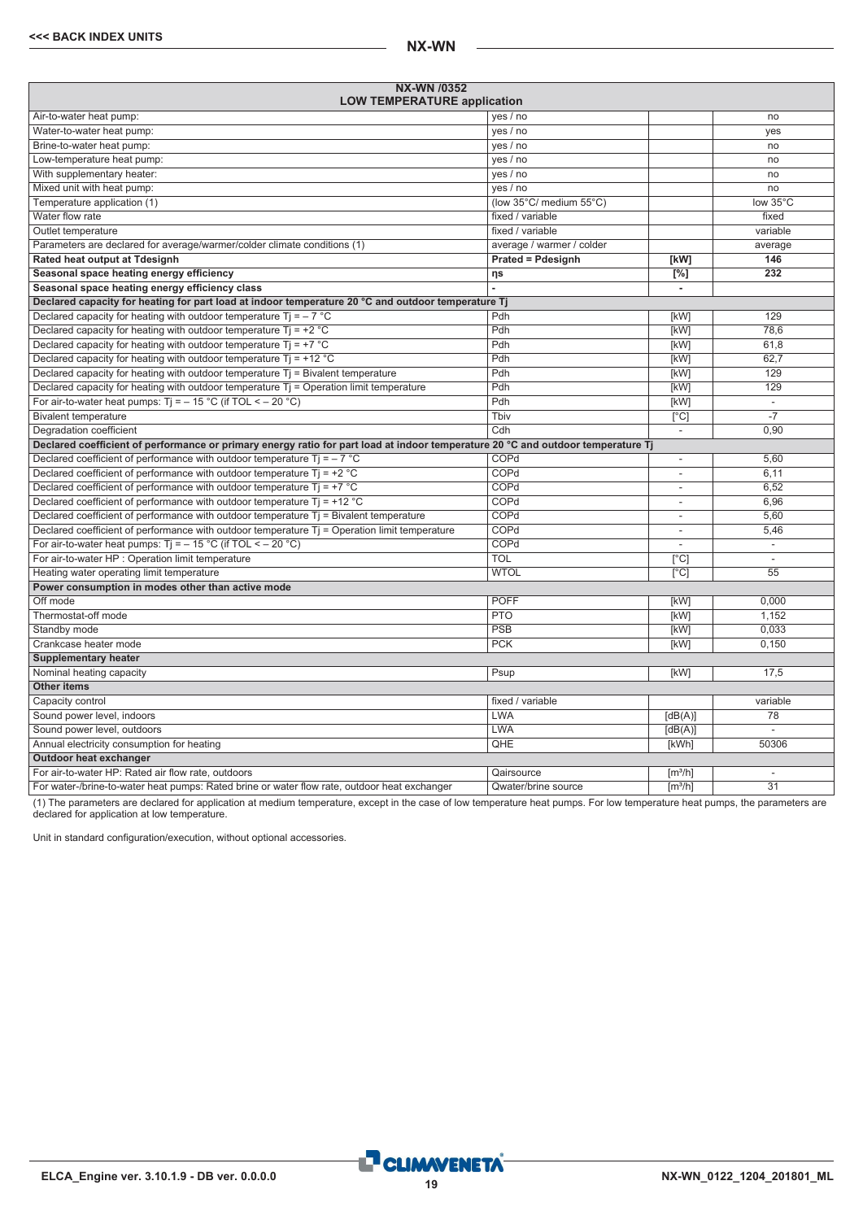| NX-WN /0352<br>LOW TEMPERATURE application | | | |
|---|---|---|---|
| Air-to-water heat pump: | yes / no | | no |
| Water-to-water heat pump: | yes / no | | yes |
| Brine-to-water heat pump: | yes / no | | no |
| Low-temperature heat pump: | yes / no | | no |
| With supplementary heater: | yes / no | | no |
| Mixed unit with heat pump: | yes / no | | no |
| Temperature application (1) | (low 35°C/ medium 55°C) | | low 35°C |
| Water flow rate | fixed / variable | | fixed |
| Outlet temperature | fixed / variable | | variable |
| Parameters are declared for average/warmer/colder climate conditions (1) | average / warmer / colder | | average |
| **Rated heat output at Tdesignh** | **Prated = Pdesignh** | **[kW]** | **146** |
| **Seasonal space heating efficiency** | **ηs** | **[%]** | **232** |
| **Seasonal space heating energy efficiency class** | **-** | **-** | |
| **Declared capacity for heating for part load at indoor temperature 20 °C and outdoor temperature Tj** | | | |
| Declared capacity for heating with outdoor temperature Tj = – 7 °C | Pdh | [kW] | 129 |
| Declared capacity for heating with outdoor temperature Tj = +2 °C | Pdh | [kW] | 78,6 |
| Declared capacity for heating with outdoor temperature Tj = +7 °C | Pdh | [kW] | 61,8 |
| Declared capacity for heating with outdoor temperature Tj = +12 °C | Pdh | [kW] | 62,7 |
| Declared capacity for heating with outdoor temperature Tj = Bivalent temperature | Pdh | [kW] | 129 |
| Declared capacity for heating with outdoor temperature Tj = Operation limit temperature | Pdh | [kW] | 129 |
| For air-to-water heat pumps: Tj = – 15 °C (if TOL < – 20 °C) | Pdh | [kW] | - |
| Bivalent temperature | Tbiv | [°C] | -7 |
| Degradation coefficient | Cdh | - | 0,90 |
| **Declared coefficient of performance or primary energy ratio for part load at indoor temperature 20 °C and outdoor temperature Tj** | | | |
| Declared coefficient of performance with outdoor temperature Tj = – 7 °C | COPd | - | 5,60 |
| Declared coefficient of performance with outdoor temperature Tj = +2 °C | COPd | - | 6,11 |
| Declared coefficient of performance with outdoor temperature Tj = +7 °C | COPd | - | 6,52 |
| Declared coefficient of performance with outdoor temperature Tj = +12 °C | COPd | - | 6,96 |
| Declared coefficient of performance with outdoor temperature Tj = Bivalent temperature | COPd | - | 5,60 |
| Declared coefficient of performance with outdoor temperature Tj = Operation limit temperature | COPd | - | 5,46 |
| For air-to-water heat pumps: Tj = – 15 °C (if TOL < – 20 °C) | COPd | - | - |
| For air-to-water HP : Operation limit temperature | TOL | [°C] | - |
| Heating water operating limit temperature | WTOL | [°C] | 55 |
| **Power consumption in modes other than active mode** | | | |
| Off mode | POFF | [kW] | 0,000 |
| Thermostat-off mode | PTO | [kW] | 1,152 |
| Standby mode | PSB | [kW] | 0,033 |
| Crankcase heater mode | PCK | [kW] | 0,150 |
| **Supplementary heater** | | | |
| Nominal heating capacity | Psup | [kW] | 17,5 |
| **Other items** | | | |
| Capacity control | fixed / variable | | variable |
| Sound power level, indoors | LWA | [dB(A)] | 78 |
| Sound power level, outdoors | LWA | [dB(A)] | - |
| Annual electricity consumption for heating | QHE | [kWh] | 50306 |
| **Outdoor heat exchanger** | | | |
| For air-to-water HP: Rated air flow rate, outdoors | Qairsource | [m³/h] | - |
| For water-/brine-to-water heat pumps: Rated brine or water flow rate, outdoor heat exchanger | Qwater/brine source | [m³/h] | 31 |

(1) The parameters are declared for application at medium temperature, except in the case of low temperature heat pumps. For low temperature heat pumps, the parameters are declared for application at low temperature.

Unit in standard configuration/execution, without optional accessories.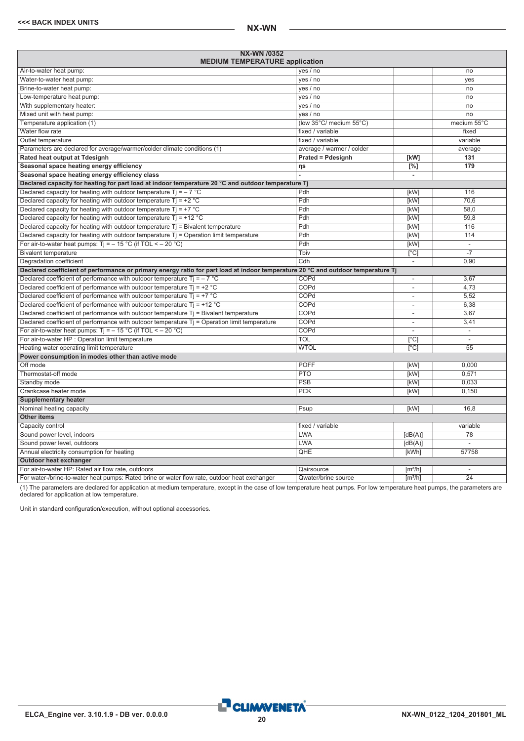| NX-WN /0352 MEDIUM TEMPERATURE application | | | |
|---|---|---|---|
| Air-to-water heat pump: | yes / no | | no |
| Water-to-water heat pump: | yes / no | | yes |
| Brine-to-water heat pump: | yes / no | | no |
| Low-temperature heat pump: | yes / no | | no |
| With supplementary heater: | yes / no | | no |
| Mixed unit with heat pump: | yes / no | | no |
| Temperature application (1) | (low 35°C/ medium 55°C) | | medium 55°C |
| Water flow rate | fixed / variable | | fixed |
| Outlet temperature | fixed / variable | | variable |
| Parameters are declared for average/warmer/colder climate conditions (1) | average / warmer / colder | | average |
| **Rated heat output at Tdesignh** | **Prated = Pdesignh** | **[kW]** | **131** |
| **Seasonal space heating energy efficiency** | **ηs** | **[%]** | **179** |
| **Seasonal space heating energy efficiency class** | **-** | **-** | |
| **Declared capacity for heating for part load at indoor temperature 20 °C and outdoor temperature Tj** | | | |
| Declared capacity for heating with outdoor temperature Tj = – 7 °C | Pdh | [kW] | 116 |
| Declared capacity for heating with outdoor temperature Tj = +2 °C | Pdh | [kW] | 70,6 |
| Declared capacity for heating with outdoor temperature Tj = +7 °C | Pdh | [kW] | 58,0 |
| Declared capacity for heating with outdoor temperature Tj = +12 °C | Pdh | [kW] | 59,8 |
| Declared capacity for heating with outdoor temperature Tj = Bivalent temperature | Pdh | [kW] | 116 |
| Declared capacity for heating with outdoor temperature Tj = Operation limit temperature | Pdh | [kW] | 114 |
| For air-to-water heat pumps: Tj = – 15 °C (if TOL < – 20 °C) | Pdh | [kW] | - |
| Bivalent temperature | Tbiv | [°C] | -7 |
| Degradation coefficient | Cdh | - | 0,90 |
| **Declared coefficient of performance or primary energy ratio for part load at indoor temperature 20 °C and outdoor temperature Tj** | | | |
| Declared coefficient of performance with outdoor temperature Tj = – 7 °C | COPd | - | 3,67 |
| Declared coefficient of performance with outdoor temperature Tj = +2 °C | COPd | - | 4,73 |
| Declared coefficient of performance with outdoor temperature Tj = +7 °C | COPd | - | 5,52 |
| Declared coefficient of performance with outdoor temperature Tj = +12 °C | COPd | - | 6,38 |
| Declared coefficient of performance with outdoor temperature Tj = Bivalent temperature | COPd | - | 3,67 |
| Declared coefficient of performance with outdoor temperature Tj = Operation limit temperature | COPd | - | 3,41 |
| For air-to-water heat pumps: Tj = – 15 °C (if TOL < – 20 °C) | COPd | - | - |
| For air-to-water HP : Operation limit temperature | TOL | [°C] | - |
| Heating water operating limit temperature | WTOL | [°C] | 55 |
| **Power consumption in modes other than active mode** | | | |
| Off mode | POFF | [kW] | 0,000 |
| Thermostat-off mode | PTO | [kW] | 0,571 |
| Standby mode | PSB | [kW] | 0,033 |
| Crankcase heater mode | PCK | [kW] | 0,150 |
| **Supplementary heater** | | | |
| Nominal heating capacity | Psup | [kW] | 16,8 |
| **Other items** | | | |
| Capacity control | fixed / variable | | variable |
| Sound power level, indoors | LWA | [dB(A)] | 78 |
| Sound power level, outdoors | LWA | [dB(A)] | - |
| Annual electricity consumption for heating | QHE | [kWh] | 57758 |
| **Outdoor heat exchanger** | | | |
| For air-to-water HP: Rated air flow rate, outdoors | Qairsource | [m³/h] | - |
| For water-/brine-to-water heat pumps: Rated brine or water flow rate, outdoor heat exchanger | Qwater/brine source | [m³/h] | 24 |

(1) The parameters are declared for application at medium temperature, except in the case of low temperature heat pumps. For low temperature heat pumps, the parameters are declared for application at low temperature.

Unit in standard configuration/execution, without optional accessories.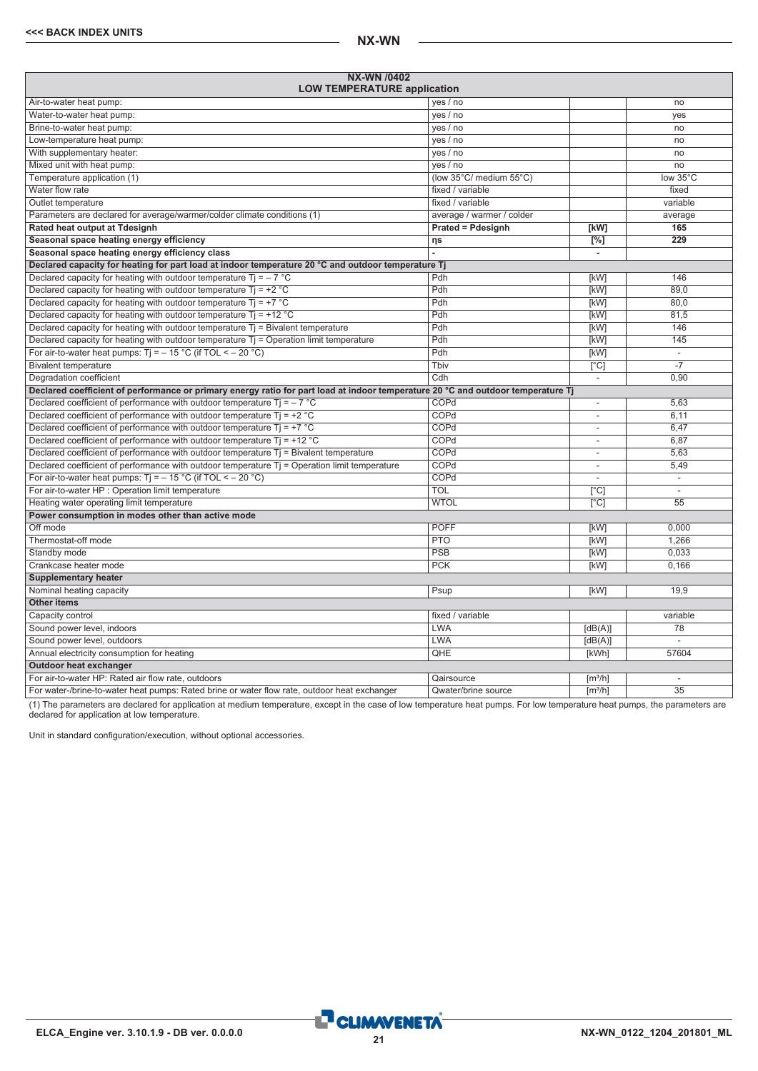| NX-WN /0402 LOW TEMPERATURE application | | | |
|---|---|---|---|
| Air-to-water heat pump: | yes / no | | no |
| Water-to-water heat pump: | yes / no | | yes |
| Brine-to-water heat pump: | yes / no | | no |
| Low-temperature heat pump: | yes / no | | no |
| With supplementary heater: | yes / no | | no |
| Mixed unit with heat pump: | yes / no | | no |
| Temperature application (1) | (low 35°C/ medium 55°C) | | low 35°C |
| Water flow rate | fixed / variable | | fixed |
| Outlet temperature | fixed / variable | | variable |
| Parameters are declared for average/warmer/colder climate conditions (1) | average / warmer / colder | | average |
| **Rated heat output at Tdesignh** | **Prated = Pdesignh** | **[kW]** | **165** |
| **Seasonal space heating energy efficiency** | **ηs** | **[%]** | **229** |
| **Seasonal space heating energy efficiency class** | **-** | **-** | |
| **Declared capacity for heating for part load at indoor temperature 20 °C and outdoor temperature Tj** | | | |
| Declared capacity for heating with outdoor temperature Tj = – 7 °C | Pdh | [kW] | 146 |
| Declared capacity for heating with outdoor temperature Tj = +2 °C | Pdh | [kW] | 89,0 |
| Declared capacity for heating with outdoor temperature Tj = +7 °C | Pdh | [kW] | 80,0 |
| Declared capacity for heating with outdoor temperature Tj = +12 °C | Pdh | [kW] | 81,5 |
| Declared capacity for heating with outdoor temperature Tj = Bivalent temperature | Pdh | [kW] | 146 |
| Declared capacity for heating with outdoor temperature Tj = Operation limit temperature | Pdh | [kW] | 145 |
| For air-to-water heat pumps: Tj = – 15 °C (if TOL < – 20 °C) | Pdh | [kW] | - |
| Bivalent temperature | Tbiv | [°C] | -7 |
| Degradation coefficient | Cdh | - | 0,90 |
| **Declared coefficient of performance or primary energy ratio for part load at indoor temperature 20 °C and outdoor temperature Tj** | | | |
| Declared coefficient of performance with outdoor temperature Tj = – 7 °C | COPd | - | 5,63 |
| Declared coefficient of performance with outdoor temperature Tj = +2 °C | COPd | - | 6,11 |
| Declared coefficient of performance with outdoor temperature Tj = +7 °C | COPd | - | 6,47 |
| Declared coefficient of performance with outdoor temperature Tj = +12 °C | COPd | - | 6,87 |
| Declared coefficient of performance with outdoor temperature Tj = Bivalent temperature | COPd | - | 5,63 |
| Declared coefficient of performance with outdoor temperature Tj = Operation limit temperature | COPd | - | 5,49 |
| For air-to-water heat pumps: Tj = – 15 °C (if TOL < – 20 °C) | COPd | - | - |
| For air-to-water HP : Operation limit temperature | TOL | [°C] | - |
| Heating water operating limit temperature | WTOL | [°C] | 55 |
| **Power consumption in modes other than active mode** | | | |
| Off mode | POFF | [kW] | 0,000 |
| Thermostat-off mode | PTO | [kW] | 1,266 |
| Standby mode | PSB | [kW] | 0,033 |
| Crankcase heater mode | PCK | [kW] | 0,166 |
| **Supplementary heater** | | | |
| Nominal heating capacity | Psup | [kW] | 19,9 |
| **Other items** | | | |
| Capacity control | fixed / variable | | variable |
| Sound power level, indoors | LWA | [dB(A)] | 78 |
| Sound power level, outdoors | LWA | [dB(A)] | - |
| Annual electricity consumption for heating | QHE | [kWh] | 57604 |
| **Outdoor heat exchanger** | | | |
| For air-to-water HP: Rated air flow rate, outdoors | Qairsource | [m³/h] | - |
| For water-/brine-to-water heat pumps: Rated brine or water flow rate, outdoor heat exchanger | Qwater/brine source | [m³/h] | 35 |

(1) The parameters are declared for application at medium temperature, except in the case of low temperature heat pumps. For low temperature heat pumps, the parameters are declared for application at low temperature.

Unit in standard configuration/execution, without optional accessories.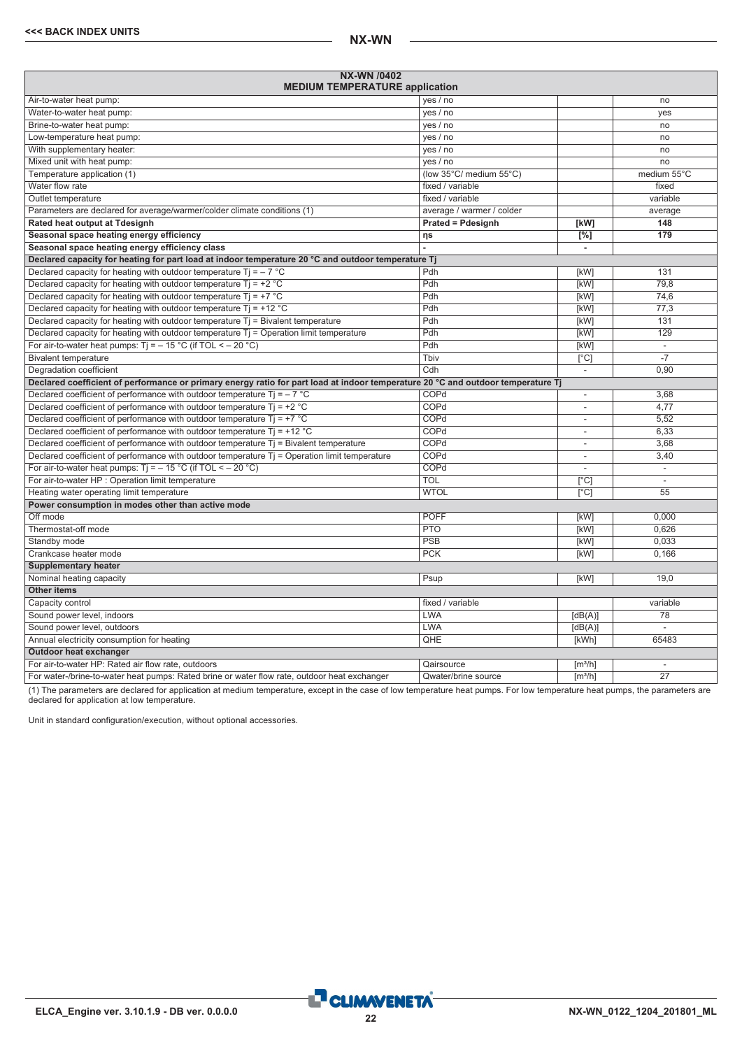| NX-WN /0402<br>MEDIUM TEMPERATURE application | | | |
|---|---|---|---|
| Air-to-water heat pump: | yes / no | | no |
| Water-to-water heat pump: | yes / no | | yes |
| Brine-to-water heat pump: | yes / no | | no |
| Low-temperature heat pump: | yes / no | | no |
| With supplementary heater: | yes / no | | no |
| Mixed unit with heat pump: | yes / no | | no |
| Temperature application (1) | (low 35°C/ medium 55°C) | | medium 55°C |
| Water flow rate | fixed / variable | | fixed |
| Outlet temperature | fixed / variable | | variable |
| Parameters are declared for average/warmer/colder climate conditions (1) | average / warmer / colder | | average |
| **Rated heat output at Tdesignh** | **Prated = Pdesignh** | **[kW]** | **148** |
| **Seasonal space heating energy efficiency** | **ηs** | **[%]** | **179** |
| **Seasonal space heating energy efficiency class** | **-** | **-** | |
| **Declared capacity for heating for part load at indoor temperature 20 °C and outdoor temperature Tj** | | | |
| Declared capacity for heating with outdoor temperature Tj = – 7 °C | Pdh | [kW] | 131 |
| Declared capacity for heating with outdoor temperature Tj = +2 °C | Pdh | [kW] | 79,8 |
| Declared capacity for heating with outdoor temperature Tj = +7 °C | Pdh | [kW] | 74,6 |
| Declared capacity for heating with outdoor temperature Tj = +12 °C | Pdh | [kW] | 77,3 |
| Declared capacity for heating with outdoor temperature Tj = Bivalent temperature | Pdh | [kW] | 131 |
| Declared capacity for heating with outdoor temperature Tj = Operation limit temperature | Pdh | [kW] | 129 |
| For air-to-water heat pumps: Tj = – 15 °C (if TOL < – 20 °C) | Pdh | [kW] | - |
| Bivalent temperature | Tbiv | [°C] | -7 |
| Degradation coefficient | Cdh | - | 0,90 |
| **Declared coefficient of performance or primary energy ratio for part load at indoor temperature 20 °C and outdoor temperature Tj** | | | |
| Declared coefficient of performance with outdoor temperature Tj = – 7 °C | COPd | - | 3,68 |
| Declared coefficient of performance with outdoor temperature Tj = +2 °C | COPd | - | 4,77 |
| Declared coefficient of performance with outdoor temperature Tj = +7 °C | COPd | - | 5,52 |
| Declared coefficient of performance with outdoor temperature Tj = +12 °C | COPd | - | 6,33 |
| Declared coefficient of performance with outdoor temperature Tj = Bivalent temperature | COPd | - | 3,68 |
| Declared coefficient of performance with outdoor temperature Tj = Operation limit temperature | COPd | - | 3,40 |
| For air-to-water heat pumps: Tj = – 15 °C (if TOL < – 20 °C) | COPd | - | - |
| For air-to-water HP : Operation limit temperature | TOL | [°C] | - |
| Heating water operating limit temperature | WTOL | [°C] | 55 |
| **Power consumption in modes other than active mode** | | | |
| Off mode | POFF | [kW] | 0,000 |
| Thermostat-off mode | PTO | [kW] | 0,626 |
| Standby mode | PSB | [kW] | 0,033 |
| Crankcase heater mode | PCK | [kW] | 0,166 |
| **Supplementary heater** | | | |
| Nominal heating capacity | Psup | [kW] | 19,0 |
| **Other items** | | | |
| Capacity control | fixed / variable | | variable |
| Sound power level, indoors | LWA | [dB(A)] | 78 |
| Sound power level, outdoors | LWA | [dB(A)] | - |
| Annual electricity consumption for heating | QHE | [kWh] | 65483 |
| **Outdoor heat exchanger** | | | |
| For air-to-water HP: Rated air flow rate, outdoors | Qairsource | [m³/h] | - |
| For water-/brine-to-water heat pumps: Rated brine or water flow rate, outdoor heat exchanger | Qwater/brine source | [m³/h] | 27 |

(1) The parameters are declared for application at medium temperature, except in the case of low temperature heat pumps. For low temperature heat pumps, the parameters are declared for application at low temperature.

Unit in standard configuration/execution, without optional accessories.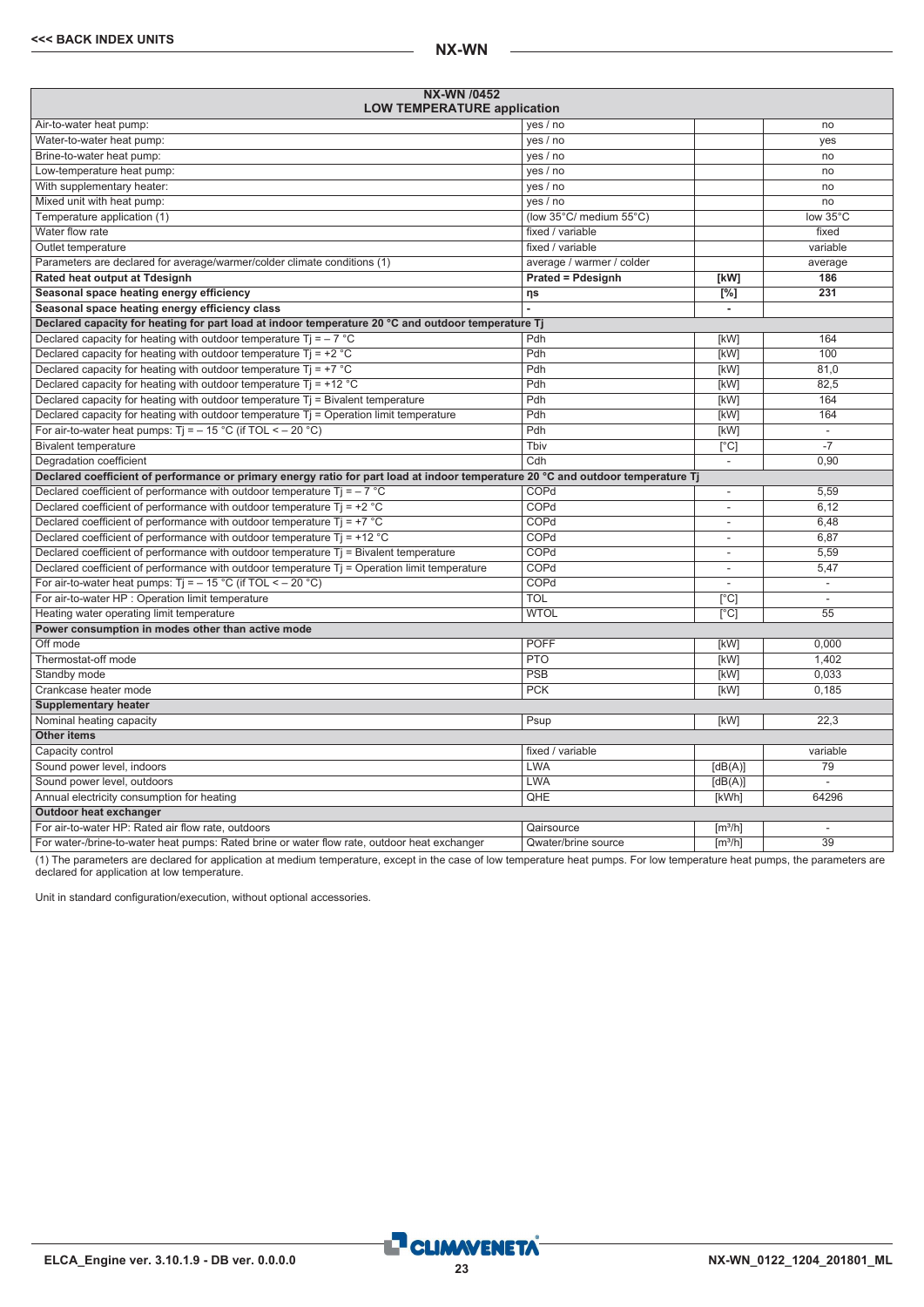| NX-WN /0452 LOW TEMPERATURE application | | | |
|---|---|---|---|
| Air-to-water heat pump: | yes / no | | no |
| Water-to-water heat pump: | yes / no | | yes |
| Brine-to-water heat pump: | yes / no | | no |
| Low-temperature heat pump: | yes / no | | no |
| With supplementary heater: | yes / no | | no |
| Mixed unit with heat pump: | yes / no | | no |
| Temperature application (1) | (low 35°C/ medium 55°C) | | low 35°C |
| Water flow rate | fixed / variable | | fixed |
| Outlet temperature | fixed / variable | | variable |
| Parameters are declared for average/warmer/colder climate conditions (1) | average / warmer / colder | | average |
| **Rated heat output at Tdesignh** | **Prated = Pdesignh** | **[kW]** | **186** |
| **Seasonal space heating energy efficiency** | **ηs** | **[%]** | **231** |
| **Seasonal space heating energy efficiency class** | **-** | **-** | |
| **Declared capacity for heating for part load at indoor temperature 20 °C and outdoor temperature Tj** | | | |
| Declared capacity for heating with outdoor temperature Tj = – 7 °C | Pdh | [kW] | 164 |
| Declared capacity for heating with outdoor temperature Tj = +2 °C | Pdh | [kW] | 100 |
| Declared capacity for heating with outdoor temperature Tj = +7 °C | Pdh | [kW] | 81,0 |
| Declared capacity for heating with outdoor temperature Tj = +12 °C | Pdh | [kW] | 82,5 |
| Declared capacity for heating with outdoor temperature Tj = Bivalent temperature | Pdh | [kW] | 164 |
| Declared capacity for heating with outdoor temperature Tj = Operation limit temperature | Pdh | [kW] | 164 |
| For air-to-water heat pumps: Tj = – 15 °C (if TOL < – 20 °C) | Pdh | [kW] | - |
| Bivalent temperature | Tbiv | [°C] | -7 |
| Degradation coefficient | Cdh | - | 0,90 |
| **Declared coefficient of performance or primary energy ratio for part load at indoor temperature 20 °C and outdoor temperature Tj** | | | |
| Declared coefficient of performance with outdoor temperature Tj = – 7 °C | COPd | - | 5,59 |
| Declared coefficient of performance with outdoor temperature Tj = +2 °C | COPd | - | 6,12 |
| Declared coefficient of performance with outdoor temperature Tj = +7 °C | COPd | - | 6,48 |
| Declared coefficient of performance with outdoor temperature Tj = +12 °C | COPd | - | 6,87 |
| Declared coefficient of performance with outdoor temperature Tj = Bivalent temperature | COPd | - | 5,59 |
| Declared coefficient of performance with outdoor temperature Tj = Operation limit temperature | COPd | - | 5,47 |
| For air-to-water heat pumps: Tj = – 15 °C (if TOL < – 20 °C) | COPd | - | - |
| For air-to-water HP : Operation limit temperature | TOL | [°C] | - |
| Heating water operating limit temperature | WTOL | [°C] | 55 |
| **Power consumption in modes other than active mode** | | | |
| Off mode | POFF | [kW] | 0,000 |
| Thermostat-off mode | PTO | [kW] | 1,402 |
| Standby mode | PSB | [kW] | 0,033 |
| Crankcase heater mode | PCK | [kW] | 0,185 |
| **Supplementary heater** | | | |
| Nominal heating capacity | Psup | [kW] | 22,3 |
| **Other items** | | | |
| Capacity control | fixed / variable | | variable |
| Sound power level, indoors | LWA | [dB(A)] | 79 |
| Sound power level, outdoors | LWA | [dB(A)] | - |
| Annual electricity consumption for heating | QHE | [kWh] | 64296 |
| **Outdoor heat exchanger** | | | |
| For air-to-water HP: Rated air flow rate, outdoors | Qairsource | [m³/h] | - |
| For water-/brine-to-water heat pumps: Rated brine or water flow rate, outdoor heat exchanger | Qwater/brine source | [m³/h] | 39 |

(1) The parameters are declared for application at medium temperature, except in the case of low temperature heat pumps. For low temperature heat pumps, the parameters are declared for application at low temperature.

Unit in standard configuration/execution, without optional accessories.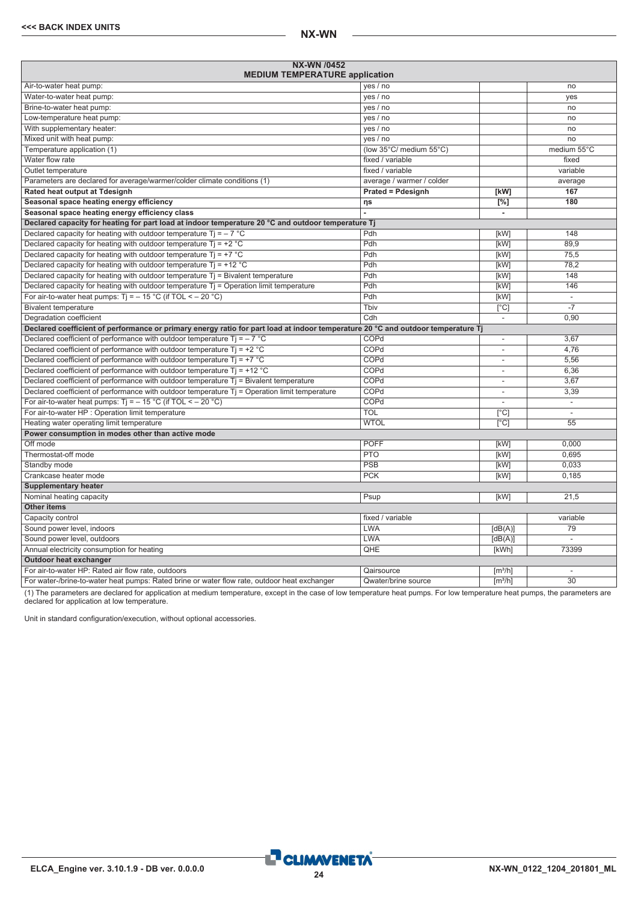| NX-WN /0452 MEDIUM TEMPERATURE application | | | |
|---|---|---|---|
| Air-to-water heat pump: | yes / no | | no |
| Water-to-water heat pump: | yes / no | | yes |
| Brine-to-water heat pump: | yes / no | | no |
| Low-temperature heat pump: | yes / no | | no |
| With supplementary heater: | yes / no | | no |
| Mixed unit with heat pump: | yes / no | | no |
| Temperature application (1) | (low 35°C/ medium 55°C) | | medium 55°C |
| Water flow rate | fixed / variable | | fixed |
| Outlet temperature | fixed / variable | | variable |
| Parameters are declared for average/warmer/colder climate conditions (1) | average / warmer / colder | | average |
| **Rated heat output at Tdesignh** | **Prated = Pdesignh** | **[kW]** | **167** |
| **Seasonal space heating energy efficiency** | **ηs** | **[%]** | **180** |
| **Seasonal space heating energy efficiency class** | **-** | **-** | |
| **Declared capacity for heating for part load at indoor temperature 20 °C and outdoor temperature Tj** | | | |
| Declared capacity for heating with outdoor temperature Tj = – 7 °C | Pdh | [kW] | 148 |
| Declared capacity for heating with outdoor temperature Tj = +2 °C | Pdh | [kW] | 89,9 |
| Declared capacity for heating with outdoor temperature Tj = +7 °C | Pdh | [kW] | 75,5 |
| Declared capacity for heating with outdoor temperature Tj = +12 °C | Pdh | [kW] | 78,2 |
| Declared capacity for heating with outdoor temperature Tj = Bivalent temperature | Pdh | [kW] | 148 |
| Declared capacity for heating with outdoor temperature Tj = Operation limit temperature | Pdh | [kW] | 146 |
| For air-to-water heat pumps: Tj = – 15 °C (if TOL < – 20 °C) | Pdh | [kW] | - |
| Bivalent temperature | Tbiv | [°C] | -7 |
| Degradation coefficient | Cdh | - | 0,90 |
| **Declared coefficient of performance or primary energy ratio for part load at indoor temperature 20 °C and outdoor temperature Tj** | | | |
| Declared coefficient of performance with outdoor temperature Tj = – 7 °C | COPd | - | 3,67 |
| Declared coefficient of performance with outdoor temperature Tj = +2 °C | COPd | - | 4,76 |
| Declared coefficient of performance with outdoor temperature Tj = +7 °C | COPd | - | 5,56 |
| Declared coefficient of performance with outdoor temperature Tj = +12 °C | COPd | - | 6,36 |
| Declared coefficient of performance with outdoor temperature Tj = Bivalent temperature | COPd | - | 3,67 |
| Declared coefficient of performance with outdoor temperature Tj = Operation limit temperature | COPd | - | 3,39 |
| For air-to-water heat pumps: Tj = – 15 °C (if TOL < – 20 °C) | COPd | - | - |
| For air-to-water HP : Operation limit temperature | TOL | [°C] | - |
| Heating water operating limit temperature | WTOL | [°C] | 55 |
| **Power consumption in modes other than active mode** | | | |
| Off mode | POFF | [kW] | 0,000 |
| Thermostat-off mode | PTO | [kW] | 0,695 |
| Standby mode | PSB | [kW] | 0,033 |
| Crankcase heater mode | PCK | [kW] | 0,185 |
| **Supplementary heater** | | | |
| Nominal heating capacity | Psup | [kW] | 21,5 |
| **Other items** | | | |
| Capacity control | fixed / variable | | variable |
| Sound power level, indoors | LWA | [dB(A)] | 79 |
| Sound power level, outdoors | LWA | [dB(A)] | - |
| Annual electricity consumption for heating | QHE | [kWh] | 73399 |
| **Outdoor heat exchanger** | | | |
| For air-to-water HP: Rated air flow rate, outdoors | Qairsource | [m³/h] | - |
| For water-/brine-to-water heat pumps: Rated brine or water flow rate, outdoor heat exchanger | Qwater/brine source | [m³/h] | 30 |

(1) The parameters are declared for application at medium temperature, except in the case of low temperature heat pumps. For low temperature heat pumps, the parameters are declared for application at low temperature.

Unit in standard configuration/execution, without optional accessories.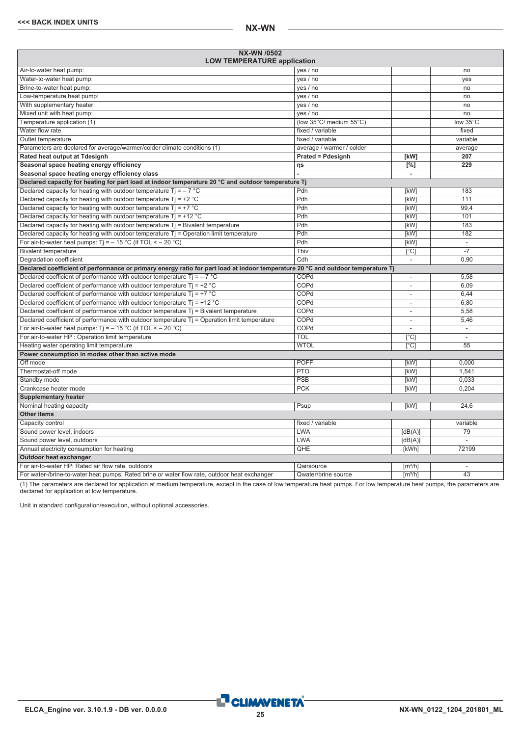| NX-WN /0502 LOW TEMPERATURE application | | | |
|---|---|---|---|
| Air-to-water heat pump: | yes / no | | no |
| Water-to-water heat pump: | yes / no | | yes |
| Brine-to-water heat pump: | yes / no | | no |
| Low-temperature heat pump: | yes / no | | no |
| With supplementary heater: | yes / no | | no |
| Mixed unit with heat pump: | yes / no | | no |
| Temperature application (1) | (low 35°C/ medium 55°C) | | low 35°C |
| Water flow rate | fixed / variable | | fixed |
| Outlet temperature | fixed / variable | | variable |
| Parameters are declared for average/warmer/colder climate conditions (1) | average / warmer / colder | | average |
| **Rated heat output at Tdesignh** | **Prated = Pdesignh** | **[kW]** | **207** |
| **Seasonal space heating energy efficiency** | **ηs** | **[%]** | **229** |
| **Seasonal space heating energy efficiency class** | **-** | **-** | |
| **Declared capacity for heating for part load at indoor temperature 20 °C and outdoor temperature Tj** | | | |
| Declared capacity for heating with outdoor temperature Tj = – 7 °C | Pdh | [kW] | 183 |
| Declared capacity for heating with outdoor temperature Tj = +2 °C | Pdh | [kW] | 111 |
| Declared capacity for heating with outdoor temperature Tj = +7 °C | Pdh | [kW] | 99,4 |
| Declared capacity for heating with outdoor temperature Tj = +12 °C | Pdh | [kW] | 101 |
| Declared capacity for heating with outdoor temperature Tj = Bivalent temperature | Pdh | [kW] | 183 |
| Declared capacity for heating with outdoor temperature Tj = Operation limit temperature | Pdh | [kW] | 182 |
| For air-to-water heat pumps: Tj = – 15 °C (if TOL < – 20 °C) | Pdh | [kW] | - |
| Bivalent temperature | Tbiv | [°C] | -7 |
| Degradation coefficient | Cdh | - | 0,90 |
| **Declared coefficient of performance or primary energy ratio for part load at indoor temperature 20 °C and outdoor temperature Tj** | | | |
| Declared coefficient of performance with outdoor temperature Tj = – 7 °C | COPd | - | 5,58 |
| Declared coefficient of performance with outdoor temperature Tj = +2 °C | COPd | - | 6,09 |
| Declared coefficient of performance with outdoor temperature Tj = +7 °C | COPd | - | 6,44 |
| Declared coefficient of performance with outdoor temperature Tj = +12 °C | COPd | - | 6,80 |
| Declared coefficient of performance with outdoor temperature Tj = Bivalent temperature | COPd | - | 5,58 |
| Declared coefficient of performance with outdoor temperature Tj = Operation limit temperature | COPd | - | 5,46 |
| For air-to-water heat pumps: Tj = – 15 °C (if TOL < – 20 °C) | COPd | - | - |
| For air-to-water HP : Operation limit temperature | TOL | [°C] | - |
| Heating water operating limit temperature | WTOL | [°C] | 55 |
| **Power consumption in modes other than active mode** | | | |
| Off mode | POFF | [kW] | 0,000 |
| Thermostat-off mode | PTO | [kW] | 1,541 |
| Standby mode | PSB | [kW] | 0,033 |
| Crankcase heater mode | PCK | [kW] | 0,204 |
| **Supplementary heater** | | | |
| Nominal heating capacity | Psup | [kW] | 24,6 |
| **Other items** | | | |
| Capacity control | fixed / variable | | variable |
| Sound power level, indoors | LWA | [dB(A)] | 79 |
| Sound power level, outdoors | LWA | [dB(A)] | - |
| Annual electricity consumption for heating | QHE | [kWh] | 72199 |
| **Outdoor heat exchanger** | | | |
| For air-to-water HP: Rated air flow rate, outdoors | Qairsource | [m³/h] | - |
| For water-/brine-to-water heat pumps: Rated brine or water flow rate, outdoor heat exchanger | Qwater/brine source | [m³/h] | 43 |

(1) The parameters are declared for application at medium temperature, except in the case of low temperature heat pumps. For low temperature heat pumps, the parameters are declared for application at low temperature.

Unit in standard configuration/execution, without optional accessories.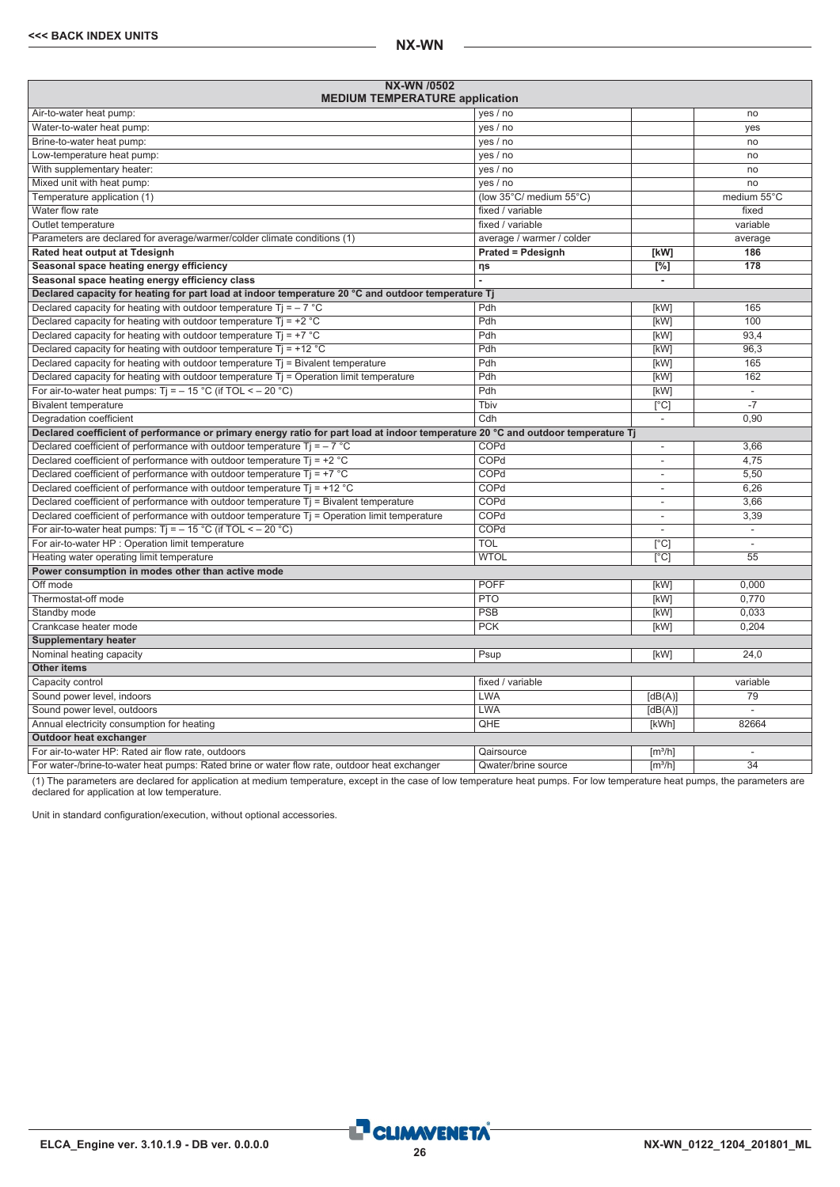| NX-WN /0502 MEDIUM TEMPERATURE application | | | |
|---|---|---|---|
| Air-to-water heat pump: | yes / no | | no |
| Water-to-water heat pump: | yes / no | | yes |
| Brine-to-water heat pump: | yes / no | | no |
| Low-temperature heat pump: | yes / no | | no |
| With supplementary heater: | yes / no | | no |
| Mixed unit with heat pump: | yes / no | | no |
| Temperature application (1) | (low 35°C/ medium 55°C) | | medium 55°C |
| Water flow rate | fixed / variable | | fixed |
| Outlet temperature | fixed / variable | | variable |
| Parameters are declared for average/warmer/colder climate conditions (1) | average / warmer / colder | | average |
| **Rated heat output at Tdesignh** | **Prated = Pdesignh** | **[kW]** | **186** |
| **Seasonal space heating energy efficiency** | **ηs** | **[%]** | **178** |
| **Seasonal space heating energy efficiency class** | **-** | **-** | |
| **Declared capacity for heating for part load at indoor temperature 20 °C and outdoor temperature Tj** | | | |
| Declared capacity for heating with outdoor temperature Tj = – 7 °C | Pdh | [kW] | 165 |
| Declared capacity for heating with outdoor temperature Tj = +2 °C | Pdh | [kW] | 100 |
| Declared capacity for heating with outdoor temperature Tj = +7 °C | Pdh | [kW] | 93,4 |
| Declared capacity for heating with outdoor temperature Tj = +12 °C | Pdh | [kW] | 96,3 |
| Declared capacity for heating with outdoor temperature Tj = Bivalent temperature | Pdh | [kW] | 165 |
| Declared capacity for heating with outdoor temperature Tj = Operation limit temperature | Pdh | [kW] | 162 |
| For air-to-water heat pumps: Tj = – 15 °C (if TOL < – 20 °C) | Pdh | [kW] | - |
| Bivalent temperature | Tbiv | [°C] | -7 |
| Degradation coefficient | Cdh | - | 0,90 |
| **Declared coefficient of performance or primary energy ratio for part load at indoor temperature 20 °C and outdoor temperature Tj** | | | |
| Declared coefficient of performance with outdoor temperature Tj = – 7 °C | COPd | - | 3,66 |
| Declared coefficient of performance with outdoor temperature Tj = +2 °C | COPd | - | 4,75 |
| Declared coefficient of performance with outdoor temperature Tj = +7 °C | COPd | - | 5,50 |
| Declared coefficient of performance with outdoor temperature Tj = +12 °C | COPd | - | 6,26 |
| Declared coefficient of performance with outdoor temperature Tj = Bivalent temperature | COPd | - | 3,66 |
| Declared coefficient of performance with outdoor temperature Tj = Operation limit temperature | COPd | - | 3,39 |
| For air-to-water heat pumps: Tj = – 15 °C (if TOL < – 20 °C) | COPd | - | - |
| For air-to-water HP : Operation limit temperature | TOL | [°C] | - |
| Heating water operating limit temperature | WTOL | [°C] | 55 |
| **Power consumption in modes other than active mode** | | | |
| Off mode | POFF | [kW] | 0,000 |
| Thermostat-off mode | PTO | [kW] | 0,770 |
| Standby mode | PSB | [kW] | 0,033 |
| Crankcase heater mode | PCK | [kW] | 0,204 |
| **Supplementary heater** | | | |
| Nominal heating capacity | Psup | [kW] | 24,0 |
| **Other items** | | | |
| Capacity control | fixed / variable | | variable |
| Sound power level, indoors | LWA | [dB(A)] | 79 |
| Sound power level, outdoors | LWA | [dB(A)] | - |
| Annual electricity consumption for heating | QHE | [kWh] | 82664 |
| **Outdoor heat exchanger** | | | |
| For air-to-water HP: Rated air flow rate, outdoors | Qairsource | [m³/h] | - |
| For water-/brine-to-water heat pumps: Rated brine or water flow rate, outdoor heat exchanger | Qwater/brine source | [m³/h] | 34 |

(1) The parameters are declared for application at medium temperature, except in the case of low temperature heat pumps. For low temperature heat pumps, the parameters are declared for application at low temperature.

Unit in standard configuration/execution, without optional accessories.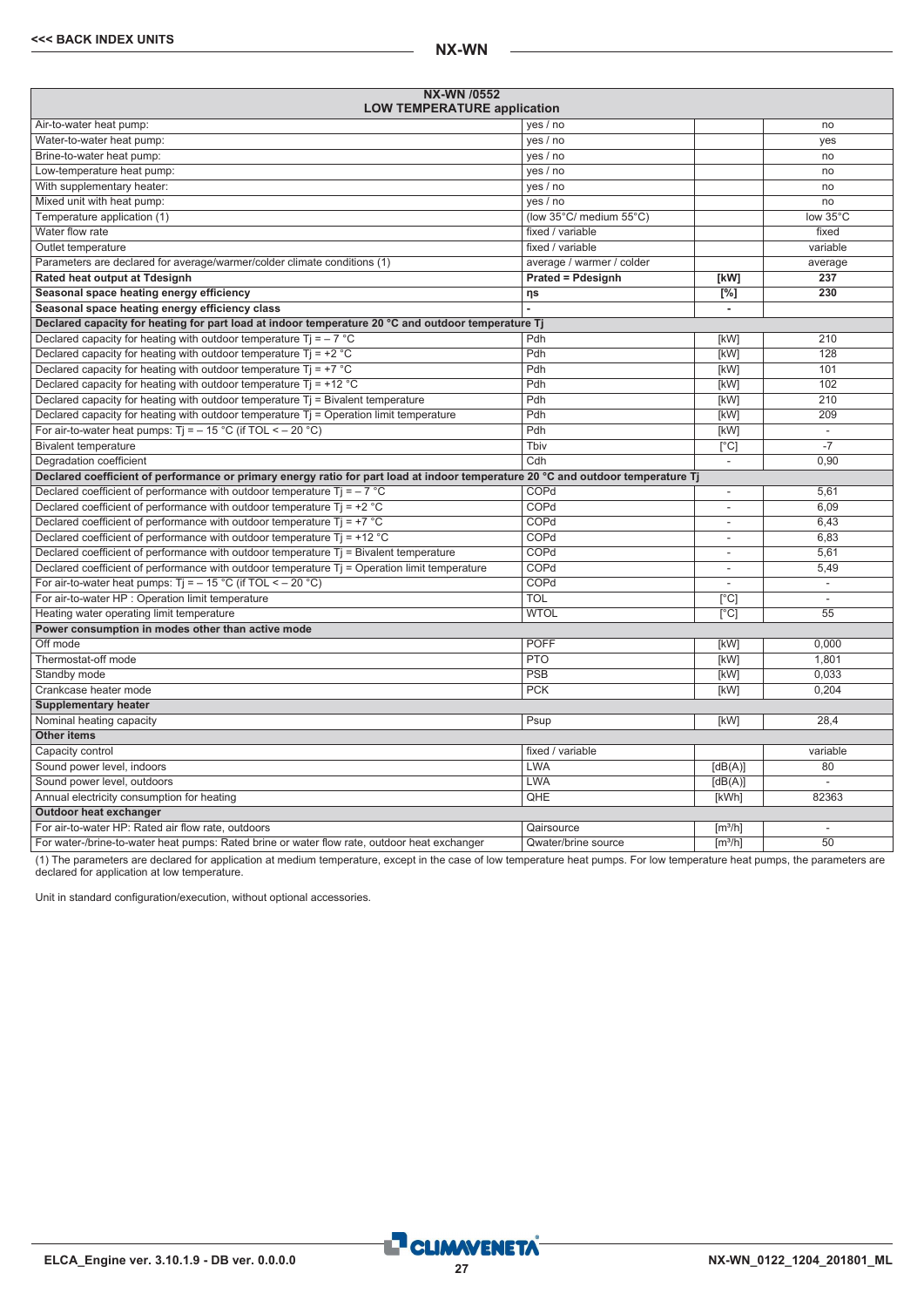| NX-WN /0552 LOW TEMPERATURE application | | | |
|---|---|---|---|
| Air-to-water heat pump: | yes / no | | no |
| Water-to-water heat pump: | yes / no | | yes |
| Brine-to-water heat pump: | yes / no | | no |
| Low-temperature heat pump: | yes / no | | no |
| With supplementary heater: | yes / no | | no |
| Mixed unit with heat pump: | yes / no | | no |
| Temperature application (1) | (low 35°C/ medium 55°C) | | low 35°C |
| Water flow rate | fixed / variable | | fixed |
| Outlet temperature | fixed / variable | | variable |
| Parameters are declared for average/warmer/colder climate conditions (1) | average / warmer / colder | | average |
| **Rated heat output at Tdesignh** | **Prated = Pdesignh** | **[kW]** | **237** |
| **Seasonal space heating energy efficiency** | **ηs** | **[%]** | **230** |
| **Seasonal space heating energy efficiency class** | **-** | **-** | |
| **Declared capacity for heating for part load at indoor temperature 20 °C and outdoor temperature Tj** | | | |
| Declared capacity for heating with outdoor temperature Tj = – 7 °C | Pdh | [kW] | 210 |
| Declared capacity for heating with outdoor temperature Tj = +2 °C | Pdh | [kW] | 128 |
| Declared capacity for heating with outdoor temperature Tj = +7 °C | Pdh | [kW] | 101 |
| Declared capacity for heating with outdoor temperature Tj = +12 °C | Pdh | [kW] | 102 |
| Declared capacity for heating with outdoor temperature Tj = Bivalent temperature | Pdh | [kW] | 210 |
| Declared capacity for heating with outdoor temperature Tj = Operation limit temperature | Pdh | [kW] | 209 |
| For air-to-water heat pumps: Tj = – 15 °C (if TOL < – 20 °C) | Pdh | [kW] | - |
| Bivalent temperature | Tbiv | [°C] | -7 |
| Degradation coefficient | Cdh | - | 0,90 |
| **Declared coefficient of performance or primary energy ratio for part load at indoor temperature 20 °C and outdoor temperature Tj** | | | |
| Declared coefficient of performance with outdoor temperature Tj = – 7 °C | COPd | - | 5,61 |
| Declared coefficient of performance with outdoor temperature Tj = +2 °C | COPd | - | 6,09 |
| Declared coefficient of performance with outdoor temperature Tj = +7 °C | COPd | - | 6,43 |
| Declared coefficient of performance with outdoor temperature Tj = +12 °C | COPd | - | 6,83 |
| Declared coefficient of performance with outdoor temperature Tj = Bivalent temperature | COPd | - | 5,61 |
| Declared coefficient of performance with outdoor temperature Tj = Operation limit temperature | COPd | - | 5,49 |
| For air-to-water heat pumps: Tj = – 15 °C (if TOL < – 20 °C) | COPd | - | - |
| For air-to-water HP : Operation limit temperature | TOL | [°C] | - |
| Heating water operating limit temperature | WTOL | [°C] | 55 |
| **Power consumption in modes other than active mode** | | | |
| Off mode | POFF | [kW] | 0,000 |
| Thermostat-off mode | PTO | [kW] | 1,801 |
| Standby mode | PSB | [kW] | 0,033 |
| Crankcase heater mode | PCK | [kW] | 0,204 |
| **Supplementary heater** | | | |
| Nominal heating capacity | Psup | [kW] | 28,4 |
| **Other items** | | | |
| Capacity control | fixed / variable | | variable |
| Sound power level, indoors | LWA | [dB(A)] | 80 |
| Sound power level, outdoors | LWA | [dB(A)] | - |
| Annual electricity consumption for heating | QHE | [kWh] | 82363 |
| **Outdoor heat exchanger** | | | |
| For air-to-water HP: Rated air flow rate, outdoors | Qairsource | [m³/h] | - |
| For water-/brine-to-water heat pumps: Rated brine or water flow rate, outdoor heat exchanger | Qwater/brine source | [m³/h] | 50 |

(1) The parameters are declared for application at medium temperature, except in the case of low temperature heat pumps. For low temperature heat pumps, the parameters are declared for application at low temperature.

Unit in standard configuration/execution, without optional accessories.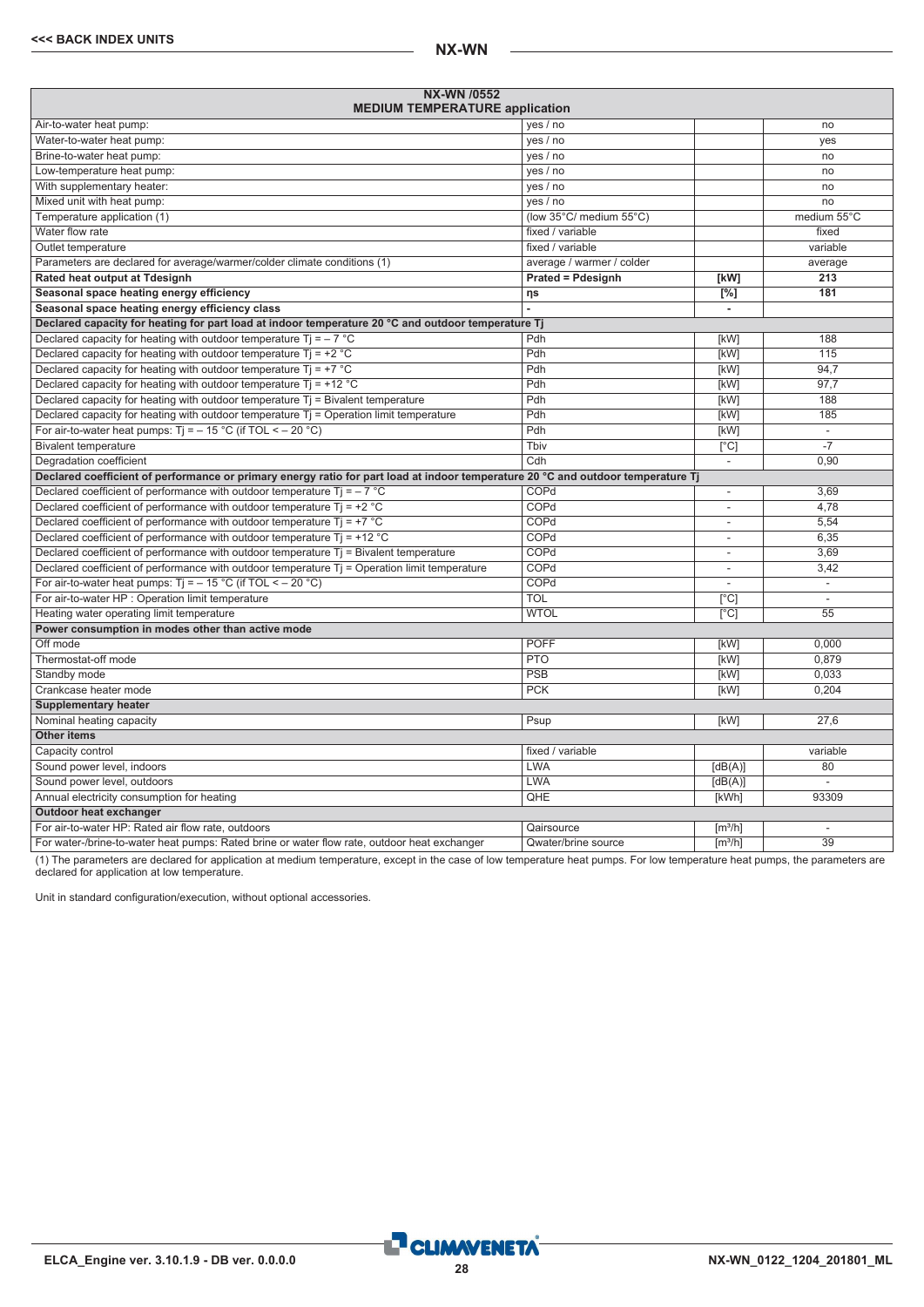| NX-WN /0552 MEDIUM TEMPERATURE application | | | |
|---|---|---|---|
| Air-to-water heat pump: | yes / no | | no |
| Water-to-water heat pump: | yes / no | | yes |
| Brine-to-water heat pump: | yes / no | | no |
| Low-temperature heat pump: | yes / no | | no |
| With supplementary heater: | yes / no | | no |
| Mixed unit with heat pump: | yes / no | | no |
| Temperature application (1) | (low 35°C/ medium 55°C) | | medium 55°C |
| Water flow rate | fixed / variable | | fixed |
| Outlet temperature | fixed / variable | | variable |
| Parameters are declared for average/warmer/colder climate conditions (1) | average / warmer / colder | | average |
| **Rated heat output at Tdesignh** | **Prated = Pdesignh** | **[kW]** | **213** |
| **Seasonal space heating energy efficiency** | **ηs** | **[%]** | **181** |
| **Seasonal space heating energy efficiency class** | **-** | **-** | |
| **Declared capacity for heating for part load at indoor temperature 20 °C and outdoor temperature Tj** | | | |
| Declared capacity for heating with outdoor temperature Tj = – 7 °C | Pdh | [kW] | 188 |
| Declared capacity for heating with outdoor temperature Tj = +2 °C | Pdh | [kW] | 115 |
| Declared capacity for heating with outdoor temperature Tj = +7 °C | Pdh | [kW] | 94,7 |
| Declared capacity for heating with outdoor temperature Tj = +12 °C | Pdh | [kW] | 97,7 |
| Declared capacity for heating with outdoor temperature Tj = Bivalent temperature | Pdh | [kW] | 188 |
| Declared capacity for heating with outdoor temperature Tj = Operation limit temperature | Pdh | [kW] | 185 |
| For air-to-water heat pumps: Tj = – 15 °C (if TOL < – 20 °C) | Pdh | [kW] | - |
| Bivalent temperature | Tbiv | [°C] | -7 |
| Degradation coefficient | Cdh | - | 0,90 |
| **Declared coefficient of performance or primary energy ratio for part load at indoor temperature 20 °C and outdoor temperature Tj** | | | |
| Declared coefficient of performance with outdoor temperature Tj = – 7 °C | COPd | - | 3,69 |
| Declared coefficient of performance with outdoor temperature Tj = +2 °C | COPd | - | 4,78 |
| Declared coefficient of performance with outdoor temperature Tj = +7 °C | COPd | - | 5,54 |
| Declared coefficient of performance with outdoor temperature Tj = +12 °C | COPd | - | 6,35 |
| Declared coefficient of performance with outdoor temperature Tj = Bivalent temperature | COPd | - | 3,69 |
| Declared coefficient of performance with outdoor temperature Tj = Operation limit temperature | COPd | - | 3,42 |
| For air-to-water heat pumps: Tj = – 15 °C (if TOL < – 20 °C) | COPd | - | - |
| For air-to-water HP : Operation limit temperature | TOL | [°C] | - |
| Heating water operating limit temperature | WTOL | [°C] | 55 |
| **Power consumption in modes other than active mode** | | | |
| Off mode | POFF | [kW] | 0,000 |
| Thermostat-off mode | PTO | [kW] | 0,879 |
| Standby mode | PSB | [kW] | 0,033 |
| Crankcase heater mode | PCK | [kW] | 0,204 |
| **Supplementary heater** | | | |
| Nominal heating capacity | Psup | [kW] | 27,6 |
| **Other items** | | | |
| Capacity control | fixed / variable | | variable |
| Sound power level, indoors | LWA | [dB(A)] | 80 |
| Sound power level, outdoors | LWA | [dB(A)] | - |
| Annual electricity consumption for heating | QHE | [kWh] | 93309 |
| **Outdoor heat exchanger** | | | |
| For air-to-water HP: Rated air flow rate, outdoors | Qairsource | [m³/h] | - |
| For water-/brine-to-water heat pumps: Rated brine or water flow rate, outdoor heat exchanger | Qwater/brine source | [m³/h] | 39 |

(1) The parameters are declared for application at medium temperature, except in the case of low temperature heat pumps. For low temperature heat pumps, the parameters are declared for application at low temperature.

Unit in standard configuration/execution, without optional accessories.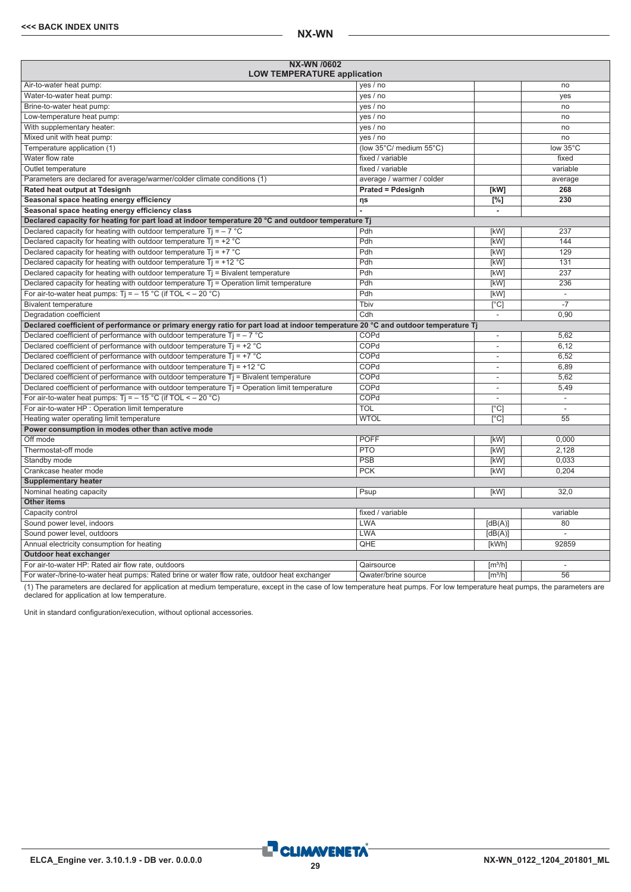| NX-WN /0602 LOW TEMPERATURE application | | | |
|---|---|---|---|
| Air-to-water heat pump: | yes / no | | no |
| Water-to-water heat pump: | yes / no | | yes |
| Brine-to-water heat pump: | yes / no | | no |
| Low-temperature heat pump: | yes / no | | no |
| With supplementary heater: | yes / no | | no |
| Mixed unit with heat pump: | yes / no | | no |
| Temperature application (1) | (low 35°C/ medium 55°C) | | low 35°C |
| Water flow rate | fixed / variable | | fixed |
| Outlet temperature | fixed / variable | | variable |
| Parameters are declared for average/warmer/colder climate conditions (1) | average / warmer / colder | | average |
| **Rated heat output at Tdesignh** | **Prated = Pdesignh** | **[kW]** | **268** |
| **Seasonal space heating energy efficiency** | **ηs** | **[%]** | **230** |
| **Seasonal space heating energy efficiency class** | **-** | **-** | |
| **Declared capacity for heating for part load at indoor temperature 20 °C and outdoor temperature Tj** | | | |
| Declared capacity for heating with outdoor temperature Tj = – 7 °C | Pdh | [kW] | 237 |
| Declared capacity for heating with outdoor temperature Tj = +2 °C | Pdh | [kW] | 144 |
| Declared capacity for heating with outdoor temperature Tj = +7 °C | Pdh | [kW] | 129 |
| Declared capacity for heating with outdoor temperature Tj = +12 °C | Pdh | [kW] | 131 |
| Declared capacity for heating with outdoor temperature Tj = Bivalent temperature | Pdh | [kW] | 237 |
| Declared capacity for heating with outdoor temperature Tj = Operation limit temperature | Pdh | [kW] | 236 |
| For air-to-water heat pumps: Tj = – 15 °C (if TOL < – 20 °C) | Pdh | [kW] | - |
| Bivalent temperature | Tbiv | [°C] | -7 |
| Degradation coefficient | Cdh | - | 0,90 |
| **Declared coefficient of performance or primary energy ratio for part load at indoor temperature 20 °C and outdoor temperature Tj** | | | |
| Declared coefficient of performance with outdoor temperature Tj = – 7 °C | COPd | - | 5,62 |
| Declared coefficient of performance with outdoor temperature Tj = +2 °C | COPd | - | 6,12 |
| Declared coefficient of performance with outdoor temperature Tj = +7 °C | COPd | - | 6,52 |
| Declared coefficient of performance with outdoor temperature Tj = +12 °C | COPd | - | 6,89 |
| Declared coefficient of performance with outdoor temperature Tj = Bivalent temperature | COPd | - | 5,62 |
| Declared coefficient of performance with outdoor temperature Tj = Operation limit temperature | COPd | - | 5,49 |
| For air-to-water heat pumps: Tj = – 15 °C (if TOL < – 20 °C) | COPd | - | - |
| For air-to-water HP : Operation limit temperature | TOL | [°C] | - |
| Heating water operating limit temperature | WTOL | [°C] | 55 |
| **Power consumption in modes other than active mode** | | | |
| Off mode | POFF | [kW] | 0,000 |
| Thermostat-off mode | PTO | [kW] | 2,128 |
| Standby mode | PSB | [kW] | 0,033 |
| Crankcase heater mode | PCK | [kW] | 0,204 |
| **Supplementary heater** | | | |
| Nominal heating capacity | Psup | [kW] | 32,0 |
| **Other items** | | | |
| Capacity control | fixed / variable | | variable |
| Sound power level, indoors | LWA | [dB(A)] | 80 |
| Sound power level, outdoors | LWA | [dB(A)] | - |
| Annual electricity consumption for heating | QHE | [kWh] | 92859 |
| **Outdoor heat exchanger** | | | |
| For air-to-water HP: Rated air flow rate, outdoors | Qairsource | [m³/h] | - |
| For water-/brine-to-water heat pumps: Rated brine or water flow rate, outdoor heat exchanger | Qwater/brine source | [m³/h] | 56 |

(1) The parameters are declared for application at medium temperature, except in the case of low temperature heat pumps. For low temperature heat pumps, the parameters are declared for application at low temperature.

Unit in standard configuration/execution, without optional accessories.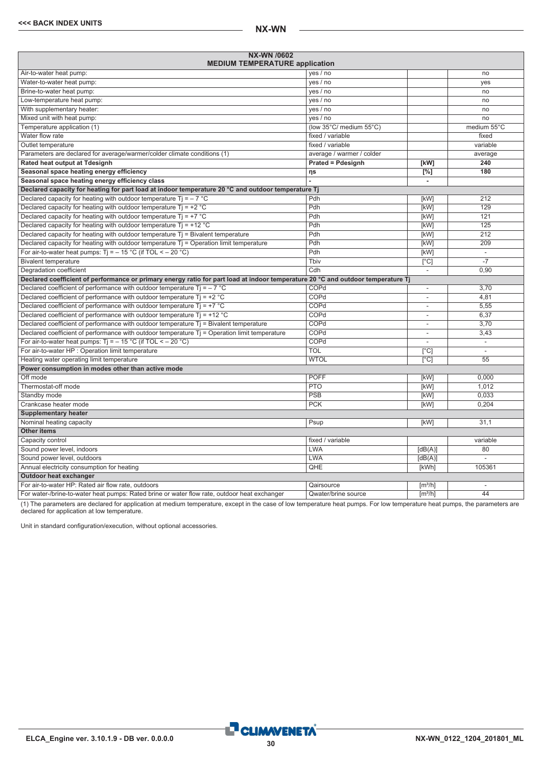| NX-WN /0602 MEDIUM TEMPERATURE application | | | |
|---|---|---|---|
| Air-to-water heat pump: | yes / no | | no |
| Water-to-water heat pump: | yes / no | | yes |
| Brine-to-water heat pump: | yes / no | | no |
| Low-temperature heat pump: | yes / no | | no |
| With supplementary heater: | yes / no | | no |
| Mixed unit with heat pump: | yes / no | | no |
| Temperature application (1) | (low 35°C/ medium 55°C) | | medium 55°C |
| Water flow rate | fixed / variable | | fixed |
| Outlet temperature | fixed / variable | | variable |
| Parameters are declared for average/warmer/colder climate conditions (1) | average / warmer / colder | | average |
| **Rated heat output at Tdesignh** | **Prated = Pdesignh** | **[kW]** | **240** |
| **Seasonal space heating energy efficiency** | **ηs** | **[%]** | **180** |
| **Seasonal space heating energy efficiency class** | **-** | **-** | |
| **Declared capacity for heating for part load at indoor temperature 20 °C and outdoor temperature Tj** | | | |
| Declared capacity for heating with outdoor temperature Tj = – 7 °C | Pdh | [kW] | 212 |
| Declared capacity for heating with outdoor temperature Tj = +2 °C | Pdh | [kW] | 129 |
| Declared capacity for heating with outdoor temperature Tj = +7 °C | Pdh | [kW] | 121 |
| Declared capacity for heating with outdoor temperature Tj = +12 °C | Pdh | [kW] | 125 |
| Declared capacity for heating with outdoor temperature Tj = Bivalent temperature | Pdh | [kW] | 212 |
| Declared capacity for heating with outdoor temperature Tj = Operation limit temperature | Pdh | [kW] | 209 |
| For air-to-water heat pumps: Tj = – 15 °C (if TOL < – 20 °C) | Pdh | [kW] | - |
| Bivalent temperature | Tbiv | [°C] | -7 |
| Degradation coefficient | Cdh | - | 0,90 |
| **Declared coefficient of performance or primary energy ratio for part load at indoor temperature 20 °C and outdoor temperature Tj** | | | |
| Declared coefficient of performance with outdoor temperature Tj = – 7 °C | COPd | - | 3,70 |
| Declared coefficient of performance with outdoor temperature Tj = +2 °C | COPd | - | 4,81 |
| Declared coefficient of performance with outdoor temperature Tj = +7 °C | COPd | - | 5,55 |
| Declared coefficient of performance with outdoor temperature Tj = +12 °C | COPd | - | 6,37 |
| Declared coefficient of performance with outdoor temperature Tj = Bivalent temperature | COPd | - | 3,70 |
| Declared coefficient of performance with outdoor temperature Tj = Operation limit temperature | COPd | - | 3,43 |
| For air-to-water heat pumps: Tj = – 15 °C (if TOL < – 20 °C) | COPd | - | - |
| For air-to-water HP : Operation limit temperature | TOL | [°C] | - |
| Heating water operating limit temperature | WTOL | [°C] | 55 |
| **Power consumption in modes other than active mode** | | | |
| Off mode | POFF | [kW] | 0,000 |
| Thermostat-off mode | PTO | [kW] | 1,012 |
| Standby mode | PSB | [kW] | 0,033 |
| Crankcase heater mode | PCK | [kW] | 0,204 |
| **Supplementary heater** | | | |
| Nominal heating capacity | Psup | [kW] | 31,1 |
| **Other items** | | | |
| Capacity control | fixed / variable | | variable |
| Sound power level, indoors | LWA | [dB(A)] | 80 |
| Sound power level, outdoors | LWA | [dB(A)] | - |
| Annual electricity consumption for heating | QHE | [kWh] | 105361 |
| **Outdoor heat exchanger** | | | |
| For air-to-water HP: Rated air flow rate, outdoors | Qairsource | [m³/h] | - |
| For water-/brine-to-water heat pumps: Rated brine or water flow rate, outdoor heat exchanger | Qwater/brine source | [m³/h] | 44 |

(1) The parameters are declared for application at medium temperature, except in the case of low temperature heat pumps. For low temperature heat pumps, the parameters are declared for application at low temperature.

Unit in standard configuration/execution, without optional accessories.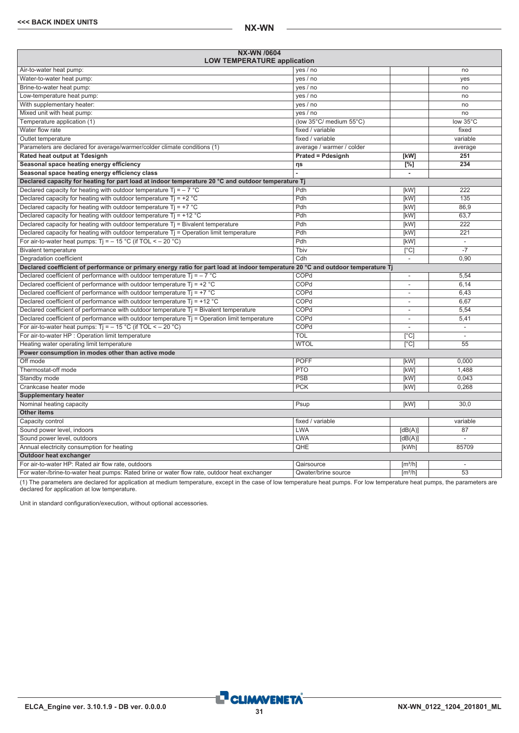| NX-WN /0604 LOW TEMPERATURE application | | | |
|---|---|---|---|
| Air-to-water heat pump: | yes / no | | no |
| Water-to-water heat pump: | yes / no | | yes |
| Brine-to-water heat pump: | yes / no | | no |
| Low-temperature heat pump: | yes / no | | no |
| With supplementary heater: | yes / no | | no |
| Mixed unit with heat pump: | yes / no | | no |
| Temperature application (1) | (low 35°C/ medium 55°C) | | low 35°C |
| Water flow rate | fixed / variable | | fixed |
| Outlet temperature | fixed / variable | | variable |
| Parameters are declared for average/warmer/colder climate conditions (1) | average / warmer / colder | | average |
| **Rated heat output at Tdesignh** | **Prated = Pdesignh** | **[kW]** | **251** |
| **Seasonal space heating energy efficiency** | **ηs** | **[%]** | **234** |
| **Seasonal space heating energy efficiency class** | **-** | **-** | |
| **Declared capacity for heating for part load at indoor temperature 20 °C and outdoor temperature Tj** | | | |
| Declared capacity for heating with outdoor temperature Tj = – 7 °C | Pdh | [kW] | 222 |
| Declared capacity for heating with outdoor temperature Tj = +2 °C | Pdh | [kW] | 135 |
| Declared capacity for heating with outdoor temperature Tj = +7 °C | Pdh | [kW] | 86,9 |
| Declared capacity for heating with outdoor temperature Tj = +12 °C | Pdh | [kW] | 63,7 |
| Declared capacity for heating with outdoor temperature Tj = Bivalent temperature | Pdh | [kW] | 222 |
| Declared capacity for heating with outdoor temperature Tj = Operation limit temperature | Pdh | [kW] | 221 |
| For air-to-water heat pumps: Tj = – 15 °C (if TOL < – 20 °C) | Pdh | [kW] | - |
| Bivalent temperature | Tbiv | [°C] | -7 |
| Degradation coefficient | Cdh | - | 0,90 |
| **Declared coefficient of performance or primary energy ratio for part load at indoor temperature 20 °C and outdoor temperature Tj** | | | |
| Declared coefficient of performance with outdoor temperature Tj = – 7 °C | COPd | - | 5,54 |
| Declared coefficient of performance with outdoor temperature Tj = +2 °C | COPd | - | 6,14 |
| Declared coefficient of performance with outdoor temperature Tj = +7 °C | COPd | - | 6,43 |
| Declared coefficient of performance with outdoor temperature Tj = +12 °C | COPd | - | 6,67 |
| Declared coefficient of performance with outdoor temperature Tj = Bivalent temperature | COPd | - | 5,54 |
| Declared coefficient of performance with outdoor temperature Tj = Operation limit temperature | COPd | - | 5,41 |
| For air-to-water heat pumps: Tj = – 15 °C (if TOL < – 20 °C) | COPd | - | - |
| For air-to-water HP : Operation limit temperature | TOL | [°C] | - |
| Heating water operating limit temperature | WTOL | [°C] | 55 |
| **Power consumption in modes other than active mode** | | | |
| Off mode | POFF | [kW] | 0,000 |
| Thermostat-off mode | PTO | [kW] | 1,488 |
| Standby mode | PSB | [kW] | 0,043 |
| Crankcase heater mode | PCK | [kW] | 0,268 |
| **Supplementary heater** | | | |
| Nominal heating capacity | Psup | [kW] | 30,0 |
| **Other items** | | | |
| Capacity control | fixed / variable | | variable |
| Sound power level, indoors | LWA | [dB(A)] | 87 |
| Sound power level, outdoors | LWA | [dB(A)] | - |
| Annual electricity consumption for heating | QHE | [kWh] | 85709 |
| **Outdoor heat exchanger** | | | |
| For air-to-water HP: Rated air flow rate, outdoors | Qairsource | [m³/h] | - |
| For water-/brine-to-water heat pumps: Rated brine or water flow rate, outdoor heat exchanger | Qwater/brine source | [m³/h] | 53 |

(1) The parameters are declared for application at medium temperature, except in the case of low temperature heat pumps. For low temperature heat pumps, the parameters are declared for application at low temperature.

Unit in standard configuration/execution, without optional accessories.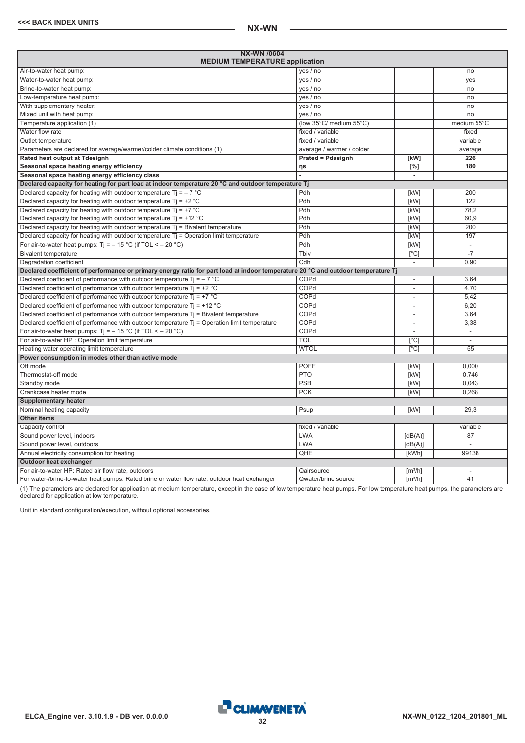| NX-WN /0604 MEDIUM TEMPERATURE application | | | |
|---|---|---|---|
| Air-to-water heat pump: | yes / no | | no |
| Water-to-water heat pump: | yes / no | | yes |
| Brine-to-water heat pump: | yes / no | | no |
| Low-temperature heat pump: | yes / no | | no |
| With supplementary heater: | yes / no | | no |
| Mixed unit with heat pump: | yes / no | | no |
| Temperature application (1) | (low 35°C/ medium 55°C) | | medium 55°C |
| Water flow rate | fixed / variable | | fixed |
| Outlet temperature | fixed / variable | | variable |
| Parameters are declared for average/warmer/colder climate conditions (1) | average / warmer / colder | | average |
| **Rated heat output at Tdesignh** | **Prated = Pdesignh** | **[kW]** | **226** |
| **Seasonal space heating energy efficiency** | **ηs** | **[%]** | **180** |
| **Seasonal space heating energy efficiency class** | **-** | **-** | |
| **Declared capacity for heating for part load at indoor temperature 20 °C and outdoor temperature Tj** | | | |
| Declared capacity for heating with outdoor temperature Tj = – 7 °C | Pdh | [kW] | 200 |
| Declared capacity for heating with outdoor temperature Tj = +2 °C | Pdh | [kW] | 122 |
| Declared capacity for heating with outdoor temperature Tj = +7 °C | Pdh | [kW] | 78,2 |
| Declared capacity for heating with outdoor temperature Tj = +12 °C | Pdh | [kW] | 60,9 |
| Declared capacity for heating with outdoor temperature Tj = Bivalent temperature | Pdh | [kW] | 200 |
| Declared capacity for heating with outdoor temperature Tj = Operation limit temperature | Pdh | [kW] | 197 |
| For air-to-water heat pumps: Tj = – 15 °C (if TOL < – 20 °C) | Pdh | [kW] | - |
| Bivalent temperature | Tbiv | [°C] | -7 |
| Degradation coefficient | Cdh | - | 0,90 |
| **Declared coefficient of performance or primary energy ratio for part load at indoor temperature 20 °C and outdoor temperature Tj** | | | |
| Declared coefficient of performance with outdoor temperature Tj = – 7 °C | COPd | - | 3,64 |
| Declared coefficient of performance with outdoor temperature Tj = +2 °C | COPd | - | 4,70 |
| Declared coefficient of performance with outdoor temperature Tj = +7 °C | COPd | - | 5,42 |
| Declared coefficient of performance with outdoor temperature Tj = +12 °C | COPd | - | 6,20 |
| Declared coefficient of performance with outdoor temperature Tj = Bivalent temperature | COPd | - | 3,64 |
| Declared coefficient of performance with outdoor temperature Tj = Operation limit temperature | COPd | - | 3,38 |
| For air-to-water heat pumps: Tj = – 15 °C (if TOL < – 20 °C) | COPd | - | - |
| For air-to-water HP : Operation limit temperature | TOL | [°C] | - |
| Heating water operating limit temperature | WTOL | [°C] | 55 |
| **Power consumption in modes other than active mode** | | | |
| Off mode | POFF | [kW] | 0,000 |
| Thermostat-off mode | PTO | [kW] | 0,746 |
| Standby mode | PSB | [kW] | 0,043 |
| Crankcase heater mode | PCK | [kW] | 0,268 |
| **Supplementary heater** | | | |
| Nominal heating capacity | Psup | [kW] | 29,3 |
| **Other items** | | | |
| Capacity control | fixed / variable | | variable |
| Sound power level, indoors | LWA | [dB(A)] | 87 |
| Sound power level, outdoors | LWA | [dB(A)] | - |
| Annual electricity consumption for heating | QHE | [kWh] | 99138 |
| **Outdoor heat exchanger** | | | |
| For air-to-water HP: Rated air flow rate, outdoors | Qairsource | [m³/h] | - |
| For water-/brine-to-water heat pumps: Rated brine or water flow rate, outdoor heat exchanger | Qwater/brine source | [m³/h] | 41 |

(1) The parameters are declared for application at medium temperature, except in the case of low temperature heat pumps. For low temperature heat pumps, the parameters are declared for application at low temperature.

Unit in standard configuration/execution, without optional accessories.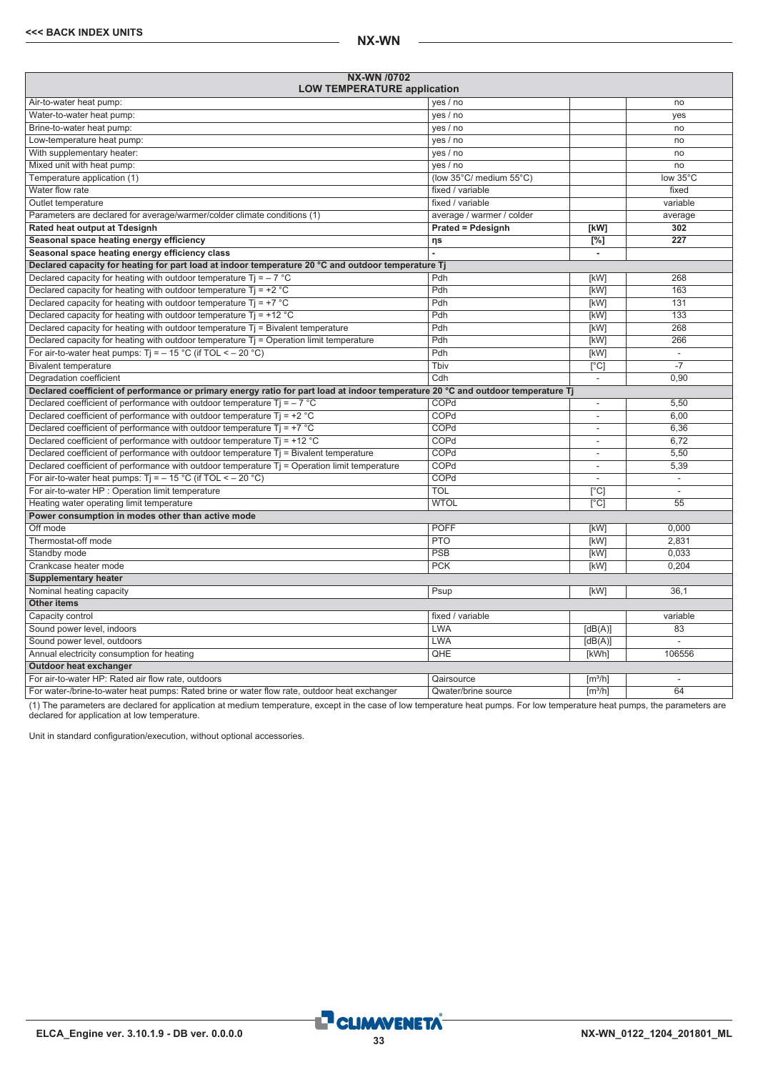| NX-WN /0702 LOW TEMPERATURE application | | | |
|---|---|---|---|
| Air-to-water heat pump: | yes / no | | no |
| Water-to-water heat pump: | yes / no | | yes |
| Brine-to-water heat pump: | yes / no | | no |
| Low-temperature heat pump: | yes / no | | no |
| With supplementary heater: | yes / no | | no |
| Mixed unit with heat pump: | yes / no | | no |
| Temperature application (1) | (low 35°C/ medium 55°C) | | low 35°C |
| Water flow rate | fixed / variable | | fixed |
| Outlet temperature | fixed / variable | | variable |
| Parameters are declared for average/warmer/colder climate conditions (1) | average / warmer / colder | | average |
| **Rated heat output at Tdesignh** | **Prated = Pdesignh** | **[kW]** | **302** |
| **Seasonal space heating energy efficiency** | **ηs** | **[%]** | **227** |
| **Seasonal space heating energy efficiency class** | **-** | **-** | |
| **Declared capacity for heating for part load at indoor temperature 20 °C and outdoor temperature Tj** | | | |
| Declared capacity for heating with outdoor temperature Tj = – 7 °C | Pdh | [kW] | 268 |
| Declared capacity for heating with outdoor temperature Tj = +2 °C | Pdh | [kW] | 163 |
| Declared capacity for heating with outdoor temperature Tj = +7 °C | Pdh | [kW] | 131 |
| Declared capacity for heating with outdoor temperature Tj = +12 °C | Pdh | [kW] | 133 |
| Declared capacity for heating with outdoor temperature Tj = Bivalent temperature | Pdh | [kW] | 268 |
| Declared capacity for heating with outdoor temperature Tj = Operation limit temperature | Pdh | [kW] | 266 |
| For air-to-water heat pumps: Tj = – 15 °C (if TOL < – 20 °C) | Pdh | [kW] | - |
| Bivalent temperature | Tbiv | [°C] | -7 |
| Degradation coefficient | Cdh | - | 0,90 |
| **Declared coefficient of performance or primary energy ratio for part load at indoor temperature 20 °C and outdoor temperature Tj** | | | |
| Declared coefficient of performance with outdoor temperature Tj = – 7 °C | COPd | - | 5,50 |
| Declared coefficient of performance with outdoor temperature Tj = +2 °C | COPd | - | 6,00 |
| Declared coefficient of performance with outdoor temperature Tj = +7 °C | COPd | - | 6,36 |
| Declared coefficient of performance with outdoor temperature Tj = +12 °C | COPd | - | 6,72 |
| Declared coefficient of performance with outdoor temperature Tj = Bivalent temperature | COPd | - | 5,50 |
| Declared coefficient of performance with outdoor temperature Tj = Operation limit temperature | COPd | - | 5,39 |
| For air-to-water heat pumps: Tj = – 15 °C (if TOL < – 20 °C) | COPd | - | - |
| For air-to-water HP : Operation limit temperature | TOL | [°C] | - |
| Heating water operating limit temperature | WTOL | [°C] | 55 |
| **Power consumption in modes other than active mode** | | | |
| Off mode | POFF | [kW] | 0,000 |
| Thermostat-off mode | PTO | [kW] | 2,831 |
| Standby mode | PSB | [kW] | 0,033 |
| Crankcase heater mode | PCK | [kW] | 0,204 |
| **Supplementary heater** | | | |
| Nominal heating capacity | Psup | [kW] | 36,1 |
| **Other items** | | | |
| Capacity control | fixed / variable | | variable |
| Sound power level, indoors | LWA | [dB(A)] | 83 |
| Sound power level, outdoors | LWA | [dB(A)] | - |
| Annual electricity consumption for heating | QHE | [kWh] | 106556 |
| **Outdoor heat exchanger** | | | |
| For air-to-water HP: Rated air flow rate, outdoors | Qairsource | [m³/h] | - |
| For water-/brine-to-water heat pumps: Rated brine or water flow rate, outdoor heat exchanger | Qwater/brine source | [m³/h] | 64 |

(1) The parameters are declared for application at medium temperature, except in the case of low temperature heat pumps. For low temperature heat pumps, the parameters are declared for application at low temperature.

Unit in standard configuration/execution, without optional accessories.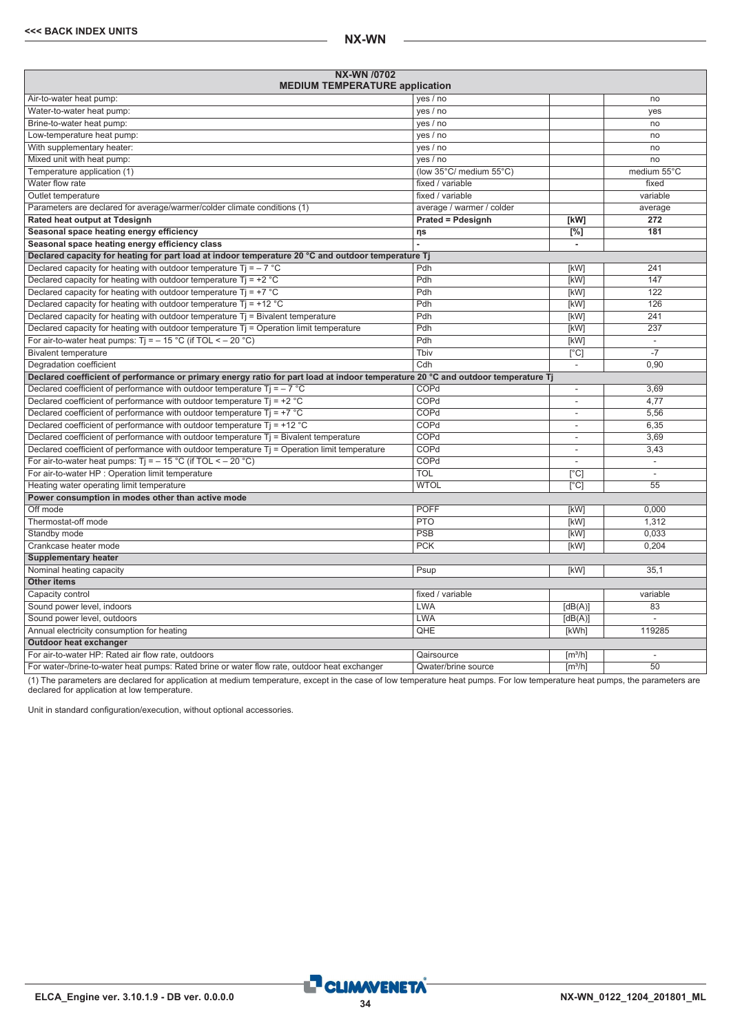| NX-WN /0702<br>MEDIUM TEMPERATURE application | | | |
|---|---|---|---|
| Air-to-water heat pump: | yes / no | | no |
| Water-to-water heat pump: | yes / no | | yes |
| Brine-to-water heat pump: | yes / no | | no |
| Low-temperature heat pump: | yes / no | | no |
| With supplementary heater: | yes / no | | no |
| Mixed unit with heat pump: | yes / no | | no |
| Temperature application (1) | (low 35°C/ medium 55°C) | | medium 55°C |
| Water flow rate | fixed / variable | | fixed |
| Outlet temperature | fixed / variable | | variable |
| Parameters are declared for average/warmer/colder climate conditions (1) | average / warmer / colder | | average |
| **Rated heat output at Tdesignh** | **Prated = Pdesignh** | **[kW]** | **272** |
| **Seasonal space heating energy efficiency** | **ηs** | **[%]** | **181** |
| **Seasonal space heating energy efficiency class** | **-** | **-** | |
| **Declared capacity for heating for part load at indoor temperature 20 °C and outdoor temperature Tj** | | | |
| Declared capacity for heating with outdoor temperature Tj = – 7 °C | Pdh | [kW] | 241 |
| Declared capacity for heating with outdoor temperature Tj = +2 °C | Pdh | [kW] | 147 |
| Declared capacity for heating with outdoor temperature Tj = +7 °C | Pdh | [kW] | 122 |
| Declared capacity for heating with outdoor temperature Tj = +12 °C | Pdh | [kW] | 126 |
| Declared capacity for heating with outdoor temperature Tj = Bivalent temperature | Pdh | [kW] | 241 |
| Declared capacity for heating with outdoor temperature Tj = Operation limit temperature | Pdh | [kW] | 237 |
| For air-to-water heat pumps: Tj = – 15 °C (if TOL < – 20 °C) | Pdh | [kW] | - |
| Bivalent temperature | Tbiv | [°C] | -7 |
| Degradation coefficient | Cdh | - | 0,90 |
| **Declared coefficient of performance or primary energy ratio for part load at indoor temperature 20 °C and outdoor temperature Tj** | | | |
| Declared coefficient of performance with outdoor temperature Tj = – 7 °C | COPd | - | 3,69 |
| Declared coefficient of performance with outdoor temperature Tj = +2 °C | COPd | - | 4,77 |
| Declared coefficient of performance with outdoor temperature Tj = +7 °C | COPd | - | 5,56 |
| Declared coefficient of performance with outdoor temperature Tj = +12 °C | COPd | - | 6,35 |
| Declared coefficient of performance with outdoor temperature Tj = Bivalent temperature | COPd | - | 3,69 |
| Declared coefficient of performance with outdoor temperature Tj = Operation limit temperature | COPd | - | 3,43 |
| For air-to-water heat pumps: Tj = – 15 °C (if TOL < – 20 °C) | COPd | - | - |
| For air-to-water HP : Operation limit temperature | TOL | [°C] | - |
| Heating water operating limit temperature | WTOL | [°C] | 55 |
| **Power consumption in modes other than active mode** | | | |
| Off mode | POFF | [kW] | 0,000 |
| Thermostat-off mode | PTO | [kW] | 1,312 |
| Standby mode | PSB | [kW] | 0,033 |
| Crankcase heater mode | PCK | [kW] | 0,204 |
| **Supplementary heater** | | | |
| Nominal heating capacity | Psup | [kW] | 35,1 |
| **Other items** | | | |
| Capacity control | fixed / variable | | variable |
| Sound power level, indoors | LWA | [dB(A)] | 83 |
| Sound power level, outdoors | LWA | [dB(A)] | - |
| Annual electricity consumption for heating | QHE | [kWh] | 119285 |
| **Outdoor heat exchanger** | | | |
| For air-to-water HP: Rated air flow rate, outdoors | Qairsource | [m³/h] | - |
| For water-/brine-to-water heat pumps: Rated brine or water flow rate, outdoor heat exchanger | Qwater/brine source | [m³/h] | 50 |

(1) The parameters are declared for application at medium temperature, except in the case of low temperature heat pumps. For low temperature heat pumps, the parameters are declared for application at low temperature.

Unit in standard configuration/execution, without optional accessories.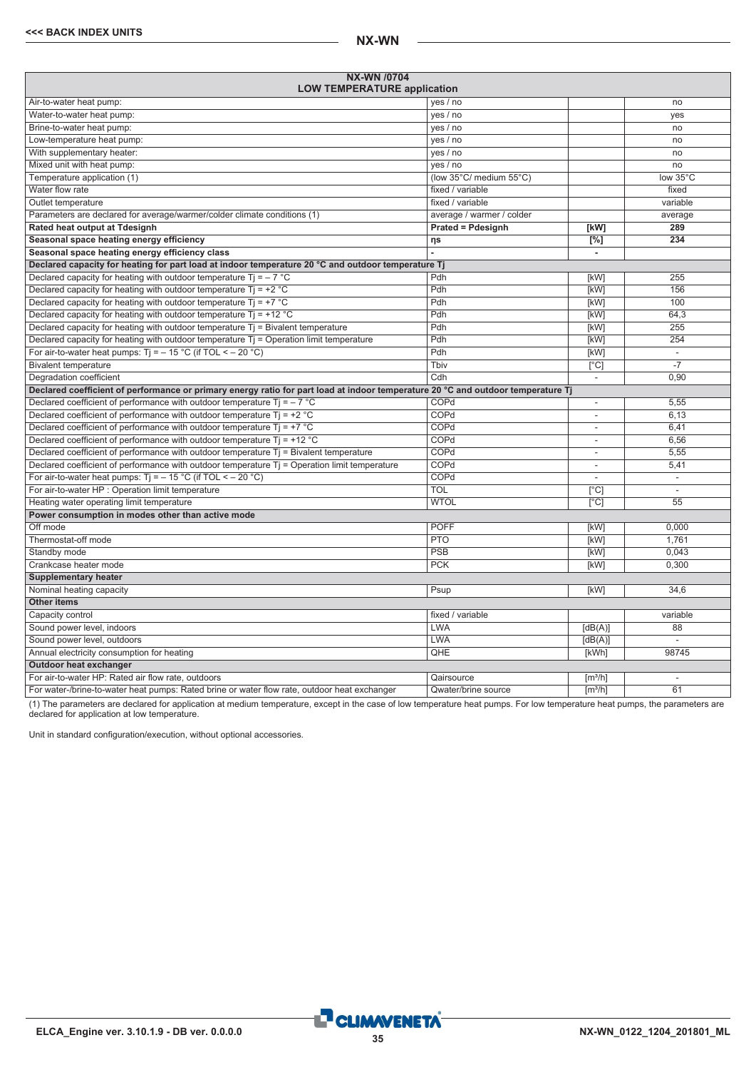| NX-WN /0704<br>LOW TEMPERATURE application | | | |
|---|---|---|---|
| Air-to-water heat pump: | yes / no | | no |
| Water-to-water heat pump: | yes / no | | yes |
| Brine-to-water heat pump: | yes / no | | no |
| Low-temperature heat pump: | yes / no | | no |
| With supplementary heater: | yes / no | | no |
| Mixed unit with heat pump: | yes / no | | no |
| Temperature application (1) | (low 35°C/ medium 55°C) | | low 35°C |
| Water flow rate | fixed / variable | | fixed |
| Outlet temperature | fixed / variable | | variable |
| Parameters are declared for average/warmer/colder climate conditions (1) | average / warmer / colder | | average |
| **Rated heat output at Tdesignh** | **Prated = Pdesignh** | **[kW]** | **289** |
| **Seasonal space heating energy efficiency** | **ηs** | **[%]** | **234** |
| **Seasonal space heating energy efficiency class** | **-** | **-** | |
| **Declared capacity for heating for part load at indoor temperature 20 °C and outdoor temperature Tj** | | | |
| Declared capacity for heating with outdoor temperature Tj = – 7 °C | Pdh | [kW] | 255 |
| Declared capacity for heating with outdoor temperature Tj = +2 °C | Pdh | [kW] | 156 |
| Declared capacity for heating with outdoor temperature Tj = +7 °C | Pdh | [kW] | 100 |
| Declared capacity for heating with outdoor temperature Tj = +12 °C | Pdh | [kW] | 64,3 |
| Declared capacity for heating with outdoor temperature Tj = Bivalent temperature | Pdh | [kW] | 255 |
| Declared capacity for heating with outdoor temperature Tj = Operation limit temperature | Pdh | [kW] | 254 |
| For air-to-water heat pumps: Tj = – 15 °C (if TOL < – 20 °C) | Pdh | [kW] | - |
| Bivalent temperature | Tbiv | [°C] | -7 |
| Degradation coefficient | Cdh | - | 0,90 |
| **Declared coefficient of performance or primary energy ratio for part load at indoor temperature 20 °C and outdoor temperature Tj** | | | |
| Declared coefficient of performance with outdoor temperature Tj = – 7 °C | COPd | - | 5,55 |
| Declared coefficient of performance with outdoor temperature Tj = +2 °C | COPd | - | 6,13 |
| Declared coefficient of performance with outdoor temperature Tj = +7 °C | COPd | - | 6,41 |
| Declared coefficient of performance with outdoor temperature Tj = +12 °C | COPd | - | 6,56 |
| Declared coefficient of performance with outdoor temperature Tj = Bivalent temperature | COPd | - | 5,55 |
| Declared coefficient of performance with outdoor temperature Tj = Operation limit temperature | COPd | - | 5,41 |
| For air-to-water heat pumps: Tj = – 15 °C (if TOL < – 20 °C) | COPd | - | - |
| For air-to-water HP : Operation limit temperature | TOL | [°C] | - |
| Heating water operating limit temperature | WTOL | [°C] | 55 |
| **Power consumption in modes other than active mode** | | | |
| Off mode | POFF | [kW] | 0,000 |
| Thermostat-off mode | PTO | [kW] | 1,761 |
| Standby mode | PSB | [kW] | 0,043 |
| Crankcase heater mode | PCK | [kW] | 0,300 |
| **Supplementary heater** | | | |
| Nominal heating capacity | Psup | [kW] | 34,6 |
| **Other items** | | | |
| Capacity control | fixed / variable | | variable |
| Sound power level, indoors | LWA | [dB(A)] | 88 |
| Sound power level, outdoors | LWA | [dB(A)] | - |
| Annual electricity consumption for heating | QHE | [kWh] | 98745 |
| **Outdoor heat exchanger** | | | |
| For air-to-water HP: Rated air flow rate, outdoors | Qairsource | [m³/h] | - |
| For water-/brine-to-water heat pumps: Rated brine or water flow rate, outdoor heat exchanger | Qwater/brine source | [m³/h] | 61 |

(1) The parameters are declared for application at medium temperature, except in the case of low temperature heat pumps. For low temperature heat pumps, the parameters are declared for application at low temperature.

Unit in standard configuration/execution, without optional accessories.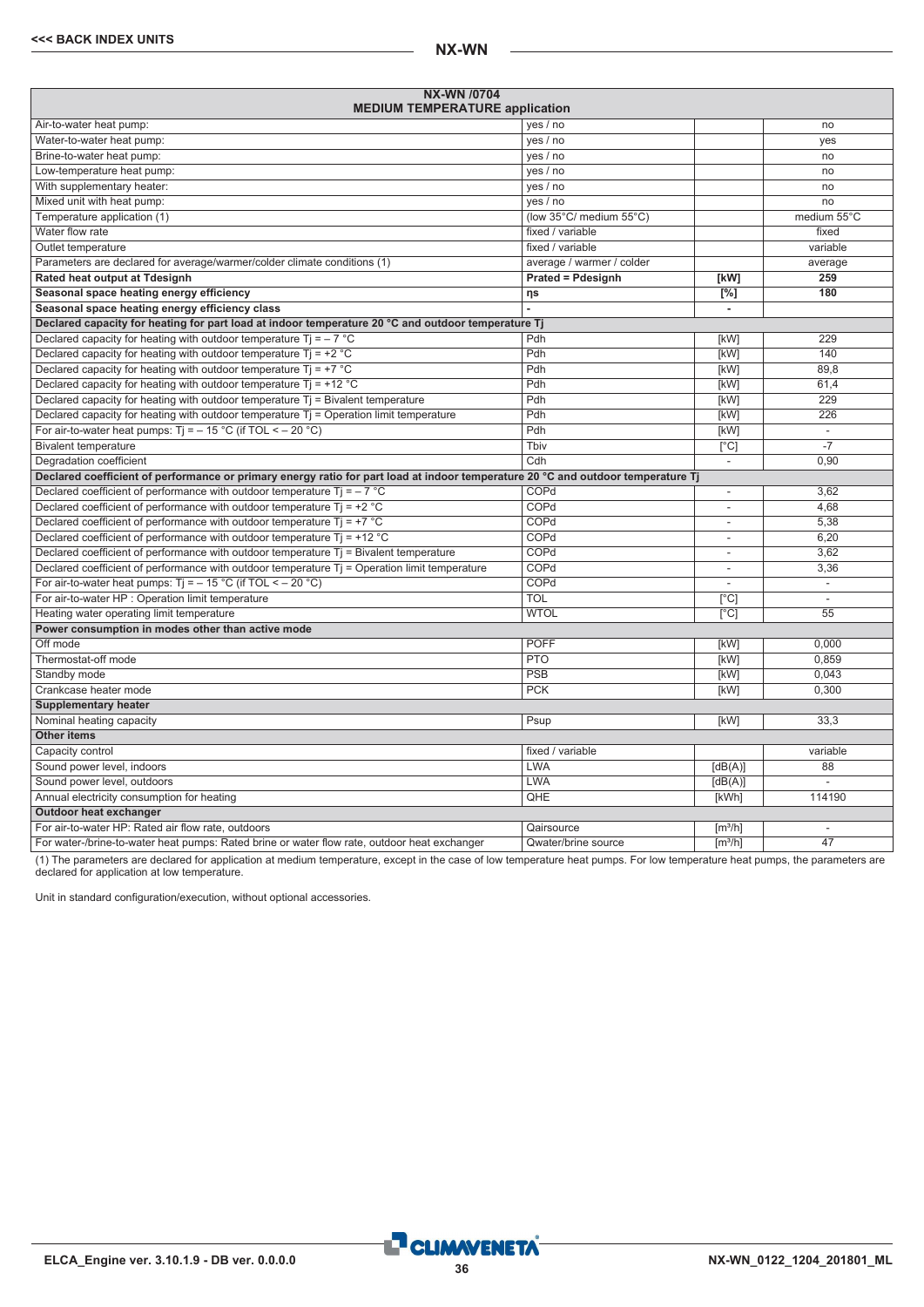| NX-WN /0704 MEDIUM TEMPERATURE application | | | |
|---|---|---|---|
| Air-to-water heat pump: | yes / no | | no |
| Water-to-water heat pump: | yes / no | | yes |
| Brine-to-water heat pump: | yes / no | | no |
| Low-temperature heat pump: | yes / no | | no |
| With supplementary heater: | yes / no | | no |
| Mixed unit with heat pump: | yes / no | | no |
| Temperature application (1) | (low 35°C/ medium 55°C) | | medium 55°C |
| Water flow rate | fixed / variable | | fixed |
| Outlet temperature | fixed / variable | | variable |
| Parameters are declared for average/warmer/colder climate conditions (1) | average / warmer / colder | | average |
| **Rated heat output at Tdesignh** | **Prated = Pdesignh** | **[kW]** | **259** |
| **Seasonal space heating energy efficiency** | **ηs** | **[%]** | **180** |
| **Seasonal space heating energy efficiency class** | **-** | **-** | |
| **Declared capacity for heating for part load at indoor temperature 20 °C and outdoor temperature Tj** | | | |
| Declared capacity for heating with outdoor temperature Tj = – 7 °C | Pdh | [kW] | 229 |
| Declared capacity for heating with outdoor temperature Tj = +2 °C | Pdh | [kW] | 140 |
| Declared capacity for heating with outdoor temperature Tj = +7 °C | Pdh | [kW] | 89,8 |
| Declared capacity for heating with outdoor temperature Tj = +12 °C | Pdh | [kW] | 61,4 |
| Declared capacity for heating with outdoor temperature Tj = Bivalent temperature | Pdh | [kW] | 229 |
| Declared capacity for heating with outdoor temperature Tj = Operation limit temperature | Pdh | [kW] | 226 |
| For air-to-water heat pumps: Tj = – 15 °C (if TOL < – 20 °C) | Pdh | [kW] | - |
| Bivalent temperature | Tbiv | [°C] | -7 |
| Degradation coefficient | Cdh | - | 0,90 |
| **Declared coefficient of performance or primary energy ratio for part load at indoor temperature 20 °C and outdoor temperature Tj** | | | |
| Declared coefficient of performance with outdoor temperature Tj = – 7 °C | COPd | - | 3,62 |
| Declared coefficient of performance with outdoor temperature Tj = +2 °C | COPd | - | 4,68 |
| Declared coefficient of performance with outdoor temperature Tj = +7 °C | COPd | - | 5,38 |
| Declared coefficient of performance with outdoor temperature Tj = +12 °C | COPd | - | 6,20 |
| Declared coefficient of performance with outdoor temperature Tj = Bivalent temperature | COPd | - | 3,62 |
| Declared coefficient of performance with outdoor temperature Tj = Operation limit temperature | COPd | - | 3,36 |
| For air-to-water heat pumps: Tj = – 15 °C (if TOL < – 20 °C) | COPd | - | - |
| For air-to-water HP : Operation limit temperature | TOL | [°C] | - |
| Heating water operating limit temperature | WTOL | [°C] | 55 |
| **Power consumption in modes other than active mode** | | | |
| Off mode | POFF | [kW] | 0,000 |
| Thermostat-off mode | PTO | [kW] | 0,859 |
| Standby mode | PSB | [kW] | 0,043 |
| Crankcase heater mode | PCK | [kW] | 0,300 |
| **Supplementary heater** | | | |
| Nominal heating capacity | Psup | [kW] | 33,3 |
| **Other items** | | | |
| Capacity control | fixed / variable | | variable |
| Sound power level, indoors | LWA | [dB(A)] | 88 |
| Sound power level, outdoors | LWA | [dB(A)] | - |
| Annual electricity consumption for heating | QHE | [kWh] | 114190 |
| **Outdoor heat exchanger** | | | |
| For air-to-water HP: Rated air flow rate, outdoors | Qairsource | [m³/h] | - |
| For water-/brine-to-water heat pumps: Rated brine or water flow rate, outdoor heat exchanger | Qwater/brine source | [m³/h] | 47 |

(1) The parameters are declared for application at medium temperature, except in the case of low temperature heat pumps. For low temperature heat pumps, the parameters are declared for application at low temperature.

Unit in standard configuration/execution, without optional accessories.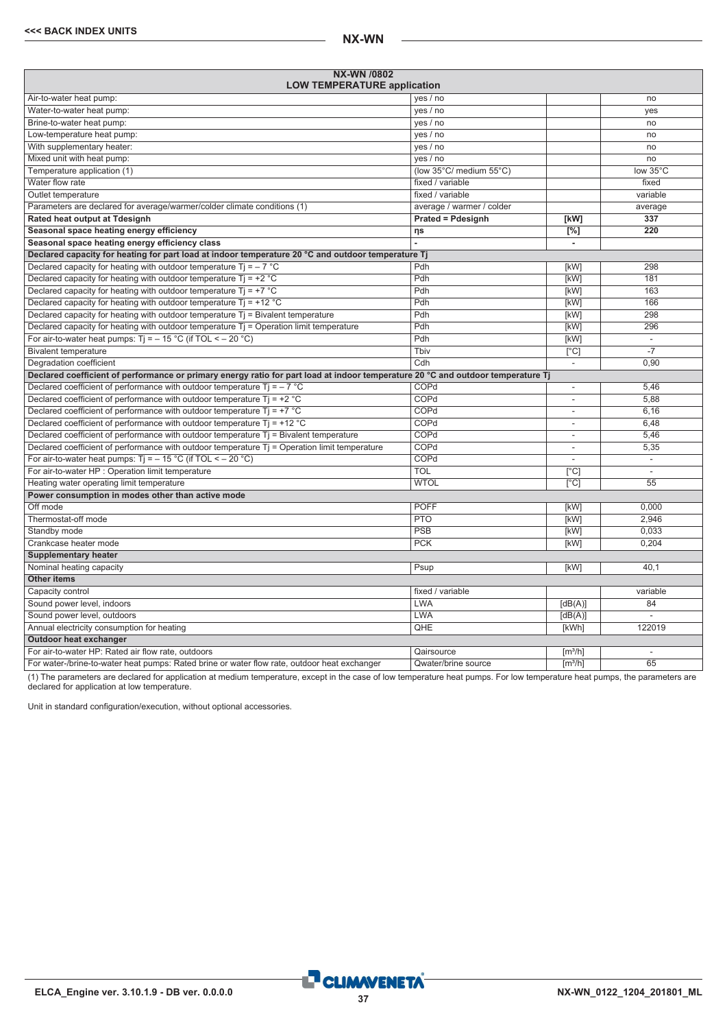| NX-WN /0802 LOW TEMPERATURE application | | | |
|---|---|---|---|
| Air-to-water heat pump: | yes / no | | no |
| Water-to-water heat pump: | yes / no | | yes |
| Brine-to-water heat pump: | yes / no | | no |
| Low-temperature heat pump: | yes / no | | no |
| With supplementary heater: | yes / no | | no |
| Mixed unit with heat pump: | yes / no | | no |
| Temperature application (1) | (low 35°C/ medium 55°C) | | low 35°C |
| Water flow rate | fixed / variable | | fixed |
| Outlet temperature | fixed / variable | | variable |
| Parameters are declared for average/warmer/colder climate conditions (1) | average / warmer / colder | | average |
| **Rated heat output at Tdesignh** | **Prated = Pdesignh** | **[kW]** | **337** |
| **Seasonal space heating energy efficiency** | **ηs** | **[%]** | **220** |
| **Seasonal space heating energy efficiency class** | **-** | **-** | |
| **Declared capacity for heating for part load at indoor temperature 20 °C and outdoor temperature Tj** | | | |
| Declared capacity for heating with outdoor temperature Tj = – 7 °C | Pdh | [kW] | 298 |
| Declared capacity for heating with outdoor temperature Tj = +2 °C | Pdh | [kW] | 181 |
| Declared capacity for heating with outdoor temperature Tj = +7 °C | Pdh | [kW] | 163 |
| Declared capacity for heating with outdoor temperature Tj = +12 °C | Pdh | [kW] | 166 |
| Declared capacity for heating with outdoor temperature Tj = Bivalent temperature | Pdh | [kW] | 298 |
| Declared capacity for heating with outdoor temperature Tj = Operation limit temperature | Pdh | [kW] | 296 |
| For air-to-water heat pumps: Tj = – 15 °C (if TOL < – 20 °C) | Pdh | [kW] | - |
| Bivalent temperature | Tbiv | [°C] | -7 |
| Degradation coefficient | Cdh | - | 0,90 |
| **Declared coefficient of performance or primary energy ratio for part load at indoor temperature 20 °C and outdoor temperature Tj** | | | |
| Declared coefficient of performance with outdoor temperature Tj = – 7 °C | COPd | - | 5,46 |
| Declared coefficient of performance with outdoor temperature Tj = +2 °C | COPd | - | 5,88 |
| Declared coefficient of performance with outdoor temperature Tj = +7 °C | COPd | - | 6,16 |
| Declared coefficient of performance with outdoor temperature Tj = +12 °C | COPd | - | 6,48 |
| Declared coefficient of performance with outdoor temperature Tj = Bivalent temperature | COPd | - | 5,46 |
| Declared coefficient of performance with outdoor temperature Tj = Operation limit temperature | COPd | - | 5,35 |
| For air-to-water heat pumps: Tj = – 15 °C (if TOL < – 20 °C) | COPd | - | - |
| For air-to-water HP : Operation limit temperature | TOL | [°C] | - |
| Heating water operating limit temperature | WTOL | [°C] | 55 |
| **Power consumption in modes other than active mode** | | | |
| Off mode | POFF | [kW] | 0,000 |
| Thermostat-off mode | PTO | [kW] | 2,946 |
| Standby mode | PSB | [kW] | 0,033 |
| Crankcase heater mode | PCK | [kW] | 0,204 |
| **Supplementary heater** | | | |
| Nominal heating capacity | Psup | [kW] | 40,1 |
| **Other items** | | | |
| Capacity control | fixed / variable | | variable |
| Sound power level, indoors | LWA | [dB(A)] | 84 |
| Sound power level, outdoors | LWA | [dB(A)] | - |
| Annual electricity consumption for heating | QHE | [kWh] | 122019 |
| **Outdoor heat exchanger** | | | |
| For air-to-water HP: Rated air flow rate, outdoors | Qairsource | [m³/h] | - |
| For water-/brine-to-water heat pumps: Rated brine or water flow rate, outdoor heat exchanger | Qwater/brine source | [m³/h] | 65 |

(1) The parameters are declared for application at medium temperature, except in the case of low temperature heat pumps. For low temperature heat pumps, the parameters are declared for application at low temperature.

Unit in standard configuration/execution, without optional accessories.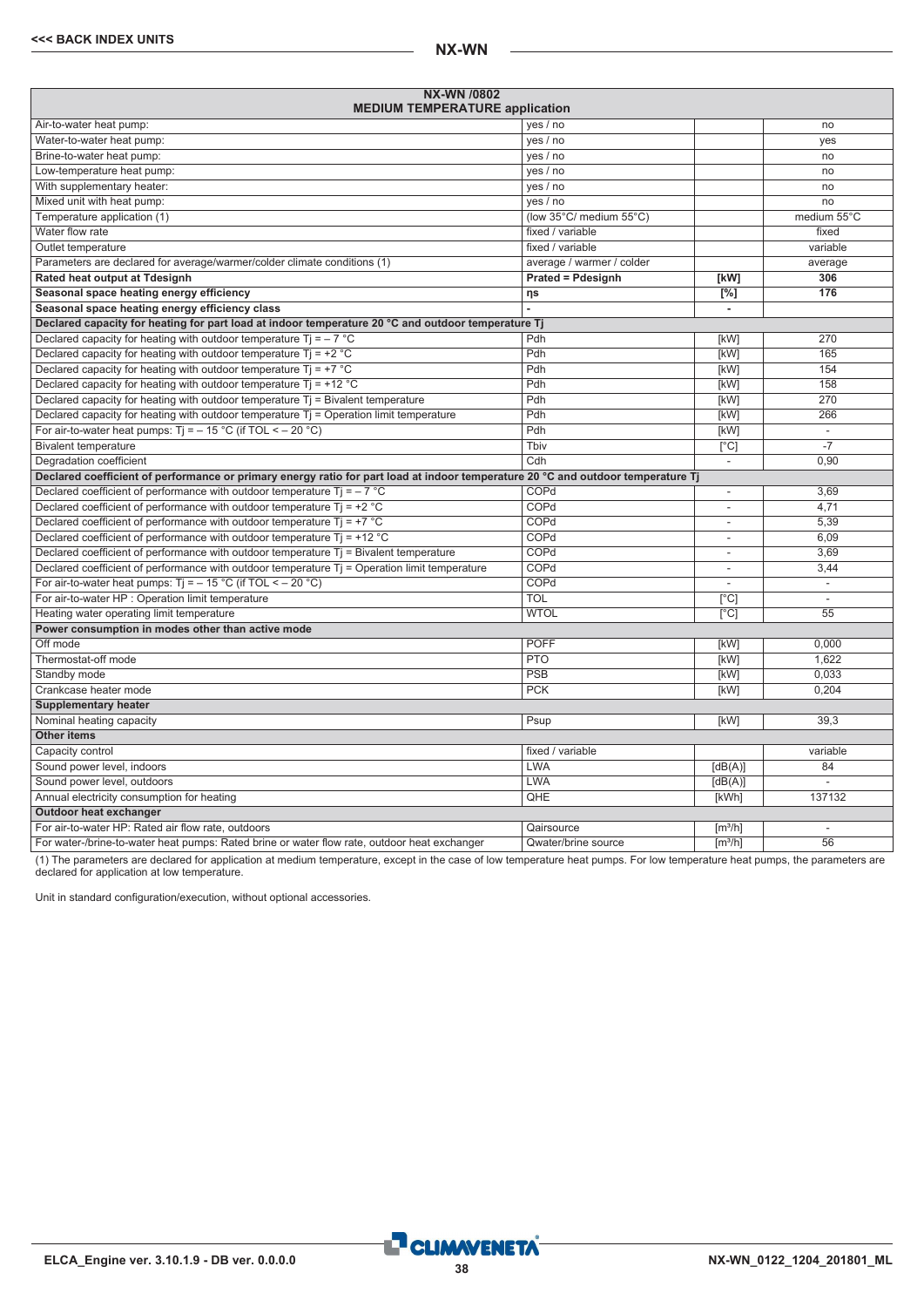| NX-WN /0802 MEDIUM TEMPERATURE application | | | |
|---|---|---|---|
| Air-to-water heat pump: | yes / no | | no |
| Water-to-water heat pump: | yes / no | | yes |
| Brine-to-water heat pump: | yes / no | | no |
| Low-temperature heat pump: | yes / no | | no |
| With supplementary heater: | yes / no | | no |
| Mixed unit with heat pump: | yes / no | | no |
| Temperature application (1) | (low 35°C/ medium 55°C) | | medium 55°C |
| Water flow rate | fixed / variable | | fixed |
| Outlet temperature | fixed / variable | | variable |
| Parameters are declared for average/warmer/colder climate conditions (1) | average / warmer / colder | | average |
| **Rated heat output at Tdesignh** | **Prated = Pdesignh** | **[kW]** | **306** |
| **Seasonal space heating energy efficiency** | **ηs** | **[%]** | **176** |
| **Seasonal space heating energy efficiency class** | **-** | **-** | |
| **Declared capacity for heating for part load at indoor temperature 20 °C and outdoor temperature Tj** | | | |
| Declared capacity for heating with outdoor temperature Tj = – 7 °C | Pdh | [kW] | 270 |
| Declared capacity for heating with outdoor temperature Tj = +2 °C | Pdh | [kW] | 165 |
| Declared capacity for heating with outdoor temperature Tj = +7 °C | Pdh | [kW] | 154 |
| Declared capacity for heating with outdoor temperature Tj = +12 °C | Pdh | [kW] | 158 |
| Declared capacity for heating with outdoor temperature Tj = Bivalent temperature | Pdh | [kW] | 270 |
| Declared capacity for heating with outdoor temperature Tj = Operation limit temperature | Pdh | [kW] | 266 |
| For air-to-water heat pumps: Tj = – 15 °C (if TOL < – 20 °C) | Pdh | [kW] | - |
| Bivalent temperature | Tbiv | [°C] | -7 |
| Degradation coefficient | Cdh | - | 0,90 |
| **Declared coefficient of performance or primary energy ratio for part load at indoor temperature 20 °C and outdoor temperature Tj** | | | |
| Declared coefficient of performance with outdoor temperature Tj = – 7 °C | COPd | - | 3,69 |
| Declared coefficient of performance with outdoor temperature Tj = +2 °C | COPd | - | 4,71 |
| Declared coefficient of performance with outdoor temperature Tj = +7 °C | COPd | - | 5,39 |
| Declared coefficient of performance with outdoor temperature Tj = +12 °C | COPd | - | 6,09 |
| Declared coefficient of performance with outdoor temperature Tj = Bivalent temperature | COPd | - | 3,69 |
| Declared coefficient of performance with outdoor temperature Tj = Operation limit temperature | COPd | - | 3,44 |
| For air-to-water heat pumps: Tj = – 15 °C (if TOL < – 20 °C) | COPd | - | - |
| For air-to-water HP : Operation limit temperature | TOL | [°C] | - |
| Heating water operating limit temperature | WTOL | [°C] | 55 |
| **Power consumption in modes other than active mode** | | | |
| Off mode | POFF | [kW] | 0,000 |
| Thermostat-off mode | PTO | [kW] | 1,622 |
| Standby mode | PSB | [kW] | 0,033 |
| Crankcase heater mode | PCK | [kW] | 0,204 |
| **Supplementary heater** | | | |
| Nominal heating capacity | Psup | [kW] | 39,3 |
| **Other items** | | | |
| Capacity control | fixed / variable | | variable |
| Sound power level, indoors | LWA | [dB(A)] | 84 |
| Sound power level, outdoors | LWA | [dB(A)] | - |
| Annual electricity consumption for heating | QHE | [kWh] | 137132 |
| **Outdoor heat exchanger** | | | |
| For air-to-water HP: Rated air flow rate, outdoors | Qairsource | [m³/h] | - |
| For water-/brine-to-water heat pumps: Rated brine or water flow rate, outdoor heat exchanger | Qwater/brine source | [m³/h] | 56 |

(1) The parameters are declared for application at medium temperature, except in the case of low temperature heat pumps. For low temperature heat pumps, the parameters are declared for application at low temperature.

Unit in standard configuration/execution, without optional accessories.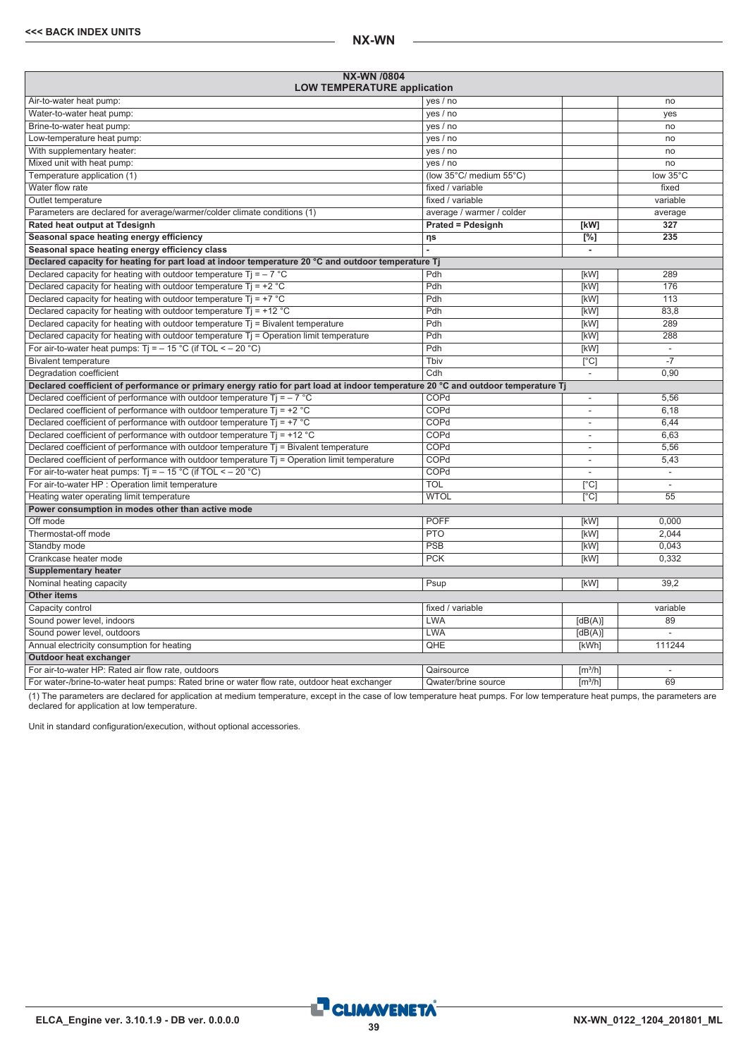| NX-WN /0804 LOW TEMPERATURE application | | | |
|---|---|---|---|
| Air-to-water heat pump: | yes / no | | no |
| Water-to-water heat pump: | yes / no | | yes |
| Brine-to-water heat pump: | yes / no | | no |
| Low-temperature heat pump: | yes / no | | no |
| With supplementary heater: | yes / no | | no |
| Mixed unit with heat pump: | yes / no | | no |
| Temperature application (1) | (low 35°C/ medium 55°C) | | low 35°C |
| Water flow rate | fixed / variable | | fixed |
| Outlet temperature | fixed / variable | | variable |
| Parameters are declared for average/warmer/colder climate conditions (1) | average / warmer / colder | | average |
| **Rated heat output at Tdesignh** | **Prated = Pdesignh** | **[kW]** | **327** |
| **Seasonal space heating efficiency** | **ηs** | **[%]** | **235** |
| **Seasonal space heating energy efficiency class** | **-** | **-** | |
| **Declared capacity for heating for part load at indoor temperature 20 °C and outdoor temperature Tj** | | | |
| Declared capacity for heating with outdoor temperature Tj = – 7 °C | Pdh | [kW] | 289 |
| Declared capacity for heating with outdoor temperature Tj = +2 °C | Pdh | [kW] | 176 |
| Declared capacity for heating with outdoor temperature Tj = +7 °C | Pdh | [kW] | 113 |
| Declared capacity for heating with outdoor temperature Tj = +12 °C | Pdh | [kW] | 83,8 |
| Declared capacity for heating with outdoor temperature Tj = Bivalent temperature | Pdh | [kW] | 289 |
| Declared capacity for heating with outdoor temperature Tj = Operation limit temperature | Pdh | [kW] | 288 |
| For air-to-water heat pumps: Tj = – 15 °C (if TOL < – 20 °C) | Pdh | [kW] | - |
| Bivalent temperature | Tbiv | [°C] | -7 |
| Degradation coefficient | Cdh | - | 0,90 |
| **Declared coefficient of performance or primary energy ratio for part load at indoor temperature 20 °C and outdoor temperature Tj** | | | |
| Declared coefficient of performance with outdoor temperature Tj = – 7 °C | COPd | - | 5,56 |
| Declared coefficient of performance with outdoor temperature Tj = +2 °C | COPd | - | 6,18 |
| Declared coefficient of performance with outdoor temperature Tj = +7 °C | COPd | - | 6,44 |
| Declared coefficient of performance with outdoor temperature Tj = +12 °C | COPd | - | 6,63 |
| Declared coefficient of performance with outdoor temperature Tj = Bivalent temperature | COPd | - | 5,56 |
| Declared coefficient of performance with outdoor temperature Tj = Operation limit temperature | COPd | - | 5,43 |
| For air-to-water heat pumps: Tj = – 15 °C (if TOL < – 20 °C) | COPd | - | - |
| For air-to-water HP : Operation limit temperature | TOL | [°C] | - |
| Heating water operating limit temperature | WTOL | [°C] | 55 |
| **Power consumption in modes other than active mode** | | | |
| Off mode | POFF | [kW] | 0,000 |
| Thermostat-off mode | PTO | [kW] | 2,044 |
| Standby mode | PSB | [kW] | 0,043 |
| Crankcase heater mode | PCK | [kW] | 0,332 |
| **Supplementary heater** | | | |
| Nominal heating capacity | Psup | [kW] | 39,2 |
| **Other items** | | | |
| Capacity control | fixed / variable | | variable |
| Sound power level, indoors | LWA | [dB(A)] | 89 |
| Sound power level, outdoors | LWA | [dB(A)] | - |
| Annual electricity consumption for heating | QHE | [kWh] | 111244 |
| **Outdoor heat exchanger** | | | |
| For air-to-water HP: Rated air flow rate, outdoors | Qairsource | [m³/h] | - |
| For water-/brine-to-water heat pumps: Rated brine or water flow rate, outdoor heat exchanger | Qwater/brine source | [m³/h] | 69 |

(1) The parameters are declared for application at medium temperature, except in the case of low temperature heat pumps. For low temperature heat pumps, the parameters are declared for application at low temperature.

Unit in standard configuration/execution, without optional accessories.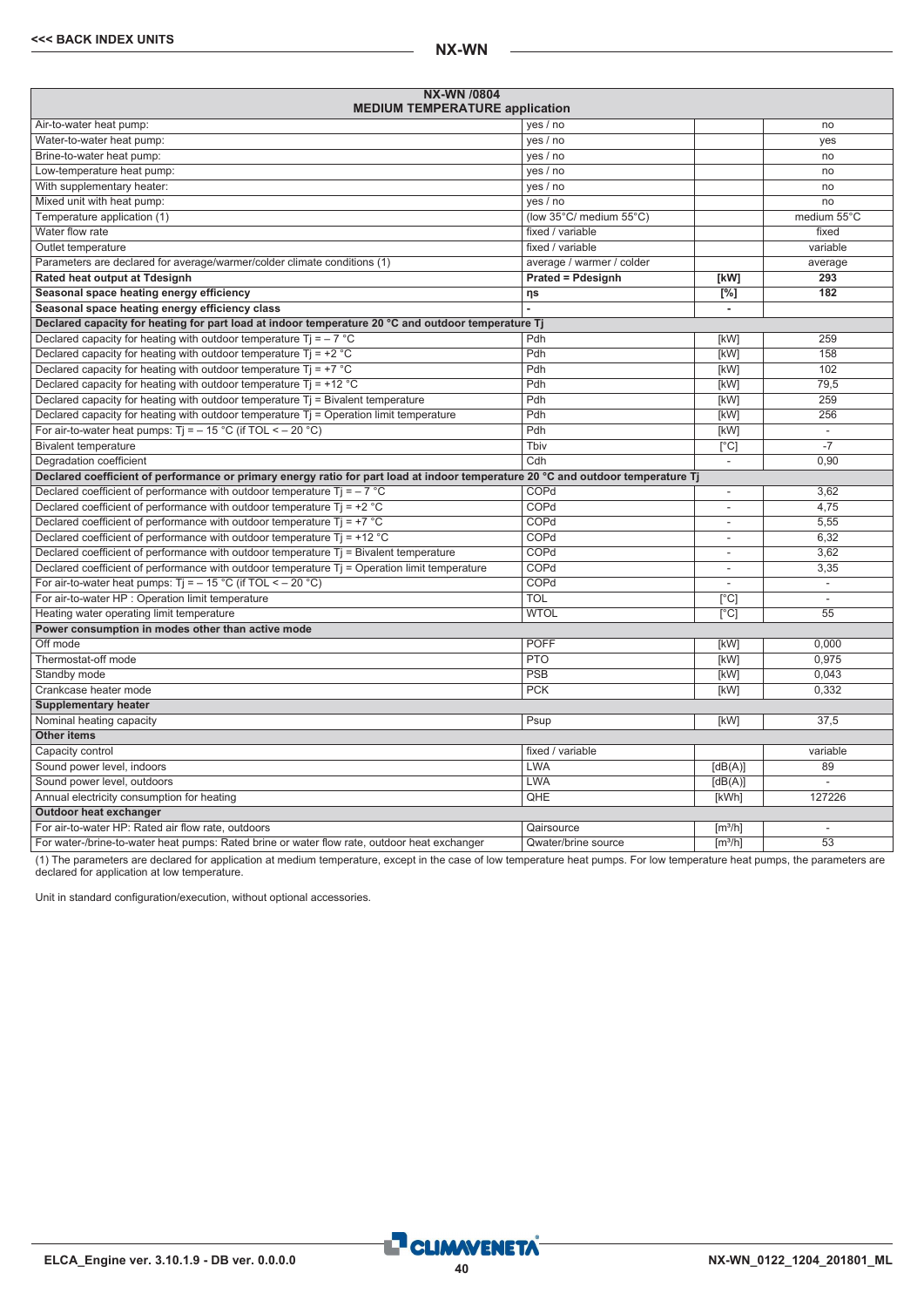| NX-WN /0804 MEDIUM TEMPERATURE application | | | |
|---|---|---|---|
| Air-to-water heat pump: | yes / no | | no |
| Water-to-water heat pump: | yes / no | | yes |
| Brine-to-water heat pump: | yes / no | | no |
| Low-temperature heat pump: | yes / no | | no |
| With supplementary heater: | yes / no | | no |
| Mixed unit with heat pump: | yes / no | | no |
| Temperature application (1) | (low 35°C/ medium 55°C) | | medium 55°C |
| Water flow rate | fixed / variable | | fixed |
| Outlet temperature | fixed / variable | | variable |
| Parameters are declared for average/warmer/colder climate conditions (1) | average / warmer / colder | | average |
| **Rated heat output at Tdesignh** | **Prated = Pdesignh** | **[kW]** | **293** |
| **Seasonal space heating energy efficiency** | **ηs** | **[%]** | **182** |
| **Seasonal space heating energy efficiency class** | **-** | **-** | |
| **Declared capacity for heating for part load at indoor temperature 20 °C and outdoor temperature Tj** | | | |
| Declared capacity for heating with outdoor temperature Tj = – 7 °C | Pdh | [kW] | 259 |
| Declared capacity for heating with outdoor temperature Tj = +2 °C | Pdh | [kW] | 158 |
| Declared capacity for heating with outdoor temperature Tj = +7 °C | Pdh | [kW] | 102 |
| Declared capacity for heating with outdoor temperature Tj = +12 °C | Pdh | [kW] | 79,5 |
| Declared capacity for heating with outdoor temperature Tj = Bivalent temperature | Pdh | [kW] | 259 |
| Declared capacity for heating with outdoor temperature Tj = Operation limit temperature | Pdh | [kW] | 256 |
| For air-to-water heat pumps: Tj = – 15 °C (if TOL < – 20 °C) | Pdh | [kW] | - |
| Bivalent temperature | Tbiv | [°C] | -7 |
| Degradation coefficient | Cdh | - | 0,90 |
| **Declared coefficient of performance or primary energy ratio for part load at indoor temperature 20 °C and outdoor temperature Tj** | | | |
| Declared coefficient of performance with outdoor temperature Tj = – 7 °C | COPd | - | 3,62 |
| Declared coefficient of performance with outdoor temperature Tj = +2 °C | COPd | - | 4,75 |
| Declared coefficient of performance with outdoor temperature Tj = +7 °C | COPd | - | 5,55 |
| Declared coefficient of performance with outdoor temperature Tj = +12 °C | COPd | - | 6,32 |
| Declared coefficient of performance with outdoor temperature Tj = Bivalent temperature | COPd | - | 3,62 |
| Declared coefficient of performance with outdoor temperature Tj = Operation limit temperature | COPd | - | 3,35 |
| For air-to-water heat pumps: Tj = – 15 °C (if TOL < – 20 °C) | COPd | - | - |
| For air-to-water HP : Operation limit temperature | TOL | [°C] | - |
| Heating water operating limit temperature | WTOL | [°C] | 55 |
| **Power consumption in modes other than active mode** | | | |
| Off mode | POFF | [kW] | 0,000 |
| Thermostat-off mode | PTO | [kW] | 0,975 |
| Standby mode | PSB | [kW] | 0,043 |
| Crankcase heater mode | PCK | [kW] | 0,332 |
| **Supplementary heater** | | | |
| Nominal heating capacity | Psup | [kW] | 37,5 |
| **Other items** | | | |
| Capacity control | fixed / variable | | variable |
| Sound power level, indoors | LWA | [dB(A)] | 89 |
| Sound power level, outdoors | LWA | [dB(A)] | - |
| Annual electricity consumption for heating | QHE | [kWh] | 127226 |
| **Outdoor heat exchanger** | | | |
| For air-to-water HP: Rated air flow rate, outdoors | Qairsource | [m³/h] | - |
| For water-/brine-to-water heat pumps: Rated brine or water flow rate, outdoor heat exchanger | Qwater/brine source | [m³/h] | 53 |

(1) The parameters are declared for application at medium temperature, except in the case of low temperature heat pumps. For low temperature heat pumps, the parameters are declared for application at low temperature.

Unit in standard configuration/execution, without optional accessories.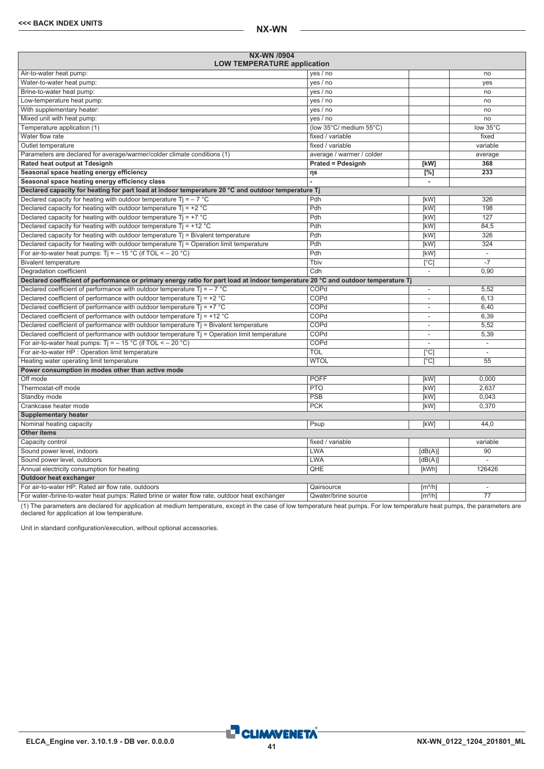| NX-WN /0904 LOW TEMPERATURE application | | | |
|---|---|---|---|
| Air-to-water heat pump: | yes / no | | no |
| Water-to-water heat pump: | yes / no | | yes |
| Brine-to-water heat pump: | yes / no | | no |
| Low-temperature heat pump: | yes / no | | no |
| With supplementary heater: | yes / no | | no |
| Mixed unit with heat pump: | yes / no | | no |
| Temperature application (1) | (low 35°C/ medium 55°C) | | low 35°C |
| Water flow rate | fixed / variable | | fixed |
| Outlet temperature | fixed / variable | | variable |
| Parameters are declared for average/warmer/colder climate conditions (1) | average / warmer / colder | | average |
| **Rated heat output at Tdesignh** | **Prated = Pdesignh** | **[kW]** | **368** |
| **Seasonal space heating energy efficiency** | **ηs** | **[%]** | **233** |
| **Seasonal space heating energy efficiency class** | **-** | **-** | |
| **Declared capacity for heating for part load at indoor temperature 20 °C and outdoor temperature Tj** | | | |
| Declared capacity for heating with outdoor temperature Tj = – 7 °C | Pdh | [kW] | 326 |
| Declared capacity for heating with outdoor temperature Tj = +2 °C | Pdh | [kW] | 198 |
| Declared capacity for heating with outdoor temperature Tj = +7 °C | Pdh | [kW] | 127 |
| Declared capacity for heating with outdoor temperature Tj = +12 °C | Pdh | [kW] | 84,5 |
| Declared capacity for heating with outdoor temperature Tj = Bivalent temperature | Pdh | [kW] | 326 |
| Declared capacity for heating with outdoor temperature Tj = Operation limit temperature | Pdh | [kW] | 324 |
| For air-to-water heat pumps: Tj = – 15 °C (if TOL < – 20 °C) | Pdh | [kW] | - |
| Bivalent temperature | Tbiv | [°C] | -7 |
| Degradation coefficient | Cdh | - | 0,90 |
| **Declared coefficient of performance or primary energy ratio for part load at indoor temperature 20 °C and outdoor temperature Tj** | | | |
| Declared coefficient of performance with outdoor temperature Tj = – 7 °C | COPd | - | 5,52 |
| Declared coefficient of performance with outdoor temperature Tj = +2 °C | COPd | - | 6,13 |
| Declared coefficient of performance with outdoor temperature Tj = +7 °C | COPd | - | 6,40 |
| Declared coefficient of performance with outdoor temperature Tj = +12 °C | COPd | - | 6,39 |
| Declared coefficient of performance with outdoor temperature Tj = Bivalent temperature | COPd | - | 5,52 |
| Declared coefficient of performance with outdoor temperature Tj = Operation limit temperature | COPd | - | 5,39 |
| For air-to-water heat pumps: Tj = – 15 °C (if TOL < – 20 °C) | COPd | - | - |
| For air-to-water HP : Operation limit temperature | TOL | [°C] | - |
| Heating water operating limit temperature | WTOL | [°C] | 55 |
| **Power consumption in modes other than active mode** | | | |
| Off mode | POFF | [kW] | 0,000 |
| Thermostat-off mode | PTO | [kW] | 2,637 |
| Standby mode | PSB | [kW] | 0,043 |
| Crankcase heater mode | PCK | [kW] | 0,370 |
| **Supplementary heater** | | | |
| Nominal heating capacity | Psup | [kW] | 44,0 |
| **Other items** | | | |
| Capacity control | fixed / variable | | variable |
| Sound power level, indoors | LWA | [dB(A)] | 90 |
| Sound power level, outdoors | LWA | [dB(A)] | - |
| Annual electricity consumption for heating | QHE | [kWh] | 126426 |
| **Outdoor heat exchanger** | | | |
| For air-to-water HP: Rated air flow rate, outdoors | Qairsource | [m³/h] | - |
| For water-/brine-to-water heat pumps: Rated brine or water flow rate, outdoor heat exchanger | Qwater/brine source | [m³/h] | 77 |

(1) The parameters are declared for application at medium temperature, except in the case of low temperature heat pumps. For low temperature heat pumps, the parameters are declared for application at low temperature.

Unit in standard configuration/execution, without optional accessories.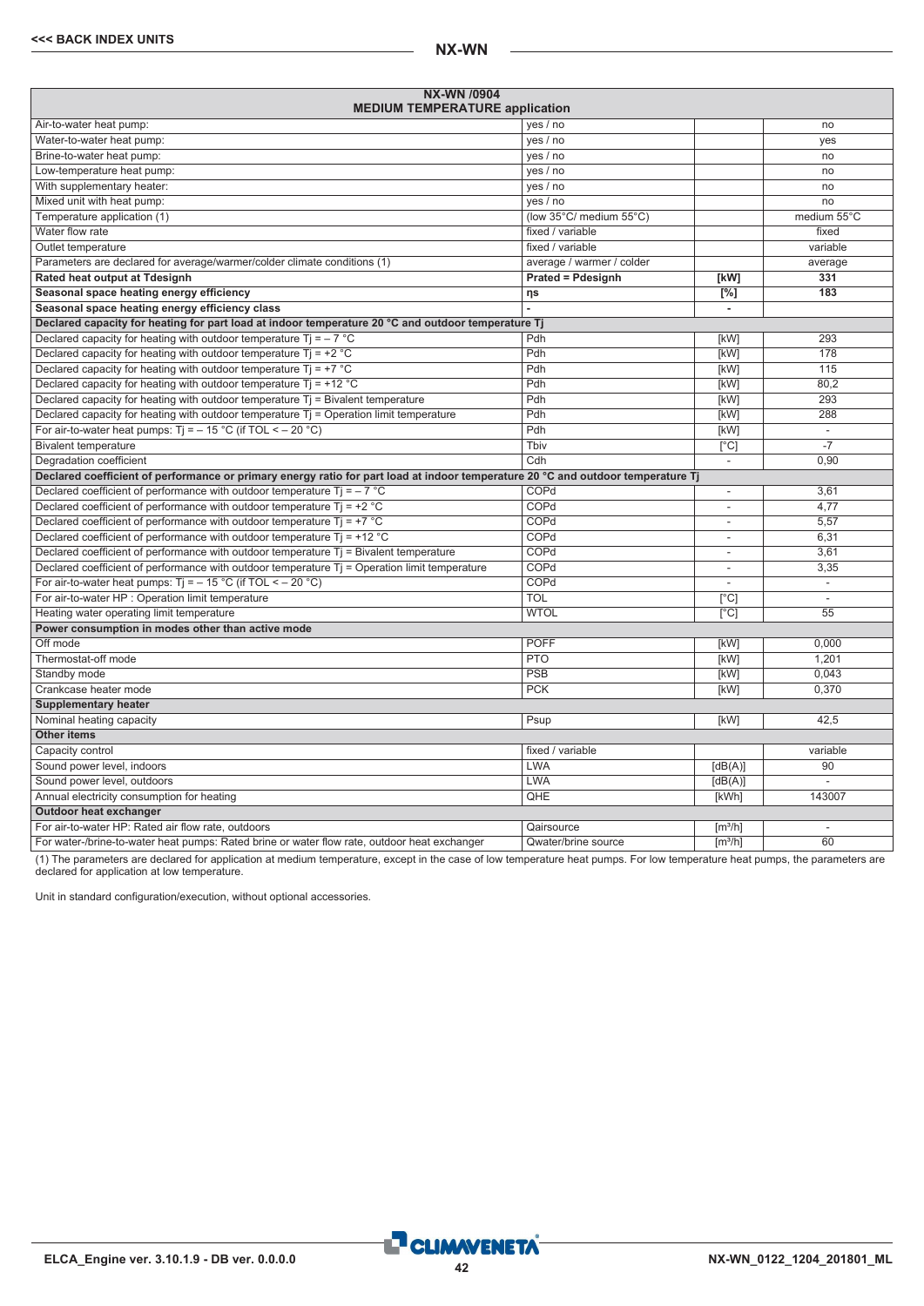| NX-WN /0904 MEDIUM TEMPERATURE application | | | |
|---|---|---|---|
| Air-to-water heat pump: | yes / no | | no |
| Water-to-water heat pump: | yes / no | | yes |
| Brine-to-water heat pump: | yes / no | | no |
| Low-temperature heat pump: | yes / no | | no |
| With supplementary heater: | yes / no | | no |
| Mixed unit with heat pump: | yes / no | | no |
| Temperature application (1) | (low 35°C/ medium 55°C) | | medium 55°C |
| Water flow rate | fixed / variable | | fixed |
| Outlet temperature | fixed / variable | | variable |
| Parameters are declared for average/warmer/colder climate conditions (1) | average / warmer / colder | | average |
| **Rated heat output at Tdesignh** | **Prated = Pdesignh** | **[kW]** | **331** |
| **Seasonal space heating energy efficiency** | **ηs** | **[%]** | **183** |
| **Seasonal space heating energy efficiency class** | **-** | **-** | |
| **Declared capacity for heating for part load at indoor temperature 20 °C and outdoor temperature Tj** | | | |
| Declared capacity for heating with outdoor temperature Tj = – 7 °C | Pdh | [kW] | 293 |
| Declared capacity for heating with outdoor temperature Tj = +2 °C | Pdh | [kW] | 178 |
| Declared capacity for heating with outdoor temperature Tj = +7 °C | Pdh | [kW] | 115 |
| Declared capacity for heating with outdoor temperature Tj = +12 °C | Pdh | [kW] | 80,2 |
| Declared capacity for heating with outdoor temperature Tj = Bivalent temperature | Pdh | [kW] | 293 |
| Declared capacity for heating with outdoor temperature Tj = Operation limit temperature | Pdh | [kW] | 288 |
| For air-to-water heat pumps: Tj = – 15 °C (if TOL < – 20 °C) | Pdh | [kW] | - |
| Bivalent temperature | Tbiv | [°C] | -7 |
| Degradation coefficient | Cdh | - | 0,90 |
| **Declared coefficient of performance or primary energy ratio for part load at indoor temperature 20 °C and outdoor temperature Tj** | | | |
| Declared coefficient of performance with outdoor temperature Tj = – 7 °C | COPd | - | 3,61 |
| Declared coefficient of performance with outdoor temperature Tj = +2 °C | COPd | - | 4,77 |
| Declared coefficient of performance with outdoor temperature Tj = +7 °C | COPd | - | 5,57 |
| Declared coefficient of performance with outdoor temperature Tj = +12 °C | COPd | - | 6,31 |
| Declared coefficient of performance with outdoor temperature Tj = Bivalent temperature | COPd | - | 3,61 |
| Declared coefficient of performance with outdoor temperature Tj = Operation limit temperature | COPd | - | 3,35 |
| For air-to-water heat pumps: Tj = – 15 °C (if TOL < – 20 °C) | COPd | - | - |
| For air-to-water HP : Operation limit temperature | TOL | [°C] | - |
| Heating water operating limit temperature | WTOL | [°C] | 55 |
| **Power consumption in modes other than active mode** | | | |
| Off mode | POFF | [kW] | 0,000 |
| Thermostat-off mode | PTO | [kW] | 1,201 |
| Standby mode | PSB | [kW] | 0,043 |
| Crankcase heater mode | PCK | [kW] | 0,370 |
| **Supplementary heater** | | | |
| Nominal heating capacity | Psup | [kW] | 42,5 |
| **Other items** | | | |
| Capacity control | fixed / variable | | variable |
| Sound power level, indoors | LWA | [dB(A)] | 90 |
| Sound power level, outdoors | LWA | [dB(A)] | - |
| Annual electricity consumption for heating | QHE | [kWh] | 143007 |
| **Outdoor heat exchanger** | | | |
| For air-to-water HP: Rated air flow rate, outdoors | Qairsource | [m³/h] | - |
| For water-/brine-to-water heat pumps: Rated brine or water flow rate, outdoor heat exchanger | Qwater/brine source | [m³/h] | 60 |

(1) The parameters are declared for application at medium temperature, except in the case of low temperature heat pumps. For low temperature heat pumps, the parameters are declared for application at low temperature.

Unit in standard configuration/execution, without optional accessories.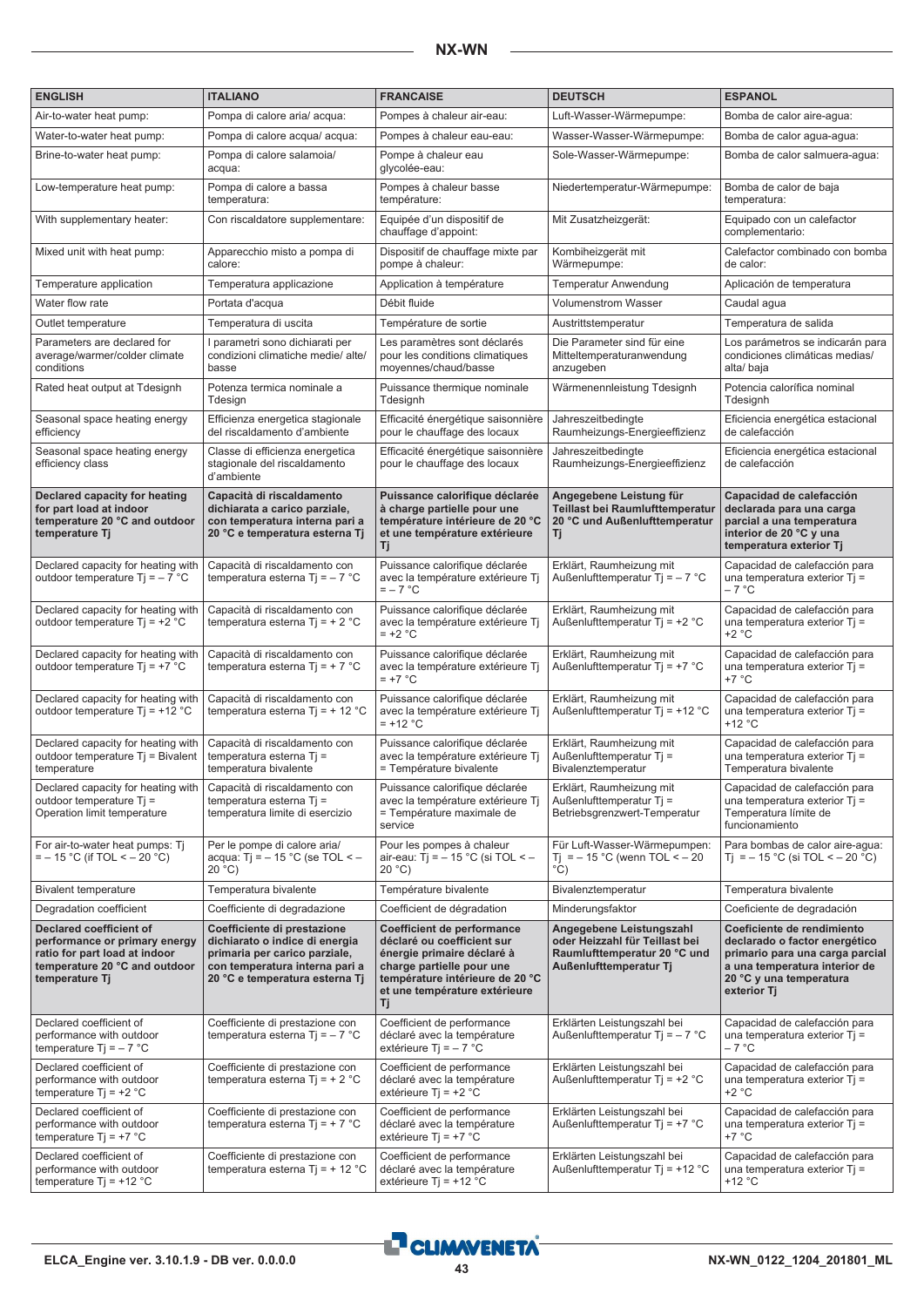| ENGLISH | ITALIANO | FRANCAISE | DEUTSCH | ESPANOL |
|---|---|---|---|---|
| Air-to-water heat pump: | Pompa di calore aria/ acqua: | Pompes à chaleur air-eau: | Luft-Wasser-Wärmepumpe: | Bomba de calor aire-agua: |
| Water-to-water heat pump: | Pompa di calore acqua/ acqua: | Pompes à chaleur eau-eau: | Wasser-Wasser-Wärmepumpe: | Bomba de calor agua-agua: |
| Brine-to-water heat pump: | Pompa di calore salamoia/ acqua: | Pompe à chaleur eau glycolée-eau: | Sole-Wasser-Wärmepumpe: | Bomba de calor salmuera-agua: |
| Low-temperature heat pump: | Pompa di calore a bassa temperatura: | Pompes à chaleur basse température: | Niedertemperatur-Wärmepumpe: | Bomba de calor de baja temperatura: |
| With supplementary heater: | Con riscaldatore supplementare: | Equipée d'un dispositif de chauffage d'appoint: | Mit Zusatzheizgerät: | Equipado con un calefactor complementario: |
| Mixed unit with heat pump: | Apparecchio misto a pompa di calore: | Dispositif de chauffage mixte par pompe à chaleur: | Kombiheizgerät mit Wärmepumpe: | Calefactor combinado con bomba de calor: |
| Temperature application | Temperatura applicazione | Application à température | Temperatur Anwendung | Aplicación de temperatura |
| Water flow rate | Portata d'acqua | Débit fluide | Volumenstrom Wasser | Caudal agua |
| Outlet temperature | Temperatura di uscita | Température de sortie | Austrittstemperatur | Temperatura de salida |
| Parameters are declared for average/warmer/colder climate conditions | I parametri sono dichiarati per condizioni climatiche medie/ alte/ basse | Les paramètres sont déclarés pour les conditions climatiques moyennes/chaud/basse | Die Parameter sind für eine Mitteltemperaturanwendung anzugeben | Los parámetros se indicarán para condiciones climáticas medias/ alta/ baja |
| Rated heat output at Tdesignh | Potenza termica nominale a Tdesign | Puissance thermique nominale Tdesignh | Wärmenennleistung Tdesignh | Potencia calorífica nominal Tdesignh |
| Seasonal space heating energy efficiency | Efficienza energetica stagionale del riscaldamento d'ambiente | Efficacité énergétique saisonnière pour le chauffage des locaux | Jahreszeitbedingte Raumheizungs-Energieeffizienz | Eficiencia energética estacional de calefacción |
| Seasonal space heating energy efficiency class | Classe di efficienza energetica stagionale del riscaldamento d'ambiente | Efficacité énergétique saisonnière pour le chauffage des locaux | Jahreszeitbedingte Raumheizungs-Energieeffizienz | Eficiencia energética estacional de calefacción |
| **Declared capacity for heating for part load at indoor temperature 20 °C and outdoor temperature Tj** | **Capacità di riscaldamento dichiarata a carico parziale, con temperatura interna pari a 20 °C e temperatura esterna Tj** | **Puissance calorifique déclarée à charge partielle pour une température intérieure de 20 °C et une température extérieure Tj** | **Angegebene Leistung für Teillast bei Raumlufttemperatur 20 °C und Außenlufttemperatur Tj** | **Capacidad de calefacción declarada para una carga parcial a una temperatura interior de 20 °C y una temperatura exterior Tj** |
| Declared capacity for heating with outdoor temperature Tj = – 7 °C | Capacità di riscaldamento con temperatura esterna Tj = – 7 °C | Puissance calorifique déclarée avec la température extérieure Tj = – 7 °C | Erklärt, Raumheizung mit Außenlufttemperatur Tj = – 7 °C | Capacidad de calefacción para una temperatura exterior Tj = – 7 °C |
| Declared capacity for heating with outdoor temperature Tj = +2 °C | Capacità di riscaldamento con temperatura esterna Tj = + 2 °C | Puissance calorifique déclarée avec la température extérieure Tj = +2 °C | Erklärt, Raumheizung mit Außenlufttemperatur Tj = +2 °C | Capacidad de calefacción para una temperatura exterior Tj = +2 °C |
| Declared capacity for heating with outdoor temperature Tj = +7 °C | Capacità di riscaldamento con temperatura esterna Tj = + 7 °C | Puissance calorifique déclarée avec la température extérieure Tj = +7 °C | Erklärt, Raumheizung mit Außenlufttemperatur Tj = +7 °C | Capacidad de calefacción para una temperatura exterior Tj = +7 °C |
| Declared capacity for heating with outdoor temperature Tj = +12 °C | Capacità di riscaldamento con temperatura esterna Tj = + 12 °C | Puissance calorifique déclarée avec la température extérieure Tj = +12 °C | Erklärt, Raumheizung mit Außenlufttemperatur Tj = +12 °C | Capacidad de calefacción para una temperatura exterior Tj = +12 °C |
| Declared capacity for heating with outdoor temperature Tj = Bivalent temperature | Capacità di riscaldamento con temperatura esterna Tj = temperatura bivalente | Puissance calorifique déclarée avec la température extérieure Tj = Température bivalente | Erklärt, Raumheizung mit Außenlufttemperatur Tj = Bivalenztemperatur | Capacidad de calefacción para una temperatura exterior Tj = Temperatura bivalente |
| Declared capacity for heating with outdoor temperature Tj = Operation limit temperature | Capacità di riscaldamento con temperatura esterna Tj = temperatura limite di esercizio | Puissance calorifique déclarée avec la température extérieure Tj = Température maximale de service | Erklärt, Raumheizung mit Außenlufttemperatur Tj = Betriebsgrenzwert-Temperatur | Capacidad de calefacción para una temperatura exterior Tj = Temperatura límite de funcionamiento |
| For air-to-water heat pumps: Tj = – 15 °C (if TOL < – 20 °C) | Per le pompe di calore aria/ acqua: Tj = – 15 °C (se TOL < – 20 °C) | Pour les pompes à chaleur air-eau: Tj = – 15 °C (si TOL < – 20 °C) | Für Luft-Wasser-Wärmepumpen: Tj = – 15 °C (wenn TOL < – 20 °C) | Para bombas de calor aire-agua: Tj = – 15 °C (si TOL < – 20 °C) |
| Bivalent temperature | Temperatura bivalente | Température bivalente | Bivalenztemperatur | Temperatura bivalente |
| Degradation coefficient | Coefficiente di degradazione | Coefficient de dégradation | Minderungsfaktor | Coeficiente de degradación |
| **Declared coefficient of performance or primary energy ratio for part load at indoor temperature 20 °C and outdoor temperature Tj** | **Coefficiente di prestazione dichiarato o indice di energia primaria per carico parziale, con temperatura interna pari a 20 °C e temperatura esterna Tj** | **Coefficient de performance déclaré ou coefficient sur énergie primaire déclaré à charge partielle pour une température intérieure de 20 °C et une température extérieure Tj** | **Angegebene Leistungszahl oder Heizzahl für Teillast bei Raumlufttemperatur 20 °C und Außenlufttemperatur Tj** | **Coeficiente de rendimiento declarado o factor energético primario para una carga parcial a una temperatura interior de 20 °C y una temperatura exterior Tj** |
| Declared coefficient of performance with outdoor temperature Tj = – 7 °C | Coefficiente di prestazione con temperatura esterna Tj = – 7 °C | Coefficient de performance déclaré avec la température extérieure Tj = – 7 °C | Erklärten Leistungszahl bei Außenlufttemperatur Tj = – 7 °C | Capacidad de calefacción para una temperatura exterior Tj = – 7 °C |
| Declared coefficient of performance with outdoor temperature Tj = +2 °C | Coefficiente di prestazione con temperatura esterna Tj = + 2 °C | Coefficient de performance déclaré avec la température extérieure Tj = +2 °C | Erklärten Leistungszahl bei Außenlufttemperatur Tj = +2 °C | Capacidad de calefacción para una temperatura exterior Tj = +2 °C |
| Declared coefficient of performance with outdoor temperature Tj = +7 °C | Coefficiente di prestazione con temperatura esterna Tj = + 7 °C | Coefficient de performance déclaré avec la température extérieure Tj = +7 °C | Erklärten Leistungszahl bei Außenlufttemperatur Tj = +7 °C | Capacidad de calefacción para una temperatura exterior Tj = +7 °C |
| Declared coefficient of performance with outdoor temperature Tj = +12 °C | Coefficiente di prestazione con temperatura esterna Tj = + 12 °C | Coefficient de performance déclaré avec la température extérieure Tj = +12 °C | Erklärten Leistungszahl bei Außenlufttemperatur Tj = +12 °C | Capacidad de calefacción para una temperatura exterior Tj = +12 °C |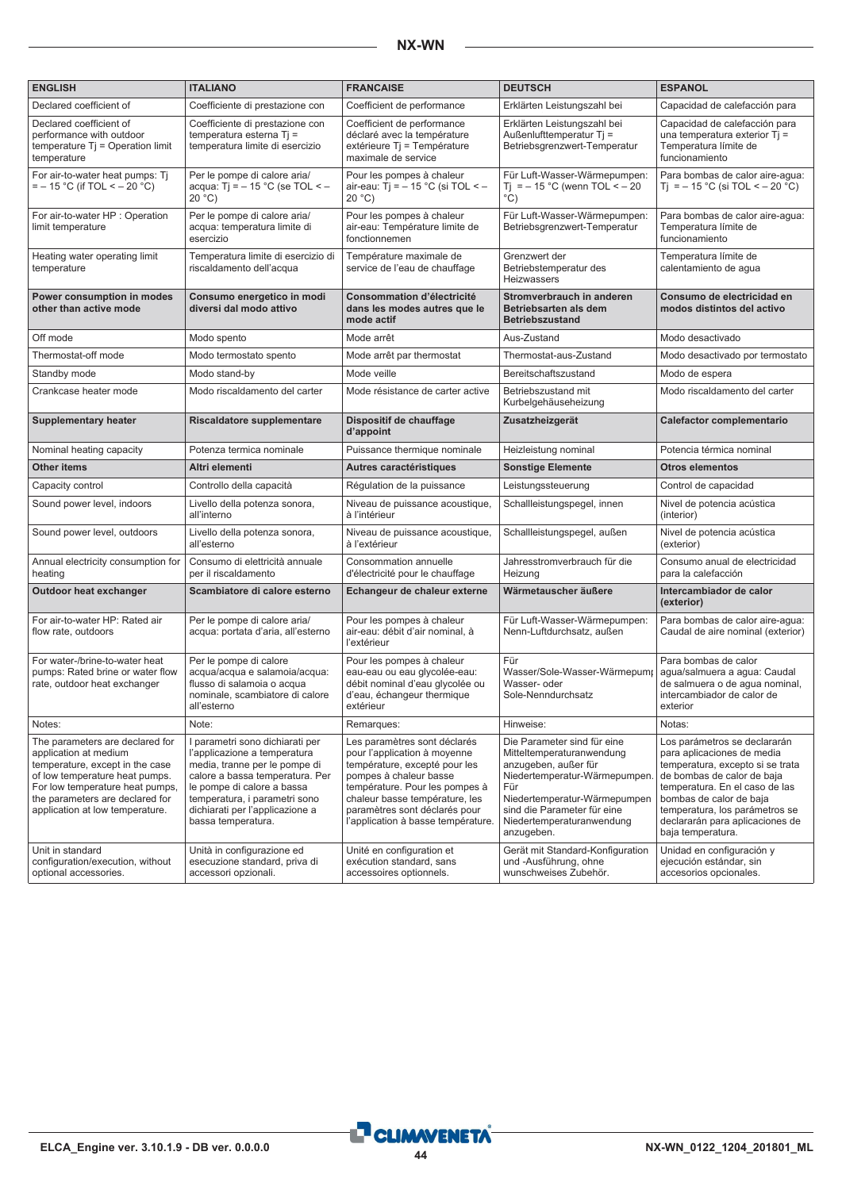| ENGLISH | ITALIANO | FRANCAISE | DEUTSCH | ESPANOL |
|---|---|---|---|---|
| Declared coefficient of | Coefficiente di prestazione con | Coefficient de performance | Erklärten Leistungszahl bei | Capacidad de calefacción para |
| Declared coefficient of performance with outdoor temperature Tj = Operation limit temperature | Coefficiente di prestazione con temperatura esterna Tj = temperatura limite di esercizio | Coefficient de performance déclaré avec la température extérieure Tj = Température maximale de service | Erklärten Leistungszahl bei Außenlufttemperatur Tj = Betriebsgrenzwert-Temperatur | Capacidad de calefacción para una temperatura exterior Tj = Temperatura límite de funcionamiento |
| For air-to-water heat pumps: Tj = – 15 °C (if TOL < – 20 °C) | Per le pompe di calore aria/acqua: Tj = – 15 °C (se TOL < – 20 °C) | Pour les pompes à chaleur air-eau: Tj = – 15 °C (si TOL < – 20 °C) | Für Luft-Wasser-Wärmepumpen: Tj = – 15 °C (wenn TOL < – 20 °C) | Para bombas de calor aire-agua: Tj = – 15 °C (si TOL < – 20 °C) |
| For air-to-water HP : Operation limit temperature | Per le pompe di calore aria/acqua: temperatura limite di esercizio | Pour les pompes à chaleur air-eau: Température limite de fonctionnemen | Für Luft-Wasser-Wärmepumpen: Betriebsgrenzwert-Temperatur | Para bombas de calor aire-agua: Temperatura límite de funcionamiento |
| Heating water operating limit temperature | Temperatura limite di esercizio di riscaldamento dell'acqua | Température maximale de service de l'eau de chauffage | Grenzwert der Betriebstemperatur des Heizwassers | Temperatura límite de calentamiento de agua |
| **Power consumption in modes other than active mode** | **Consumo energetico in modi diversi dal modo attivo** | **Consommation d'électricité dans les modes autres que le mode actif** | **Stromverbrauch in anderen Betriebsarten als dem Betriebszustand** | **Consumo de electricidad en modos distintos del activo** |
| Off mode | Modo spento | Mode arrêt | Aus-Zustand | Modo desactivado |
| Thermostat-off mode | Modo termostato spento | Mode arrêt par thermostat | Thermostat-aus-Zustand | Modo desactivado por termostato |
| Standby mode | Modo stand-by | Mode veille | Bereitschaftszustand | Modo de espera |
| Crankcase heater mode | Modo riscaldamento del carter | Mode résistance de carter active | Betriebszustand mit Kurbelgehäuseheizung | Modo riscaldamento del carter |
| **Supplementary heater** | **Riscaldatore supplementare** | **Dispositif de chauffage d'appoint** | **Zusatzheizgerät** | **Calefactor complementario** |
| Nominal heating capacity | Potenza termica nominale | Puissance thermique nominale | Heizleistung nominal | Potencia térmica nominal |
| **Other items** | **Altri elementi** | **Autres caractéristiques** | **Sonstige Elemente** | **Otros elementos** |
| Capacity control | Controllo della capacità | Régulation de la puissance | Leistungssteuerung | Control de capacidad |
| Sound power level, indoors | Livello della potenza sonora, all'interno | Niveau de puissance acoustique, à l'intérieur | Schallleistungspegel, innen | Nivel de potencia acústica (interior) |
| Sound power level, outdoors | Livello della potenza sonora, all'esterno | Niveau de puissance acoustique, à l'extérieur | Schallleistungspegel, außen | Nivel de potencia acústica (exterior) |
| Annual electricity consumption for heating | Consumo di elettricità annuale per il riscaldamento | Consommation annuelle d'électricité pour le chauffage | Jahresstromverbrauch für die Heizung | Consumo anual de electricidad para la calefacción |
| **Outdoor heat exchanger** | **Scambiatore di calore esterno** | **Echangeur de chaleur externe** | **Wärmetauscher äußere** | **Intercambiador de calor (exterior)** |
| For air-to-water HP: Rated air flow rate, outdoors | Per le pompe di calore aria/acqua: portata d'aria, all'esterno | Pour les pompes à chaleur air-eau: débit d'air nominal, à l'extérieur | Für Luft-Wasser-Wärmepumpen: Nenn-Luftdurchsatz, außen | Para bombas de calor aire-agua: Caudal de aire nominal (exterior) |
| For water-/brine-to-water heat pumps: Rated brine or water flow rate, outdoor heat exchanger | Per le pompe di calore acqua/acqua e salamoia/acqua: flusso di salamoia o acqua nominale, scambiatore di calore all'esterno | Pour les pompes à chaleur eau-eau ou eau glycolée-eau: débit nominal d'eau glycolée ou d'eau, échangeur thermique extérieur | Für Wasser/Sole-Wasser-Wärmepumpen Wasser- oder Sole-Nenndurchsatz | Para bombas de calor agua/salmuera a agua: Caudal de salmuera o de agua nominal, intercambiador de calor de exterior |
| Notes: | Note: | Remarques: | Hinweise: | Notas: |
| The parameters are declared for application at medium temperature, except in the case of low temperature heat pumps. For low temperature heat pumps, the parameters are declared for application at low temperature. | I parametri sono dichiarati per l'applicazione a temperatura media, tranne per le pompe di calore a bassa temperatura. Per le pompe di calore a bassa temperatura, i parametri sono dichiarati per l'applicazione a bassa temperatura. | Les paramètres sont déclarés pour l'application à moyenne température, excepté pour les pompes à chaleur basse température. Pour les pompes à chaleur basse température, les paramètres sont déclarés pour l'application à basse température. | Die Parameter sind für eine Mitteltemperaturanwendung anzugeben, außer für Niedertemperatur-Wärmepumpen. Für Niedertemperatur-Wärmepumpen sind die Parameter für eine Niedertemperaturanwendung anzugeben. | Los parámetros se declararán para aplicaciones de media temperatura, excepto si se trata de bombas de calor de baja temperatura. En el caso de las bombas de calor de baja temperatura, los parámetros se declararán para aplicaciones de baja temperatura. |
| Unit in standard configuration/execution, without optional accessories. | Unità in configurazione ed esecuzione standard, priva di accessori opzionali. | Unité en configuration et exécution standard, sans accessoires optionnels. | Gerät mit Standard-Konfiguration und -Ausführung, ohne wunschweises Zubehör. | Unidad en configuración y ejecución estándar, sin accesorios opcionales. |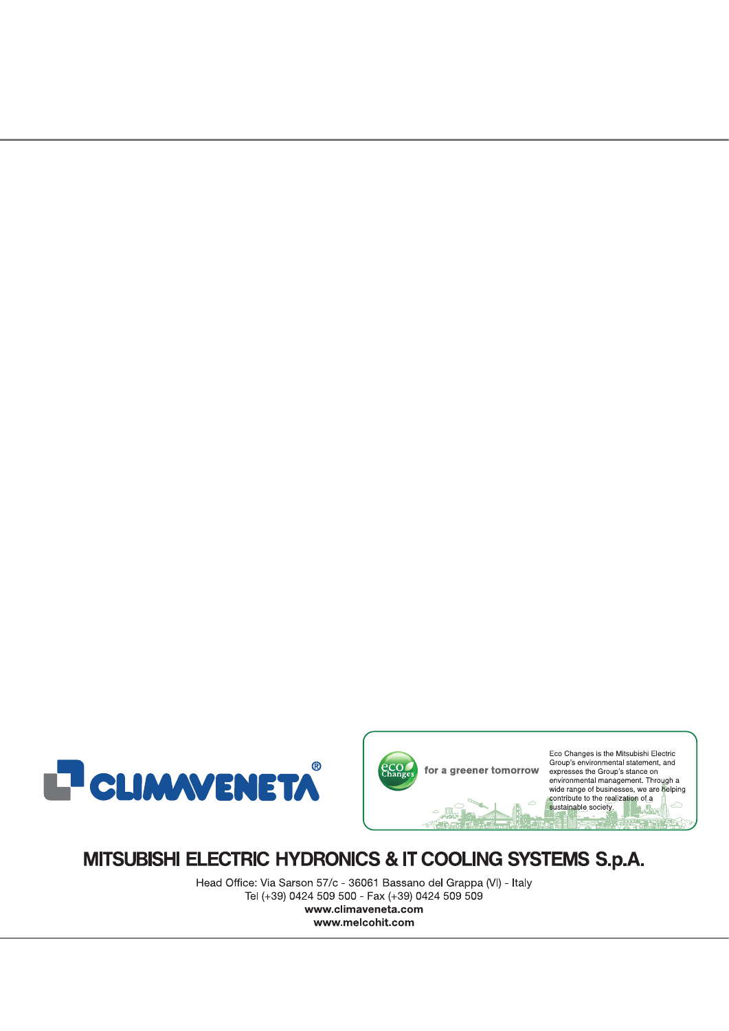CLIMAVENETA®

for a greener tomorrow

Eco Changes is the Mitsubishi Electric Group's environmental statement, and expresses the Group's stance on environmental management. Through a wide range of businesses, we are helping contribute to the realization of a sustainable society.

**MITSUBISHI ELECTRIC HYDRONICS & IT COOLING SYSTEMS S.p.A.**

Head Office: Via Sarson 57/c - 36061 Bassano del Grappa (VI) - Italy
Tel (+39) 0424 509 500 - Fax (+39) 0424 509 509
**www.climaveneta.com**
**www.melcohit.com**